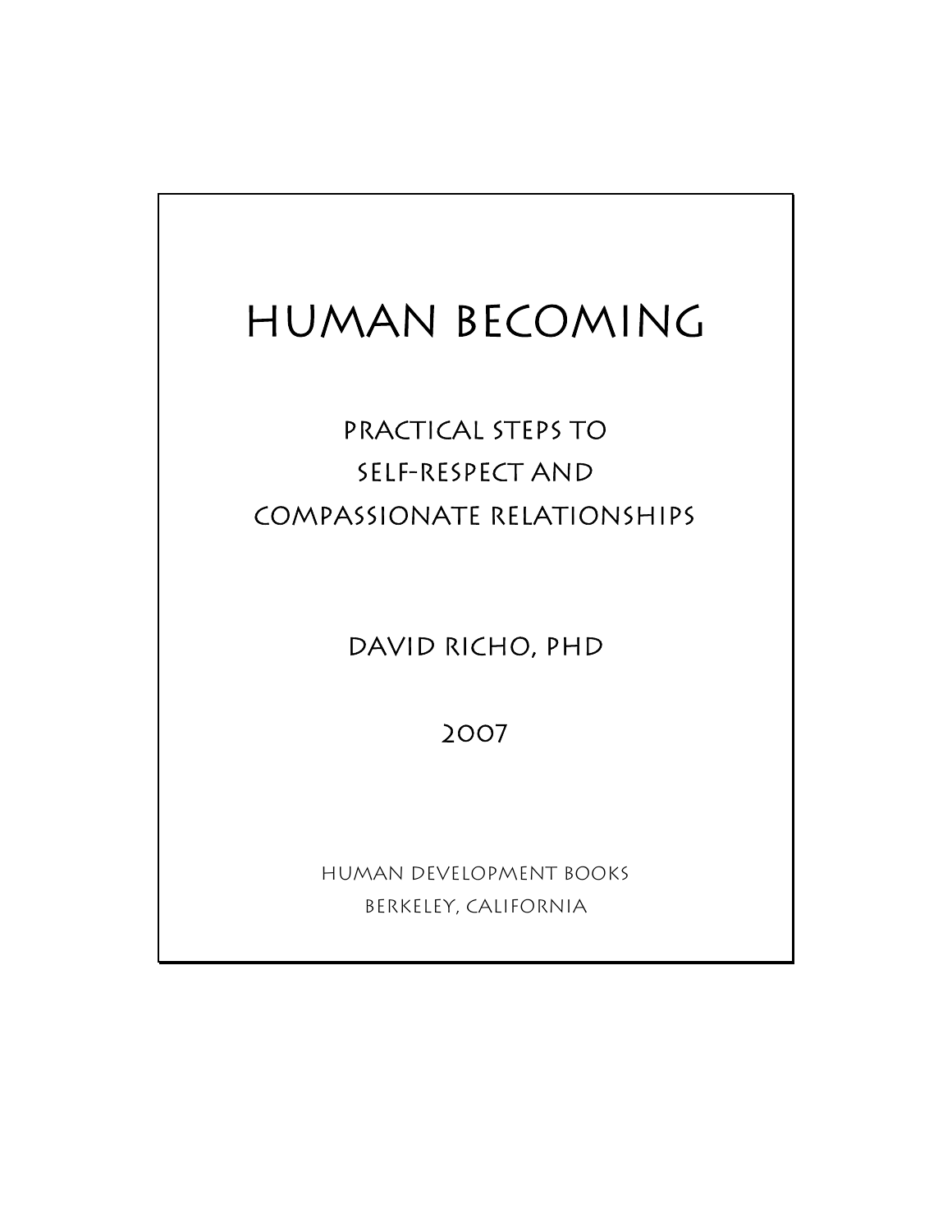# HUMAN BECOMING

## PRACTICAL STEPS TO
## SELF-RESPECT AND
## COMPASSIONATE RELATIONSHIPS

DAVID RICHO, PHD

2007

HUMAN DEVELOPMENT BOOKS
BERKELEY, CALIFORNIA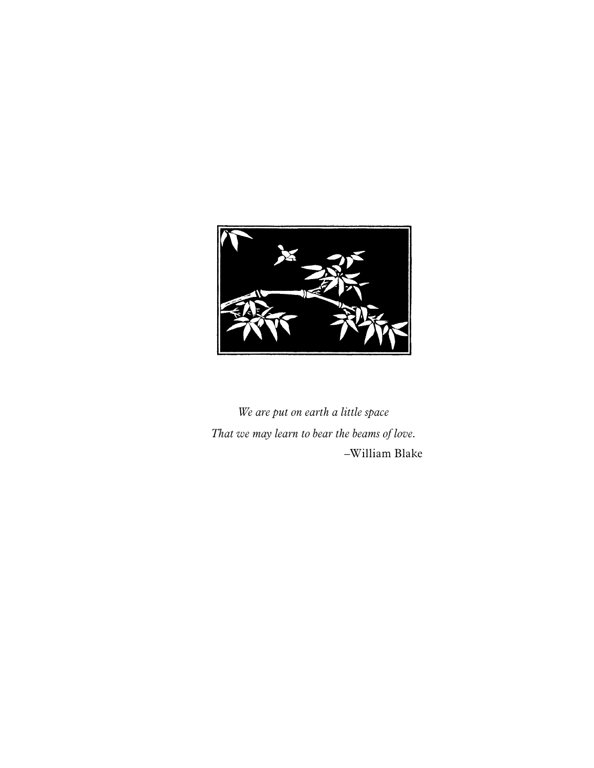*We are put on earth a little space*
*That we may learn to bear the beams of love.*
–William Blake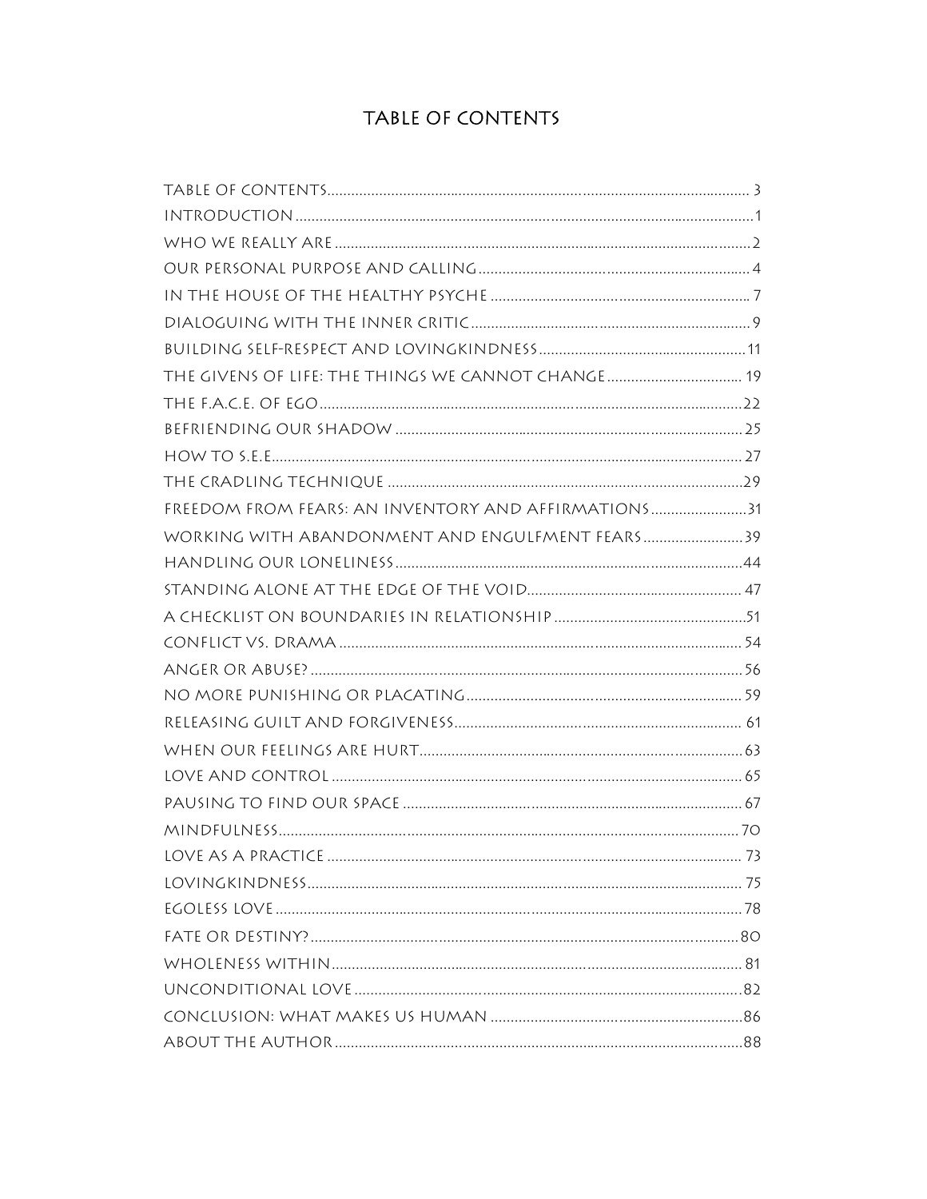# TABLE OF CONTENTS

TABLE OF CONTENTS ........ 3
INTRODUCTION ........ 1
WHO WE REALLY ARE ........ 2
OUR PERSONAL PURPOSE AND CALLING ........ 4
IN THE HOUSE OF THE HEALTHY PSYCHE ........ 7
DIALOGUING WITH THE INNER CRITIC ........ 9
BUILDING SELF-RESPECT AND LOVINGKINDNESS ........ 11
THE GIVENS OF LIFE: THE THINGS WE CANNOT CHANGE ........ 19
THE F.A.C.E. OF EGO ........ 22
BEFRIENDING OUR SHADOW ........ 25
HOW TO S.E.E. ........ 27
THE CRADLING TECHNIQUE ........ 29
FREEDOM FROM FEARS: AN INVENTORY AND AFFIRMATIONS ........ 31
WORKING WITH ABANDONMENT AND ENGULFMENT FEARS ........ 39
HANDLING OUR LONELINESS ........ 44
STANDING ALONE AT THE EDGE OF THE VOID ........ 47
A CHECKLIST ON BOUNDARIES IN RELATIONSHIP ........ 51
CONFLICT VS. DRAMA ........ 54
ANGER OR ABUSE? ........ 56
NO MORE PUNISHING OR PLACATING ........ 59
RELEASING GUILT AND FORGIVENESS ........ 61
WHEN OUR FEELINGS ARE HURT ........ 63
LOVE AND CONTROL ........ 65
PAUSING TO FIND OUR SPACE ........ 67
MINDFULNESS ........ 70
LOVE AS A PRACTICE ........ 73
LOVINGKINDNESS ........ 75
EGOLESS LOVE ........ 78
FATE OR DESTINY? ........ 80
WHOLENESS WITHIN ........ 81
UNCONDITIONAL LOVE ........ 82
CONCLUSION: WHAT MAKES US HUMAN ........ 86
ABOUT THE AUTHOR ........ 88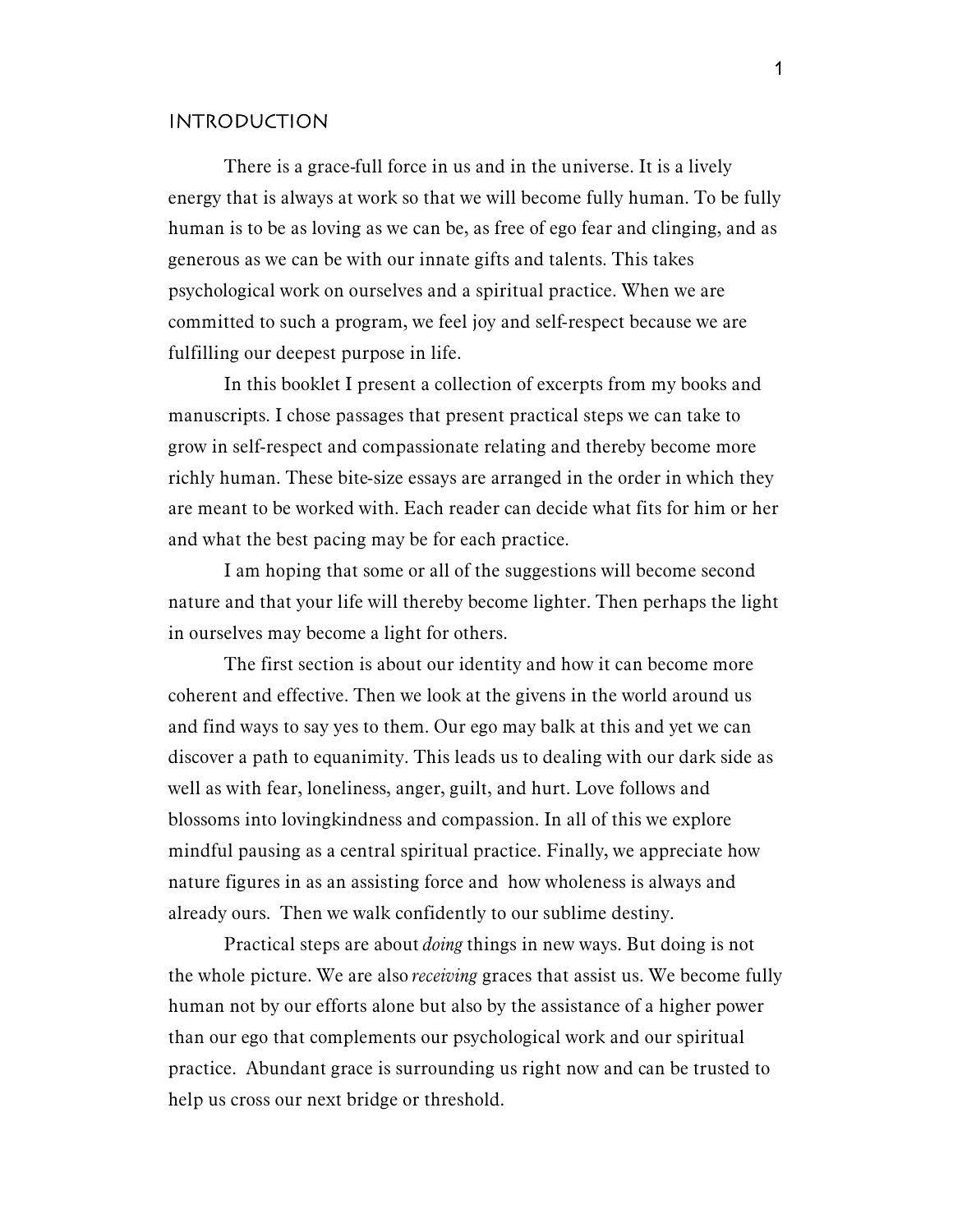# INTRODUCTION

There is a grace-full force in us and in the universe. It is a lively energy that is always at work so that we will become fully human. To be fully human is to be as loving as we can be, as free of ego fear and clinging, and as generous as we can be with our innate gifts and talents. This takes psychological work on ourselves and a spiritual practice. When we are committed to such a program, we feel joy and self-respect because we are fulfilling our deepest purpose in life.

In this booklet I present a collection of excerpts from my books and manuscripts. I chose passages that present practical steps we can take to grow in self-respect and compassionate relating and thereby become more richly human. These bite-size essays are arranged in the order in which they are meant to be worked with. Each reader can decide what fits for him or her and what the best pacing may be for each practice.

I am hoping that some or all of the suggestions will become second nature and that your life will thereby become lighter. Then perhaps the light in ourselves may become a light for others.

The first section is about our identity and how it can become more coherent and effective. Then we look at the givens in the world around us and find ways to say yes to them. Our ego may balk at this and yet we can discover a path to equanimity. This leads us to dealing with our dark side as well as with fear, loneliness, anger, guilt, and hurt. Love follows and blossoms into lovingkindness and compassion. In all of this we explore mindful pausing as a central spiritual practice. Finally, we appreciate how nature figures in as an assisting force and how wholeness is always and already ours. Then we walk confidently to our sublime destiny.

Practical steps are about *doing* things in new ways. But doing is not the whole picture. We are also *receiving* graces that assist us. We become fully human not by our efforts alone but also by the assistance of a higher power than our ego that complements our psychological work and our spiritual practice. Abundant grace is surrounding us right now and can be trusted to help us cross our next bridge or threshold.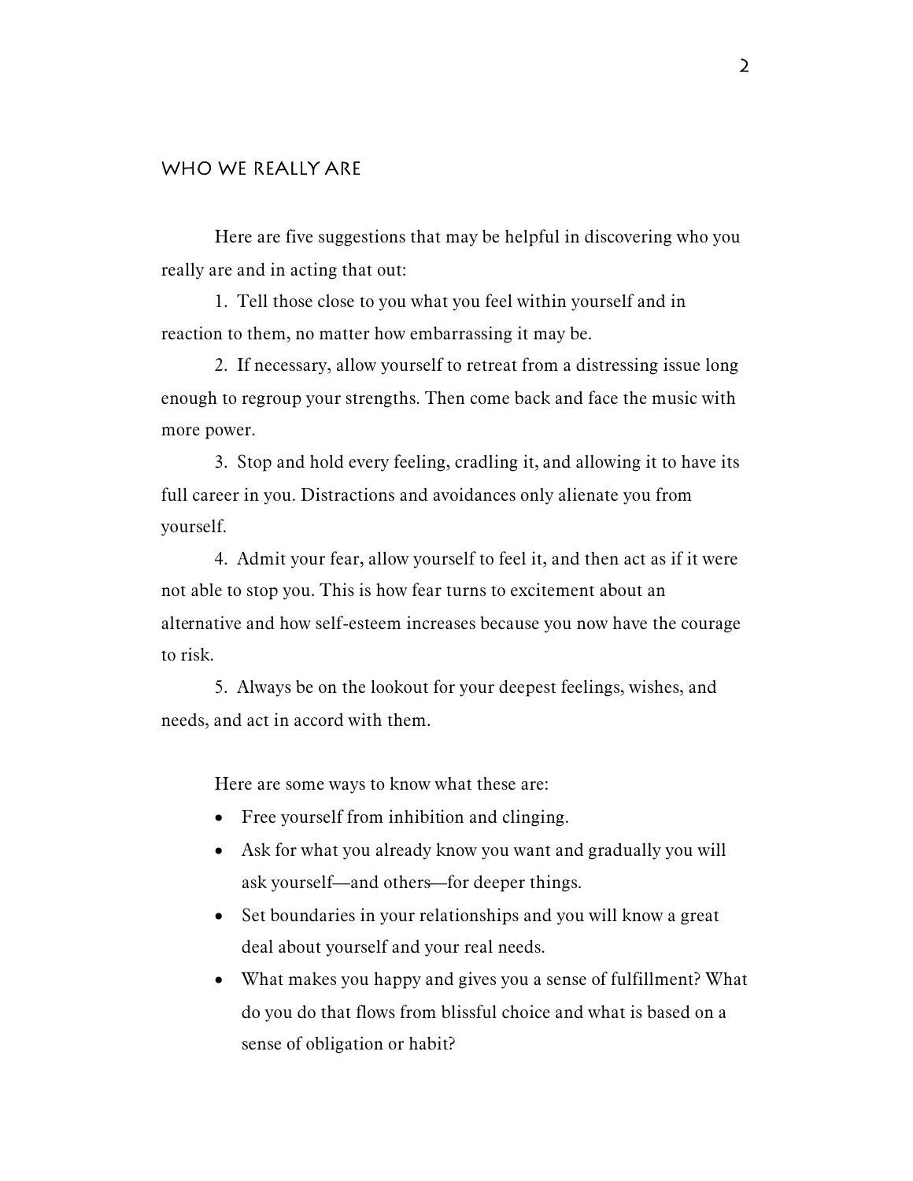## WHO WE REALLY ARE

Here are five suggestions that may be helpful in discovering who you really are and in acting that out:

1. Tell those close to you what you feel within yourself and in reaction to them, no matter how embarrassing it may be.

2. If necessary, allow yourself to retreat from a distressing issue long enough to regroup your strengths. Then come back and face the music with more power.

3. Stop and hold every feeling, cradling it, and allowing it to have its full career in you. Distractions and avoidances only alienate you from yourself.

4. Admit your fear, allow yourself to feel it, and then act as if it were not able to stop you. This is how fear turns to excitement about an alternative and how self-esteem increases because you now have the courage to risk.

5. Always be on the lookout for your deepest feelings, wishes, and needs, and act in accord with them.

Here are some ways to know what these are:

- Free yourself from inhibition and clinging.
- Ask for what you already know you want and gradually you will ask yourself—and others—for deeper things.
- Set boundaries in your relationships and you will know a great deal about yourself and your real needs.
- What makes you happy and gives you a sense of fulfillment? What do you do that flows from blissful choice and what is based on a sense of obligation or habit?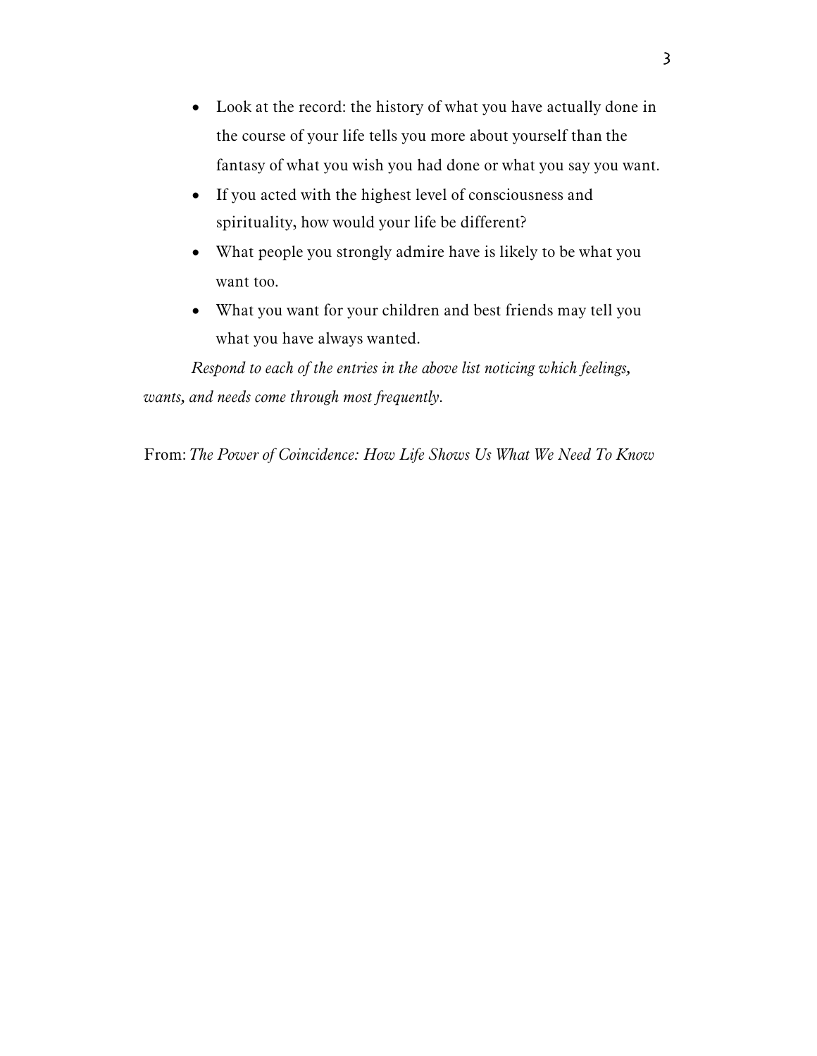- Look at the record: the history of what you have actually done in the course of your life tells you more about yourself than the fantasy of what you wish you had done or what you say you want.
- If you acted with the highest level of consciousness and spirituality, how would your life be different?
- What people you strongly admire have is likely to be what you want too.
- What you want for your children and best friends may tell you what you have always wanted.

*Respond to each of the entries in the above list noticing which feelings, wants, and needs come through most frequently.*

From: *The Power of Coincidence: How Life Shows Us What We Need To Know*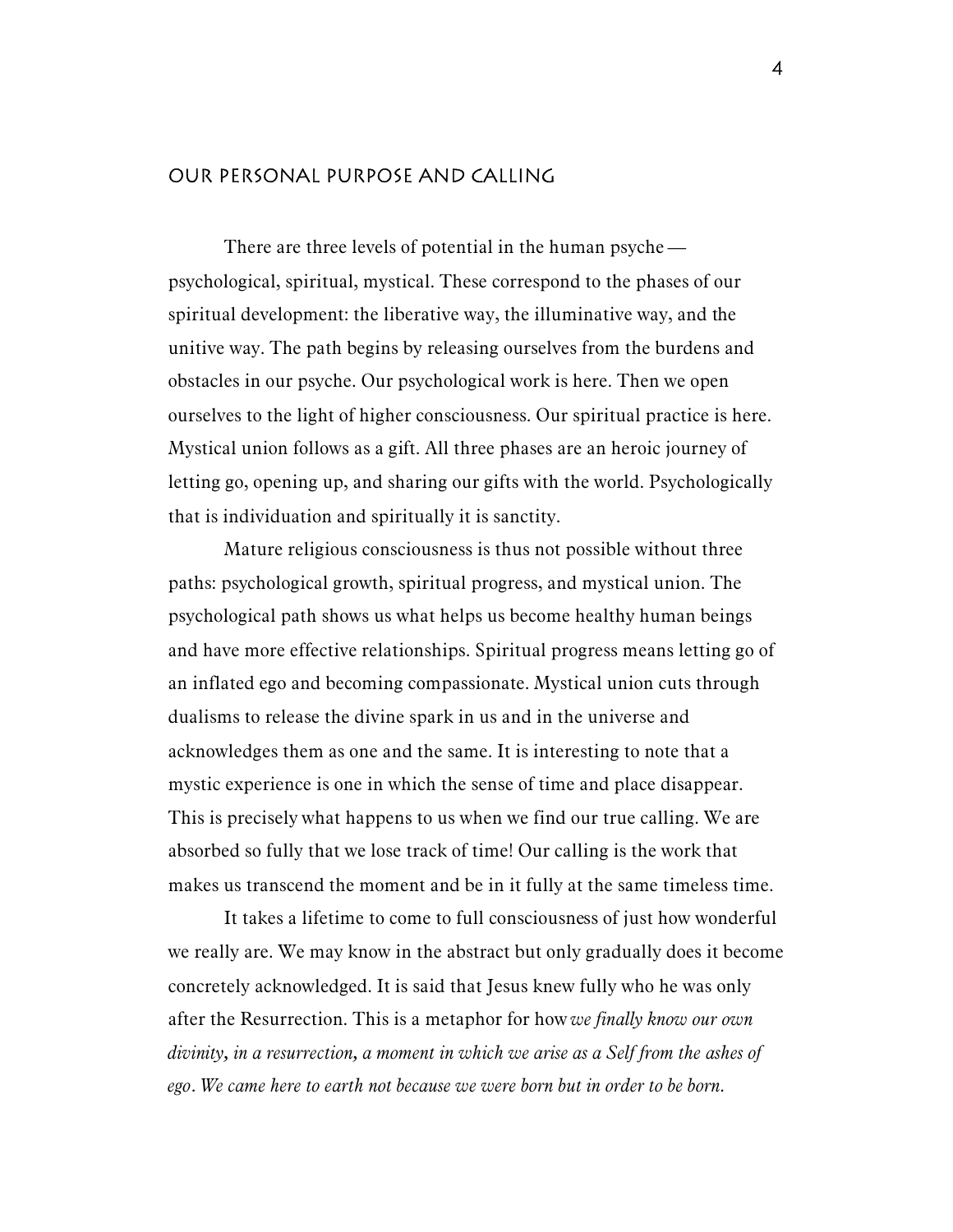## Our Personal Purpose and Calling

There are three levels of potential in the human psyche — psychological, spiritual, mystical. These correspond to the phases of our spiritual development: the liberative way, the illuminative way, and the unitive way. The path begins by releasing ourselves from the burdens and obstacles in our psyche. Our psychological work is here. Then we open ourselves to the light of higher consciousness. Our spiritual practice is here. Mystical union follows as a gift. All three phases are an heroic journey of letting go, opening up, and sharing our gifts with the world. Psychologically that is individuation and spiritually it is sanctity.

Mature religious consciousness is thus not possible without three paths: psychological growth, spiritual progress, and mystical union. The psychological path shows us what helps us become healthy human beings and have more effective relationships. Spiritual progress means letting go of an inflated ego and becoming compassionate. Mystical union cuts through dualisms to release the divine spark in us and in the universe and acknowledges them as one and the same. It is interesting to note that a mystic experience is one in which the sense of time and place disappear. This is precisely what happens to us when we find our true calling. We are absorbed so fully that we lose track of time! Our calling is the work that makes us transcend the moment and be in it fully at the same timeless time.

It takes a lifetime to come to full consciousness of just how wonderful we really are. We may know in the abstract but only gradually does it become concretely acknowledged. It is said that Jesus knew fully who he was only after the Resurrection. This is a metaphor for how *we finally know our own divinity, in a resurrection, a moment in which we arise as a Self from the ashes of ego. We came here to earth not because we were born but in order to be born.*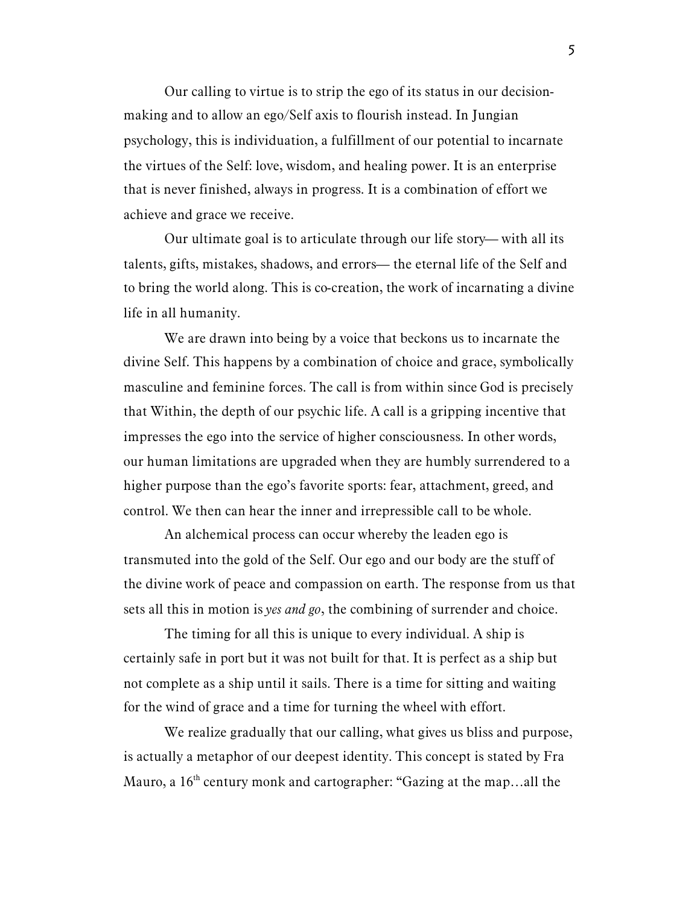Our calling to virtue is to strip the ego of its status in our decision-making and to allow an ego/Self axis to flourish instead. In Jungian psychology, this is individuation, a fulfillment of our potential to incarnate the virtues of the Self: love, wisdom, and healing power. It is an enterprise that is never finished, always in progress. It is a combination of effort we achieve and grace we receive.

Our ultimate goal is to articulate through our life story— with all its talents, gifts, mistakes, shadows, and errors— the eternal life of the Self and to bring the world along. This is co-creation, the work of incarnating a divine life in all humanity.

We are drawn into being by a voice that beckons us to incarnate the divine Self. This happens by a combination of choice and grace, symbolically masculine and feminine forces. The call is from within since God is precisely that Within, the depth of our psychic life. A call is a gripping incentive that impresses the ego into the service of higher consciousness. In other words, our human limitations are upgraded when they are humbly surrendered to a higher purpose than the ego's favorite sports: fear, attachment, greed, and control. We then can hear the inner and irrepressible call to be whole.

An alchemical process can occur whereby the leaden ego is transmuted into the gold of the Self. Our ego and our body are the stuff of the divine work of peace and compassion on earth. The response from us that sets all this in motion is *yes and go*, the combining of surrender and choice.

The timing for all this is unique to every individual. A ship is certainly safe in port but it was not built for that. It is perfect as a ship but not complete as a ship until it sails. There is a time for sitting and waiting for the wind of grace and a time for turning the wheel with effort.

We realize gradually that our calling, what gives us bliss and purpose, is actually a metaphor of our deepest identity. This concept is stated by Fra Mauro, a 16th century monk and cartographer: "Gazing at the map…all the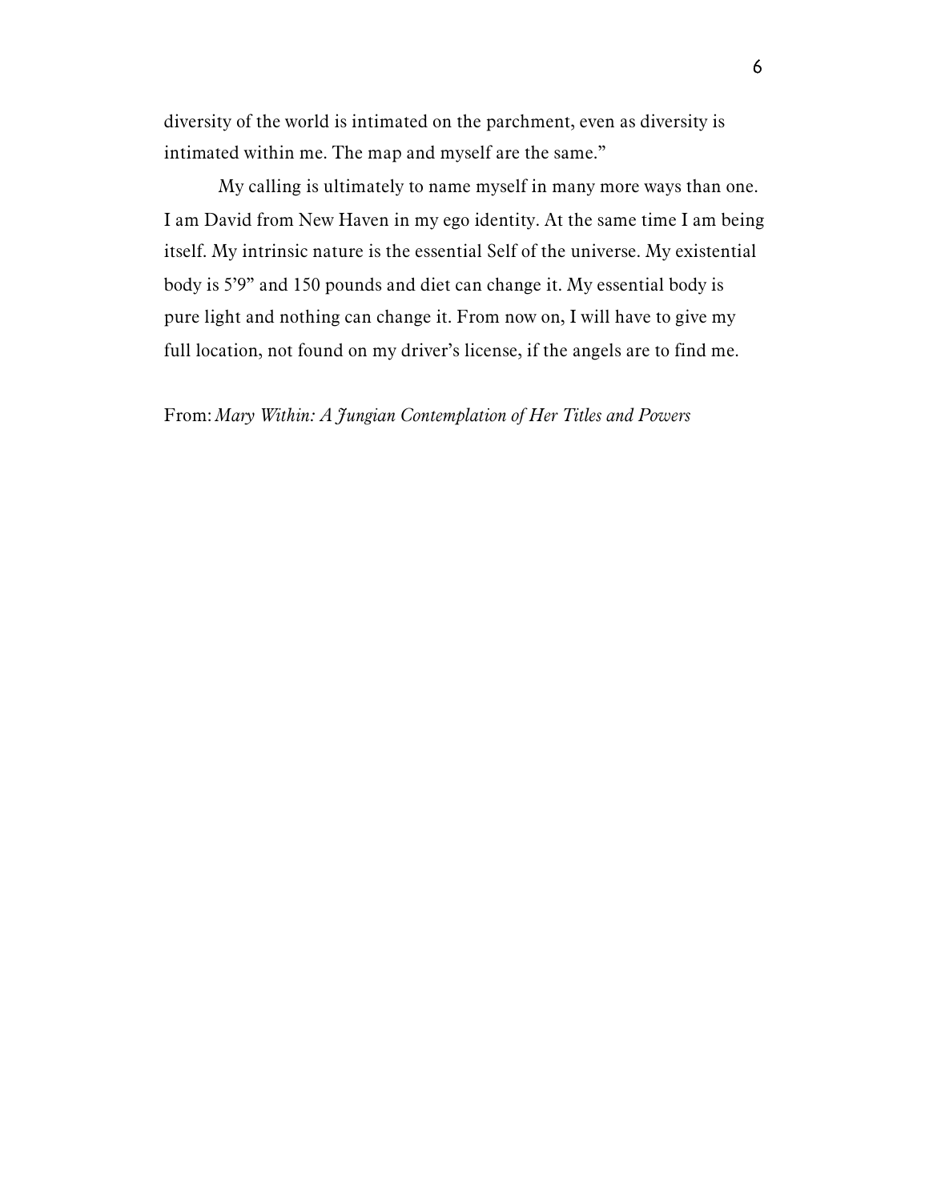diversity of the world is intimated on the parchment, even as diversity is intimated within me. The map and myself are the same."

My calling is ultimately to name myself in many more ways than one. I am David from New Haven in my ego identity. At the same time I am being itself. My intrinsic nature is the essential Self of the universe. My existential body is 5'9" and 150 pounds and diet can change it. My essential body is pure light and nothing can change it. From now on, I will have to give my full location, not found on my driver's license, if the angels are to find me.

From: *Mary Within: A Jungian Contemplation of Her Titles and Powers*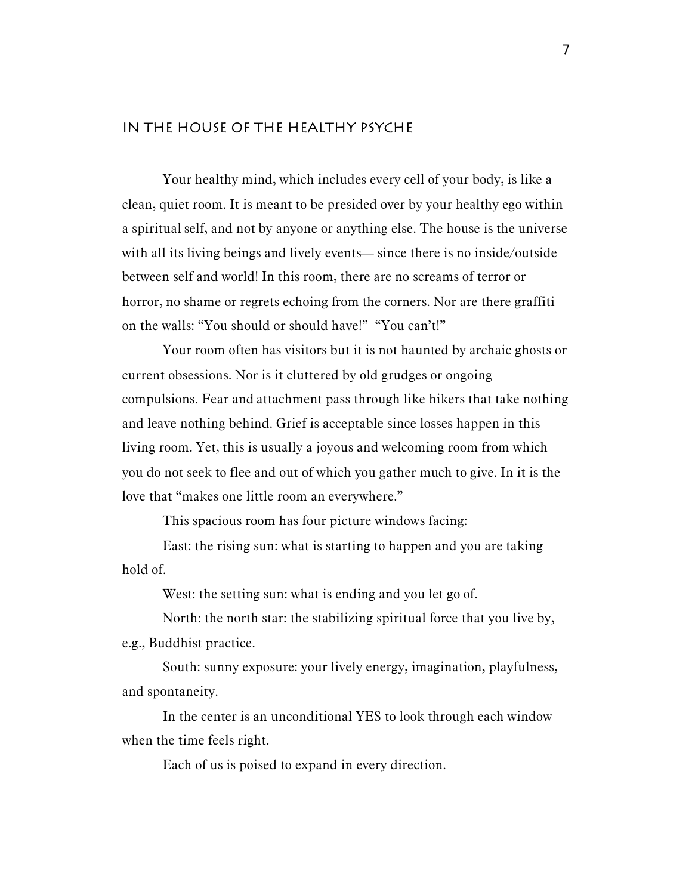## IN THE HOUSE OF THE HEALTHY PSYCHE

Your healthy mind, which includes every cell of your body, is like a clean, quiet room. It is meant to be presided over by your healthy ego within a spiritual self, and not by anyone or anything else. The house is the universe with all its living beings and lively events— since there is no inside/outside between self and world! In this room, there are no screams of terror or horror, no shame or regrets echoing from the corners. Nor are there graffiti on the walls: "You should or should have!" "You can't!"

Your room often has visitors but it is not haunted by archaic ghosts or current obsessions. Nor is it cluttered by old grudges or ongoing compulsions. Fear and attachment pass through like hikers that take nothing and leave nothing behind. Grief is acceptable since losses happen in this living room. Yet, this is usually a joyous and welcoming room from which you do not seek to flee and out of which you gather much to give. In it is the love that "makes one little room an everywhere."

This spacious room has four picture windows facing:

East: the rising sun: what is starting to happen and you are taking hold of.

West: the setting sun: what is ending and you let go of.

North: the north star: the stabilizing spiritual force that you live by, e.g., Buddhist practice.

South: sunny exposure: your lively energy, imagination, playfulness, and spontaneity.

In the center is an unconditional YES to look through each window when the time feels right.

Each of us is poised to expand in every direction.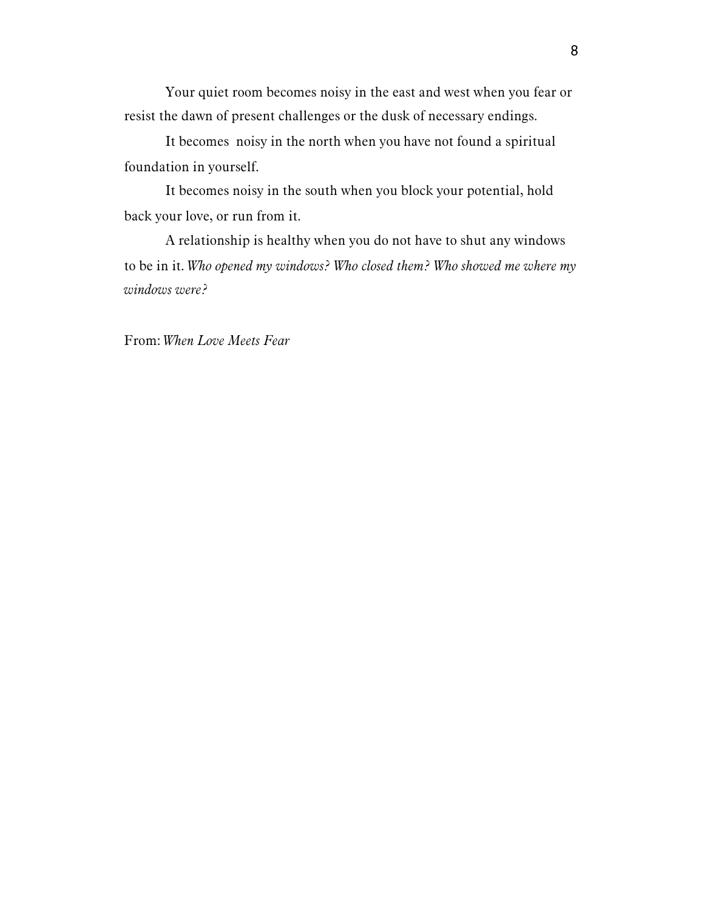Your quiet room becomes noisy in the east and west when you fear or resist the dawn of present challenges or the dusk of necessary endings.

It becomes noisy in the north when you have not found a spiritual foundation in yourself.

It becomes noisy in the south when you block your potential, hold back your love, or run from it.

A relationship is healthy when you do not have to shut any windows to be in it. *Who opened my windows? Who closed them? Who showed me where my windows were?*

From: *When Love Meets Fear*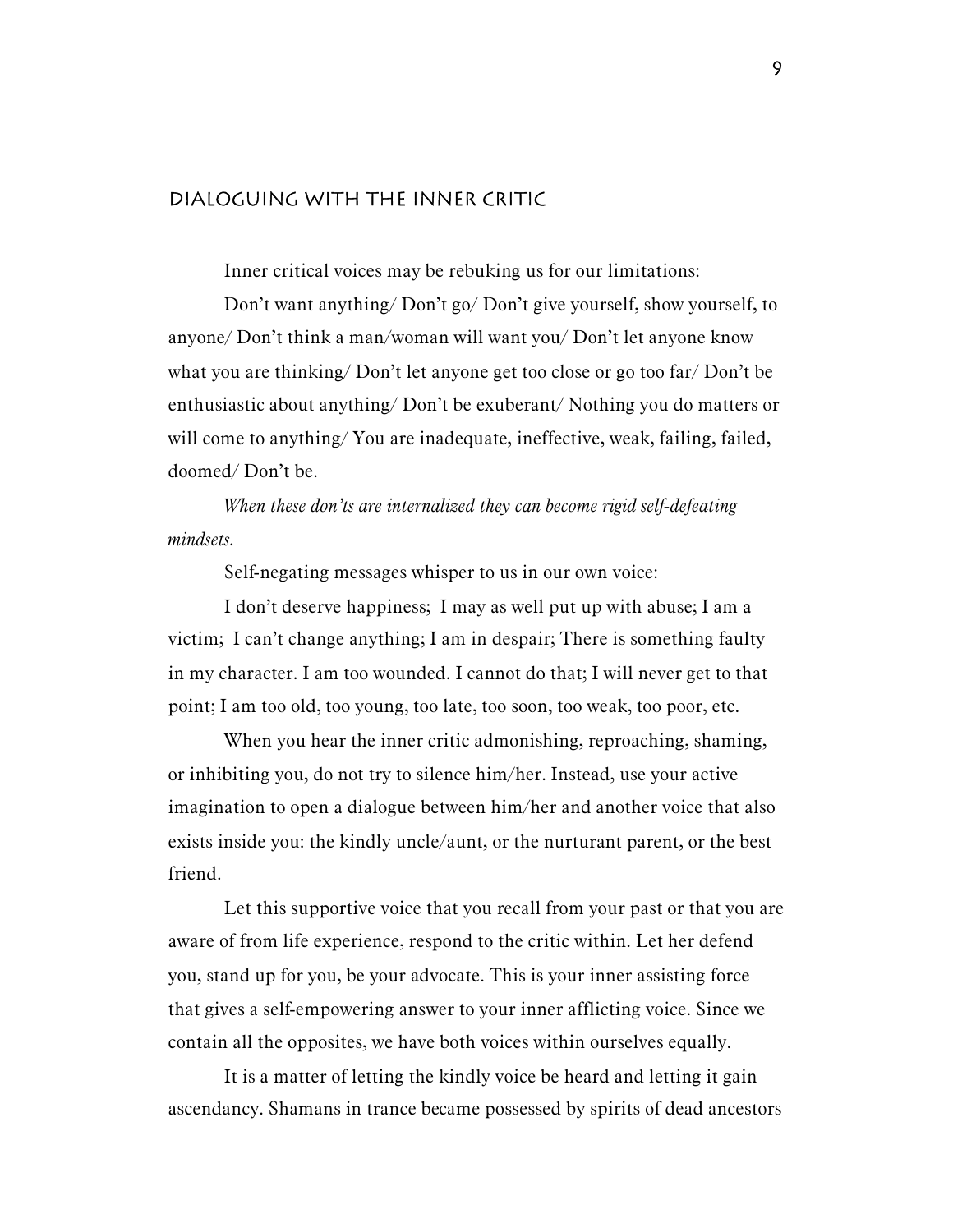## DIALOGUING WITH THE INNER CRITIC

Inner critical voices may be rebuking us for our limitations:

Don't want anything/ Don't go/ Don't give yourself, show yourself, to anyone/ Don't think a man/woman will want you/ Don't let anyone know what you are thinking/ Don't let anyone get too close or go too far/ Don't be enthusiastic about anything/ Don't be exuberant/ Nothing you do matters or will come to anything/ You are inadequate, ineffective, weak, failing, failed, doomed/ Don't be.

*When these don'ts are internalized they can become rigid self-defeating mindsets.*

Self-negating messages whisper to us in our own voice:

I don't deserve happiness; I may as well put up with abuse; I am a victim; I can't change anything; I am in despair; There is something faulty in my character. I am too wounded. I cannot do that; I will never get to that point; I am too old, too young, too late, too soon, too weak, too poor, etc.

When you hear the inner critic admonishing, reproaching, shaming, or inhibiting you, do not try to silence him/her. Instead, use your active imagination to open a dialogue between him/her and another voice that also exists inside you: the kindly uncle/aunt, or the nurturant parent, or the best friend.

Let this supportive voice that you recall from your past or that you are aware of from life experience, respond to the critic within. Let her defend you, stand up for you, be your advocate. This is your inner assisting force that gives a self-empowering answer to your inner afflicting voice. Since we contain all the opposites, we have both voices within ourselves equally.

It is a matter of letting the kindly voice be heard and letting it gain ascendancy. Shamans in trance became possessed by spirits of dead ancestors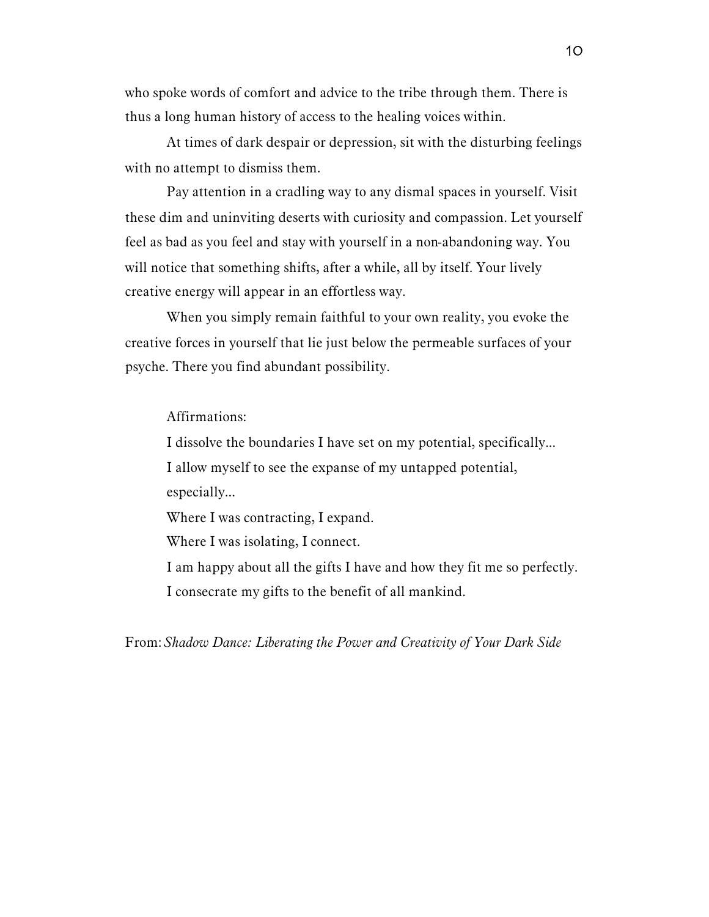who spoke words of comfort and advice to the tribe through them. There is thus a long human history of access to the healing voices within.

At times of dark despair or depression, sit with the disturbing feelings with no attempt to dismiss them.

Pay attention in a cradling way to any dismal spaces in yourself. Visit these dim and uninviting deserts with curiosity and compassion. Let yourself feel as bad as you feel and stay with yourself in a non-abandoning way. You will notice that something shifts, after a while, all by itself. Your lively creative energy will appear in an effortless way.

When you simply remain faithful to your own reality, you evoke the creative forces in yourself that lie just below the permeable surfaces of your psyche. There you find abundant possibility.

Affirmations:

I dissolve the boundaries I have set on my potential, specifically...

I allow myself to see the expanse of my untapped potential, especially...

Where I was contracting, I expand.

Where I was isolating, I connect.

I am happy about all the gifts I have and how they fit me so perfectly.

I consecrate my gifts to the benefit of all mankind.

From: *Shadow Dance: Liberating the Power and Creativity of Your Dark Side*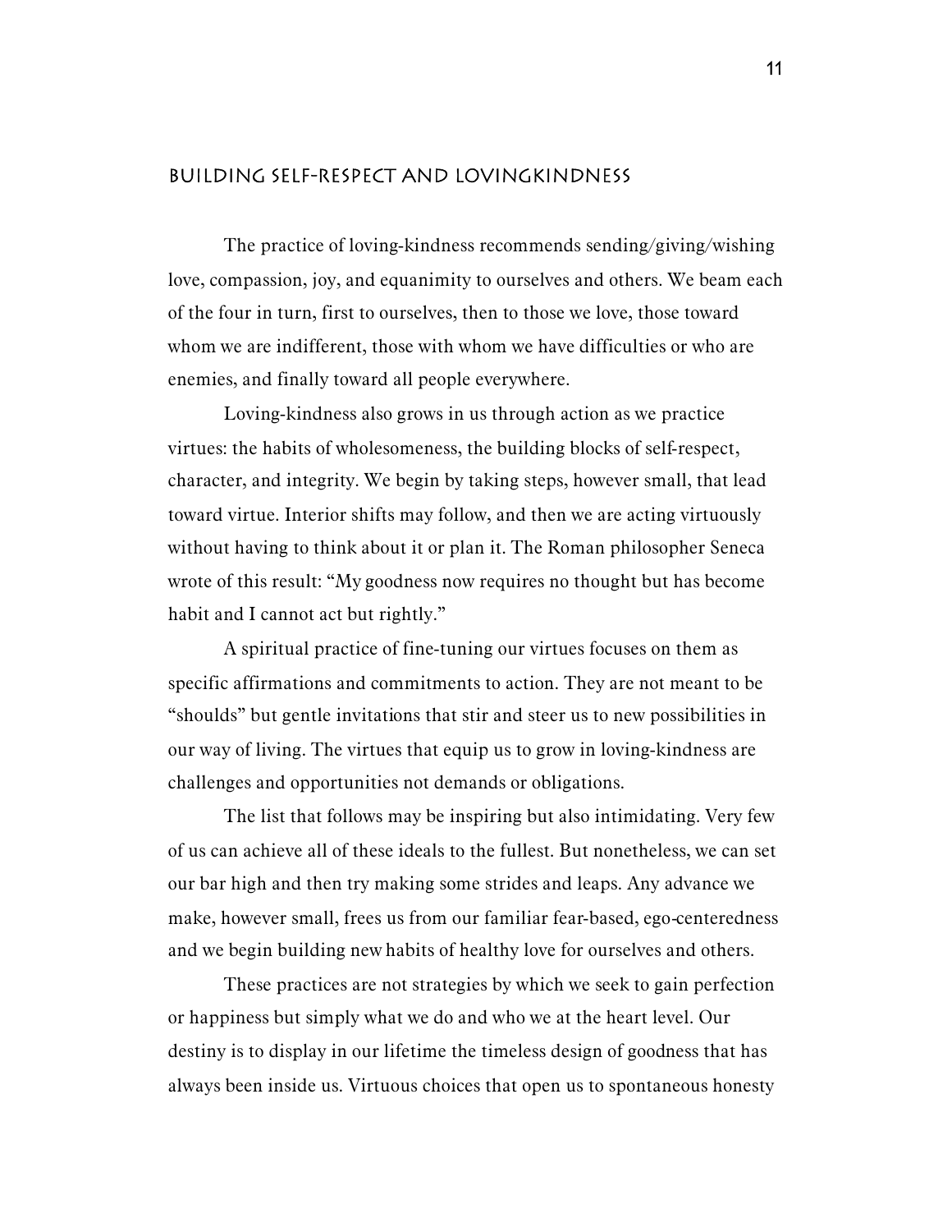## Building Self-Respect and Lovingkindness

The practice of loving-kindness recommends sending/giving/wishing love, compassion, joy, and equanimity to ourselves and others. We beam each of the four in turn, first to ourselves, then to those we love, those toward whom we are indifferent, those with whom we have difficulties or who are enemies, and finally toward all people everywhere.

Loving-kindness also grows in us through action as we practice virtues: the habits of wholesomeness, the building blocks of self-respect, character, and integrity. We begin by taking steps, however small, that lead toward virtue. Interior shifts may follow, and then we are acting virtuously without having to think about it or plan it. The Roman philosopher Seneca wrote of this result: "My goodness now requires no thought but has become habit and I cannot act but rightly."

A spiritual practice of fine-tuning our virtues focuses on them as specific affirmations and commitments to action. They are not meant to be "shoulds" but gentle invitations that stir and steer us to new possibilities in our way of living. The virtues that equip us to grow in loving-kindness are challenges and opportunities not demands or obligations.

The list that follows may be inspiring but also intimidating. Very few of us can achieve all of these ideals to the fullest. But nonetheless, we can set our bar high and then try making some strides and leaps. Any advance we make, however small, frees us from our familiar fear-based, ego-centeredness and we begin building new habits of healthy love for ourselves and others.

These practices are not strategies by which we seek to gain perfection or happiness but simply what we do and who we at the heart level. Our destiny is to display in our lifetime the timeless design of goodness that has always been inside us. Virtuous choices that open us to spontaneous honesty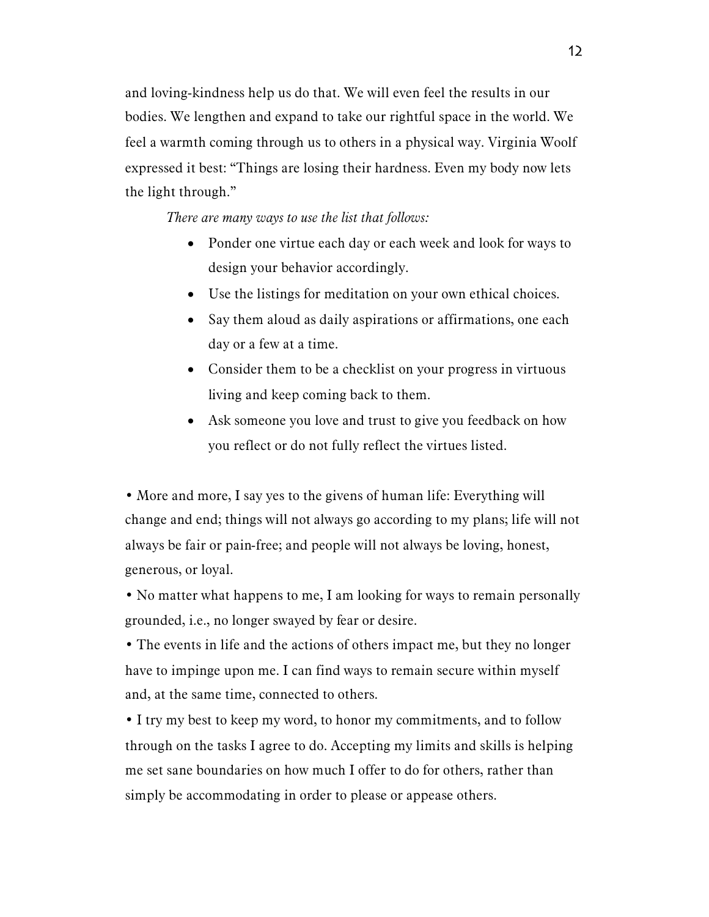and loving-kindness help us do that. We will even feel the results in our bodies. We lengthen and expand to take our rightful space in the world. We feel a warmth coming through us to others in a physical way. Virginia Woolf expressed it best: "Things are losing their hardness. Even my body now lets the light through."

*There are many ways to use the list that follows:*

- Ponder one virtue each day or each week and look for ways to design your behavior accordingly.
- Use the listings for meditation on your own ethical choices.
- Say them aloud as daily aspirations or affirmations, one each day or a few at a time.
- Consider them to be a checklist on your progress in virtuous living and keep coming back to them.
- Ask someone you love and trust to give you feedback on how you reflect or do not fully reflect the virtues listed.

• More and more, I say yes to the givens of human life: Everything will change and end; things will not always go according to my plans; life will not always be fair or pain-free; and people will not always be loving, honest, generous, or loyal.

• No matter what happens to me, I am looking for ways to remain personally grounded, i.e., no longer swayed by fear or desire.

• The events in life and the actions of others impact me, but they no longer have to impinge upon me. I can find ways to remain secure within myself and, at the same time, connected to others.

• I try my best to keep my word, to honor my commitments, and to follow through on the tasks I agree to do. Accepting my limits and skills is helping me set sane boundaries on how much I offer to do for others, rather than simply be accommodating in order to please or appease others.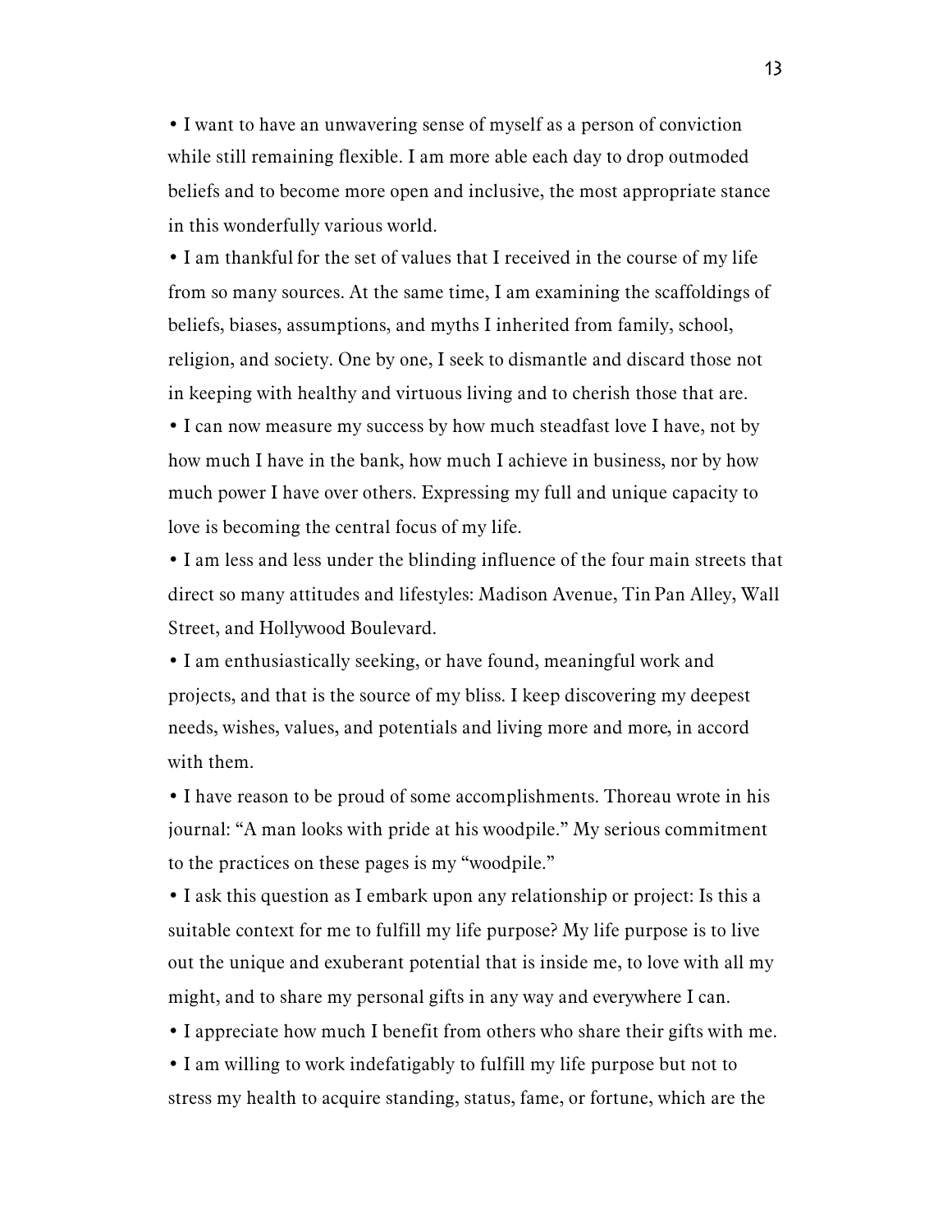- I want to have an unwavering sense of myself as a person of conviction while still remaining flexible. I am more able each day to drop outmoded beliefs and to become more open and inclusive, the most appropriate stance in this wonderfully various world.
- I am thankful for the set of values that I received in the course of my life from so many sources. At the same time, I am examining the scaffoldings of beliefs, biases, assumptions, and myths I inherited from family, school, religion, and society. One by one, I seek to dismantle and discard those not in keeping with healthy and virtuous living and to cherish those that are.
- I can now measure my success by how much steadfast love I have, not by how much I have in the bank, how much I achieve in business, nor by how much power I have over others. Expressing my full and unique capacity to love is becoming the central focus of my life.
- I am less and less under the blinding influence of the four main streets that direct so many attitudes and lifestyles: Madison Avenue, Tin Pan Alley, Wall Street, and Hollywood Boulevard.
- I am enthusiastically seeking, or have found, meaningful work and projects, and that is the source of my bliss. I keep discovering my deepest needs, wishes, values, and potentials and living more and more, in accord with them.
- I have reason to be proud of some accomplishments. Thoreau wrote in his journal: "A man looks with pride at his woodpile." My serious commitment to the practices on these pages is my "woodpile."
- I ask this question as I embark upon any relationship or project: Is this a suitable context for me to fulfill my life purpose? My life purpose is to live out the unique and exuberant potential that is inside me, to love with all my might, and to share my personal gifts in any way and everywhere I can.
- I appreciate how much I benefit from others who share their gifts with me.
- I am willing to work indefatigably to fulfill my life purpose but not to stress my health to acquire standing, status, fame, or fortune, which are the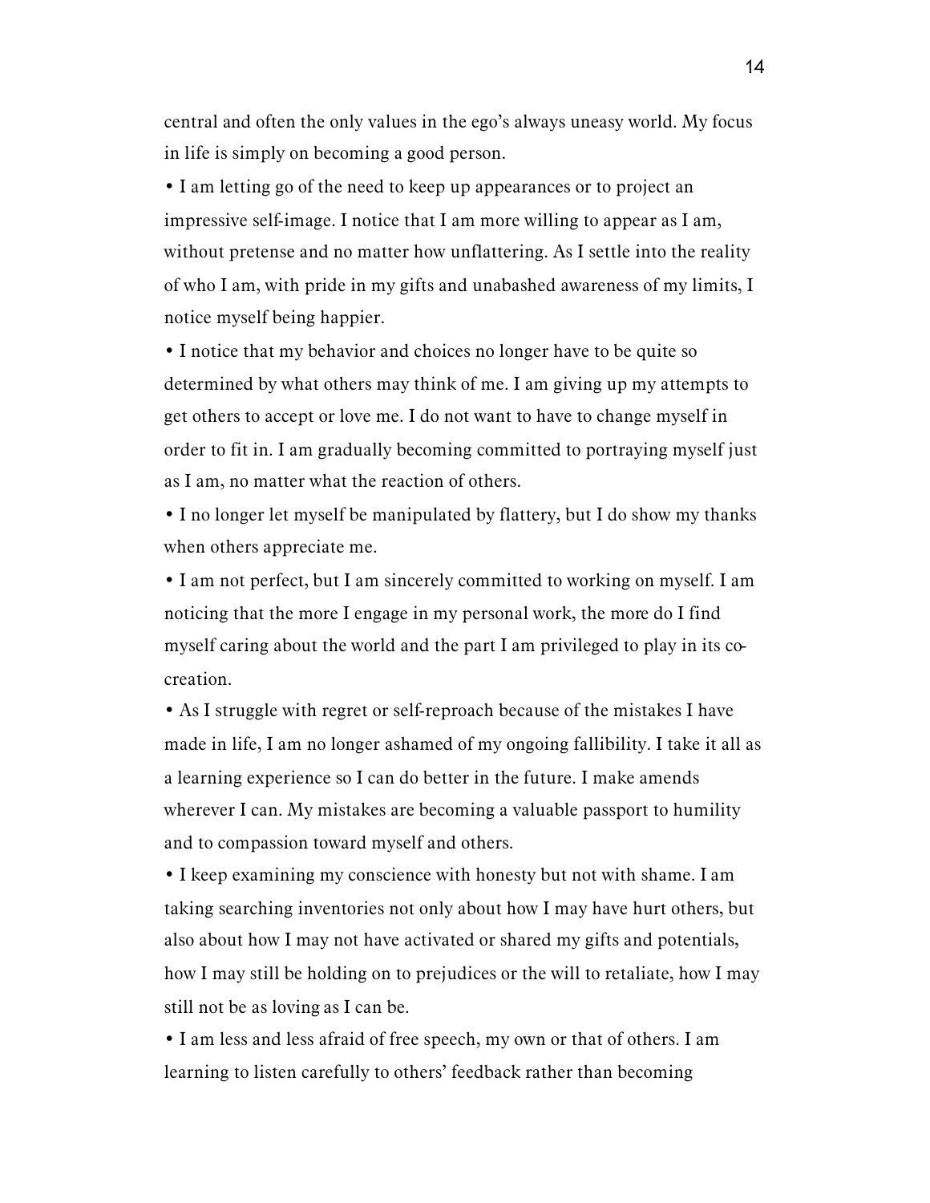central and often the only values in the ego's always uneasy world. My focus in life is simply on becoming a good person.

• I am letting go of the need to keep up appearances or to project an impressive self-image. I notice that I am more willing to appear as I am, without pretense and no matter how unflattering. As I settle into the reality of who I am, with pride in my gifts and unabashed awareness of my limits, I notice myself being happier.

• I notice that my behavior and choices no longer have to be quite so determined by what others may think of me. I am giving up my attempts to get others to accept or love me. I do not want to have to change myself in order to fit in. I am gradually becoming committed to portraying myself just as I am, no matter what the reaction of others.

• I no longer let myself be manipulated by flattery, but I do show my thanks when others appreciate me.

• I am not perfect, but I am sincerely committed to working on myself. I am noticing that the more I engage in my personal work, the more do I find myself caring about the world and the part I am privileged to play in its co-creation.

• As I struggle with regret or self-reproach because of the mistakes I have made in life, I am no longer ashamed of my ongoing fallibility. I take it all as a learning experience so I can do better in the future. I make amends wherever I can. My mistakes are becoming a valuable passport to humility and to compassion toward myself and others.

• I keep examining my conscience with honesty but not with shame. I am taking searching inventories not only about how I may have hurt others, but also about how I may not have activated or shared my gifts and potentials, how I may still be holding on to prejudices or the will to retaliate, how I may still not be as loving as I can be.

• I am less and less afraid of free speech, my own or that of others. I am learning to listen carefully to others' feedback rather than becoming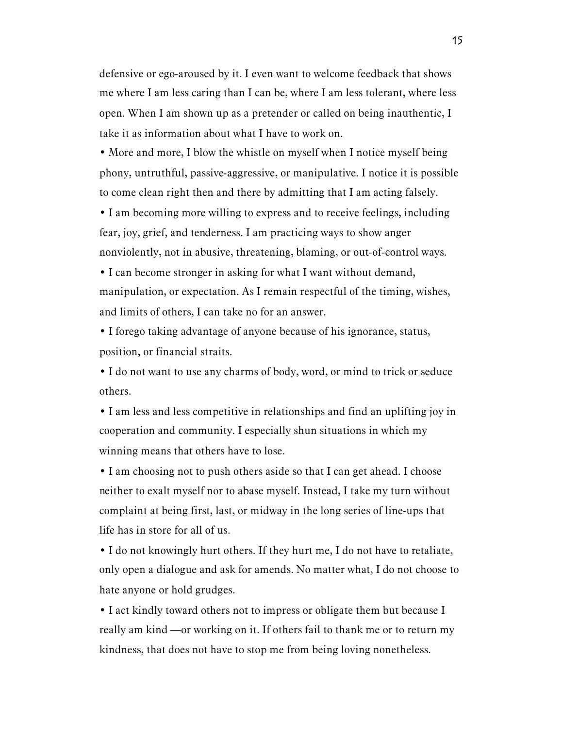defensive or ego-aroused by it. I even want to welcome feedback that shows me where I am less caring than I can be, where I am less tolerant, where less open. When I am shown up as a pretender or called on being inauthentic, I take it as information about what I have to work on.

- More and more, I blow the whistle on myself when I notice myself being phony, untruthful, passive-aggressive, or manipulative. I notice it is possible to come clean right then and there by admitting that I am acting falsely.
- I am becoming more willing to express and to receive feelings, including fear, joy, grief, and tenderness. I am practicing ways to show anger nonviolently, not in abusive, threatening, blaming, or out-of-control ways.
- I can become stronger in asking for what I want without demand, manipulation, or expectation. As I remain respectful of the timing, wishes, and limits of others, I can take no for an answer.
- I forego taking advantage of anyone because of his ignorance, status, position, or financial straits.
- I do not want to use any charms of body, word, or mind to trick or seduce others.
- I am less and less competitive in relationships and find an uplifting joy in cooperation and community. I especially shun situations in which my winning means that others have to lose.
- I am choosing not to push others aside so that I can get ahead. I choose neither to exalt myself nor to abase myself. Instead, I take my turn without complaint at being first, last, or midway in the long series of line-ups that life has in store for all of us.
- I do not knowingly hurt others. If they hurt me, I do not have to retaliate, only open a dialogue and ask for amends. No matter what, I do not choose to hate anyone or hold grudges.
- I act kindly toward others not to impress or obligate them but because I really am kind —or working on it. If others fail to thank me or to return my kindness, that does not have to stop me from being loving nonetheless.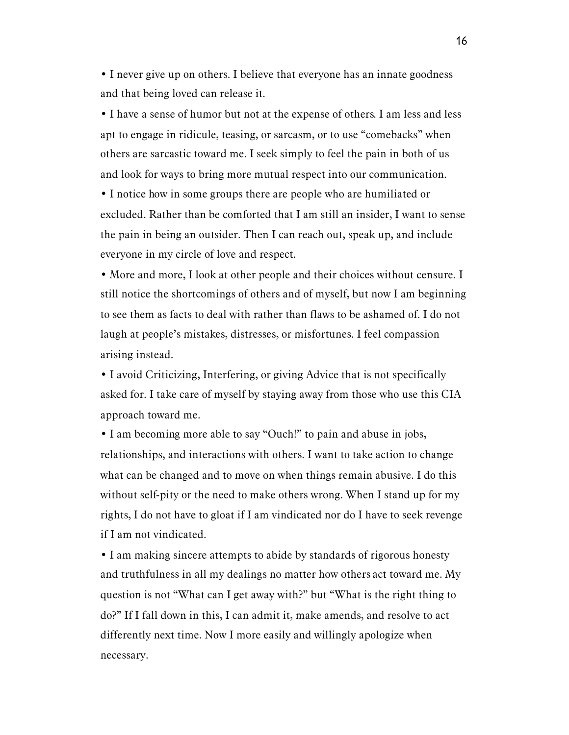- I never give up on others. I believe that everyone has an innate goodness and that being loved can release it.
- I have a sense of humor but not at the expense of others. I am less and less apt to engage in ridicule, teasing, or sarcasm, or to use "comebacks" when others are sarcastic toward me. I seek simply to feel the pain in both of us and look for ways to bring more mutual respect into our communication.
- I notice how in some groups there are people who are humiliated or excluded. Rather than be comforted that I am still an insider, I want to sense the pain in being an outsider. Then I can reach out, speak up, and include everyone in my circle of love and respect.
- More and more, I look at other people and their choices without censure. I still notice the shortcomings of others and of myself, but now I am beginning to see them as facts to deal with rather than flaws to be ashamed of. I do not laugh at people's mistakes, distresses, or misfortunes. I feel compassion arising instead.
- I avoid Criticizing, Interfering, or giving Advice that is not specifically asked for. I take care of myself by staying away from those who use this CIA approach toward me.
- I am becoming more able to say "Ouch!" to pain and abuse in jobs, relationships, and interactions with others. I want to take action to change what can be changed and to move on when things remain abusive. I do this without self-pity or the need to make others wrong. When I stand up for my rights, I do not have to gloat if I am vindicated nor do I have to seek revenge if I am not vindicated.
- I am making sincere attempts to abide by standards of rigorous honesty and truthfulness in all my dealings no matter how others act toward me. My question is not "What can I get away with?" but "What is the right thing to do?" If I fall down in this, I can admit it, make amends, and resolve to act differently next time. Now I more easily and willingly apologize when necessary.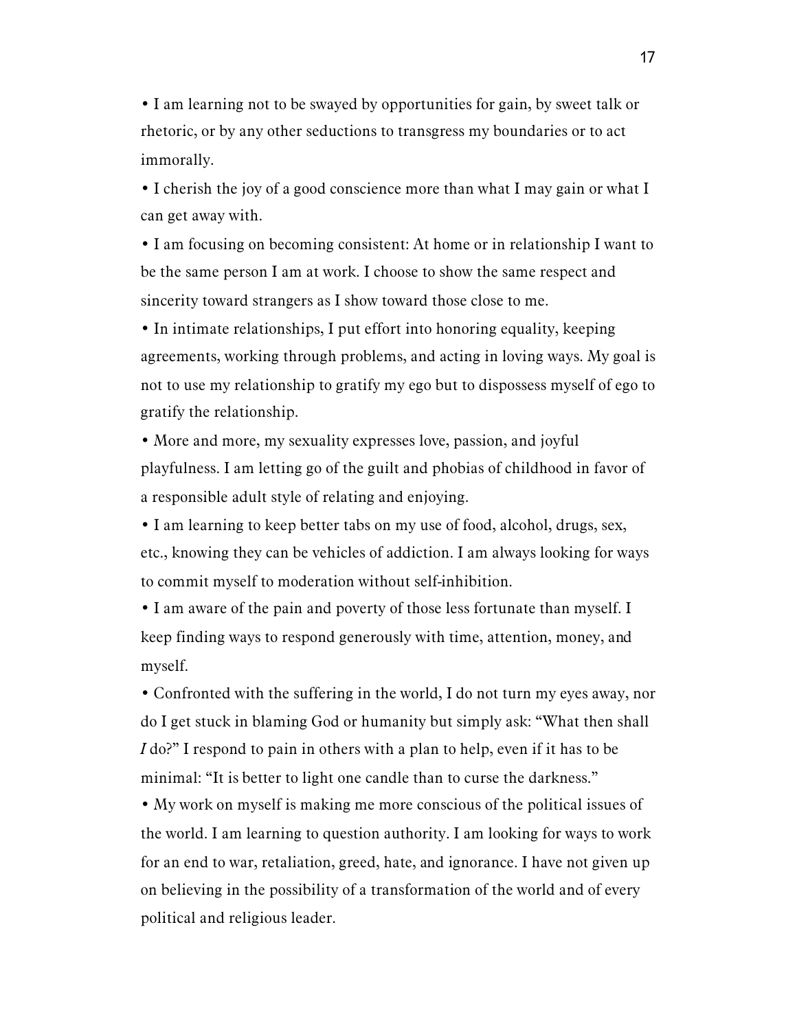- I am learning not to be swayed by opportunities for gain, by sweet talk or rhetoric, or by any other seductions to transgress my boundaries or to act immorally.
- I cherish the joy of a good conscience more than what I may gain or what I can get away with.
- I am focusing on becoming consistent: At home or in relationship I want to be the same person I am at work. I choose to show the same respect and sincerity toward strangers as I show toward those close to me.
- In intimate relationships, I put effort into honoring equality, keeping agreements, working through problems, and acting in loving ways. My goal is not to use my relationship to gratify my ego but to dispossess myself of ego to gratify the relationship.
- More and more, my sexuality expresses love, passion, and joyful playfulness. I am letting go of the guilt and phobias of childhood in favor of a responsible adult style of relating and enjoying.
- I am learning to keep better tabs on my use of food, alcohol, drugs, sex, etc., knowing they can be vehicles of addiction. I am always looking for ways to commit myself to moderation without self-inhibition.
- I am aware of the pain and poverty of those less fortunate than myself. I keep finding ways to respond generously with time, attention, money, and myself.
- Confronted with the suffering in the world, I do not turn my eyes away, nor do I get stuck in blaming God or humanity but simply ask: "What then shall *I* do?" I respond to pain in others with a plan to help, even if it has to be minimal: "It is better to light one candle than to curse the darkness."
- My work on myself is making me more conscious of the political issues of the world. I am learning to question authority. I am looking for ways to work for an end to war, retaliation, greed, hate, and ignorance. I have not given up on believing in the possibility of a transformation of the world and of every political and religious leader.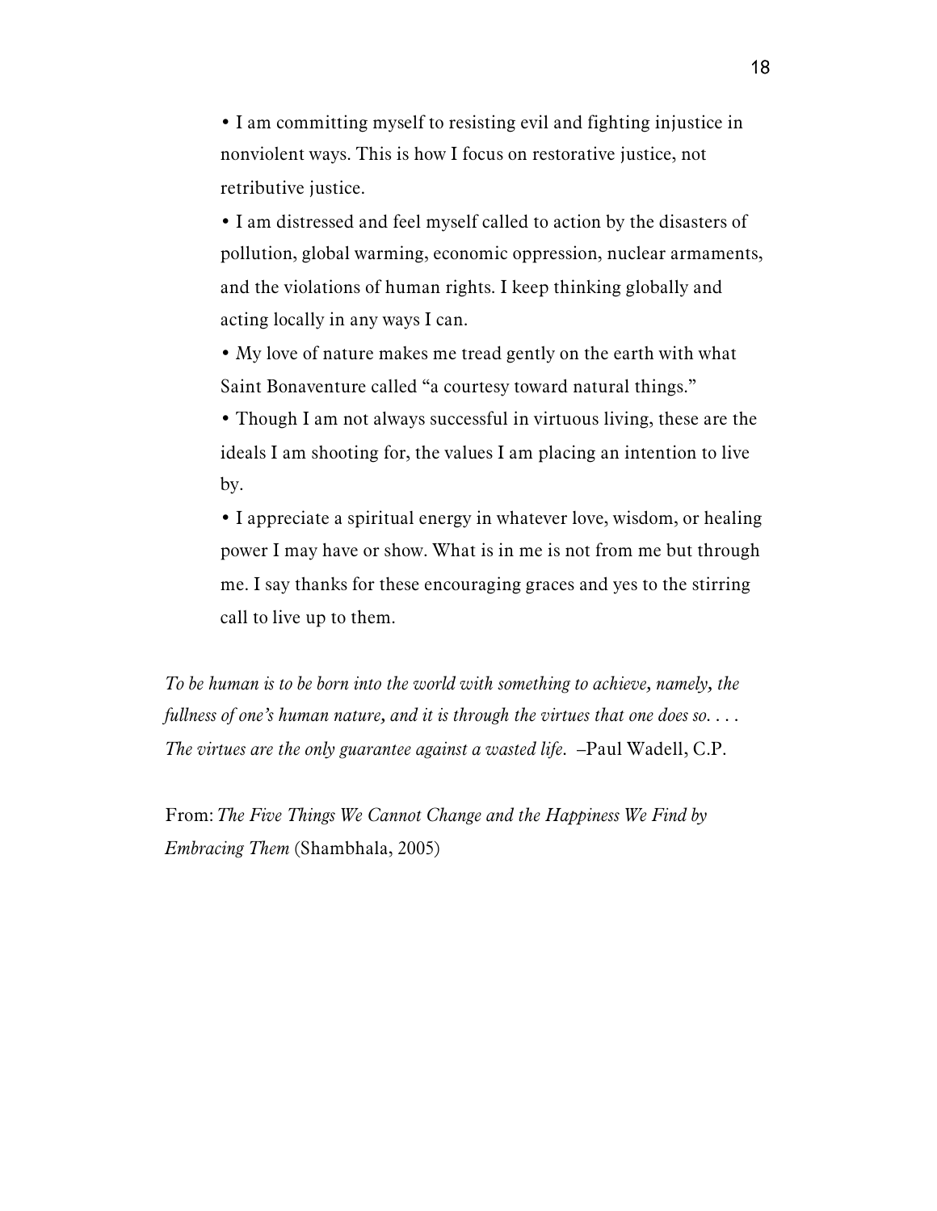• I am committing myself to resisting evil and fighting injustice in nonviolent ways. This is how I focus on restorative justice, not retributive justice.

• I am distressed and feel myself called to action by the disasters of pollution, global warming, economic oppression, nuclear armaments, and the violations of human rights. I keep thinking globally and acting locally in any ways I can.

• My love of nature makes me tread gently on the earth with what Saint Bonaventure called "a courtesy toward natural things."

• Though I am not always successful in virtuous living, these are the ideals I am shooting for, the values I am placing an intention to live by.

• I appreciate a spiritual energy in whatever love, wisdom, or healing power I may have or show. What is in me is not from me but through me. I say thanks for these encouraging graces and yes to the stirring call to live up to them.

*To be human is to be born into the world with something to achieve, namely, the fullness of one's human nature, and it is through the virtues that one does so. . . . The virtues are the only guarantee against a wasted life.* –Paul Wadell, C.P.

From: *The Five Things We Cannot Change and the Happiness We Find by Embracing Them* (Shambhala, 2005)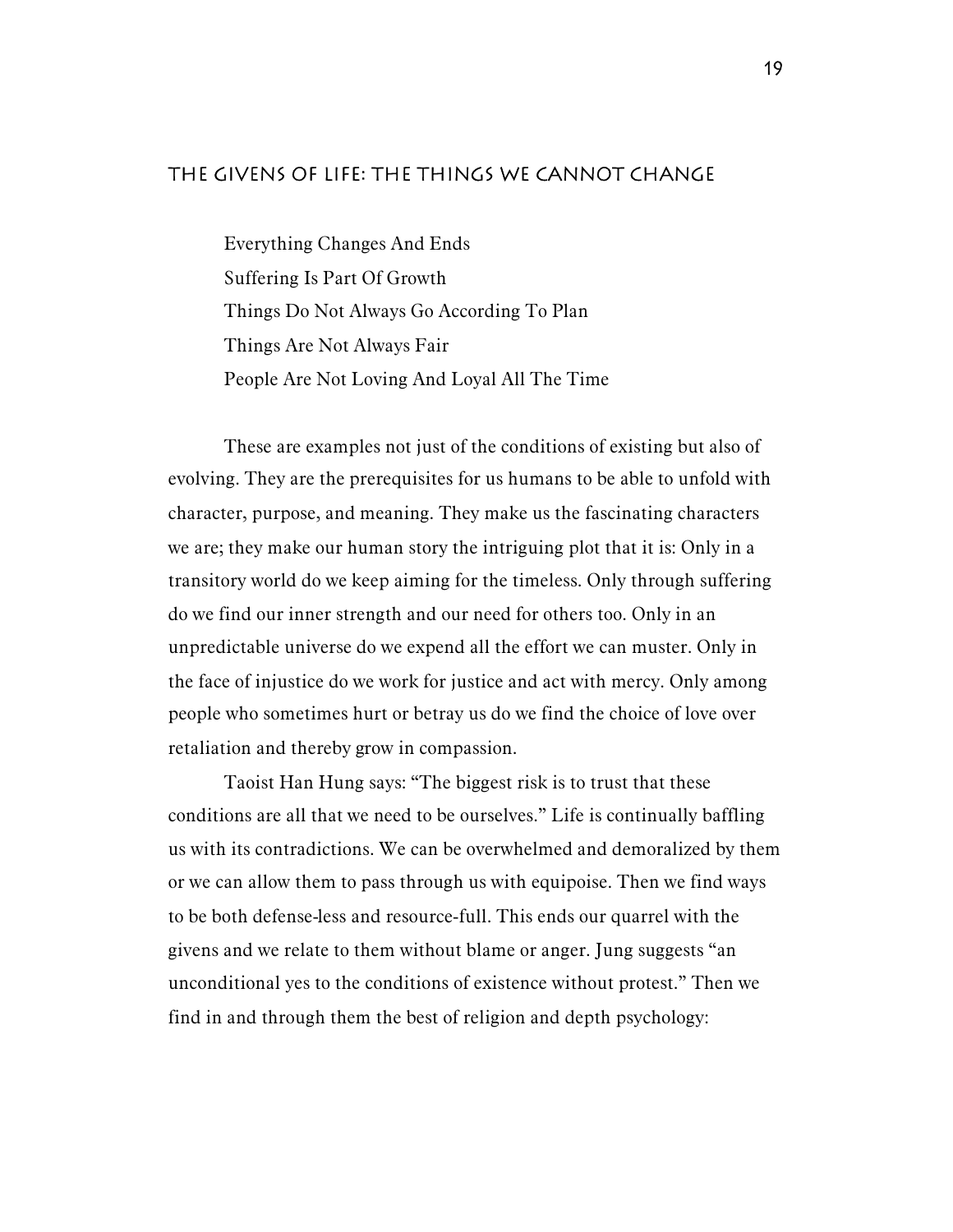## The Givens of Life: The Things We Cannot Change

Everything Changes And Ends
Suffering Is Part Of Growth
Things Do Not Always Go According To Plan
Things Are Not Always Fair
People Are Not Loving And Loyal All The Time

These are examples not just of the conditions of existing but also of evolving. They are the prerequisites for us humans to be able to unfold with character, purpose, and meaning. They make us the fascinating characters we are; they make our human story the intriguing plot that it is: Only in a transitory world do we keep aiming for the timeless. Only through suffering do we find our inner strength and our need for others too. Only in an unpredictable universe do we expend all the effort we can muster. Only in the face of injustice do we work for justice and act with mercy. Only among people who sometimes hurt or betray us do we find the choice of love over retaliation and thereby grow in compassion.

Taoist Han Hung says: "The biggest risk is to trust that these conditions are all that we need to be ourselves." Life is continually baffling us with its contradictions. We can be overwhelmed and demoralized by them or we can allow them to pass through us with equipoise. Then we find ways to be both defense-less and resource-full. This ends our quarrel with the givens and we relate to them without blame or anger. Jung suggests "an unconditional yes to the conditions of existence without protest." Then we find in and through them the best of religion and depth psychology: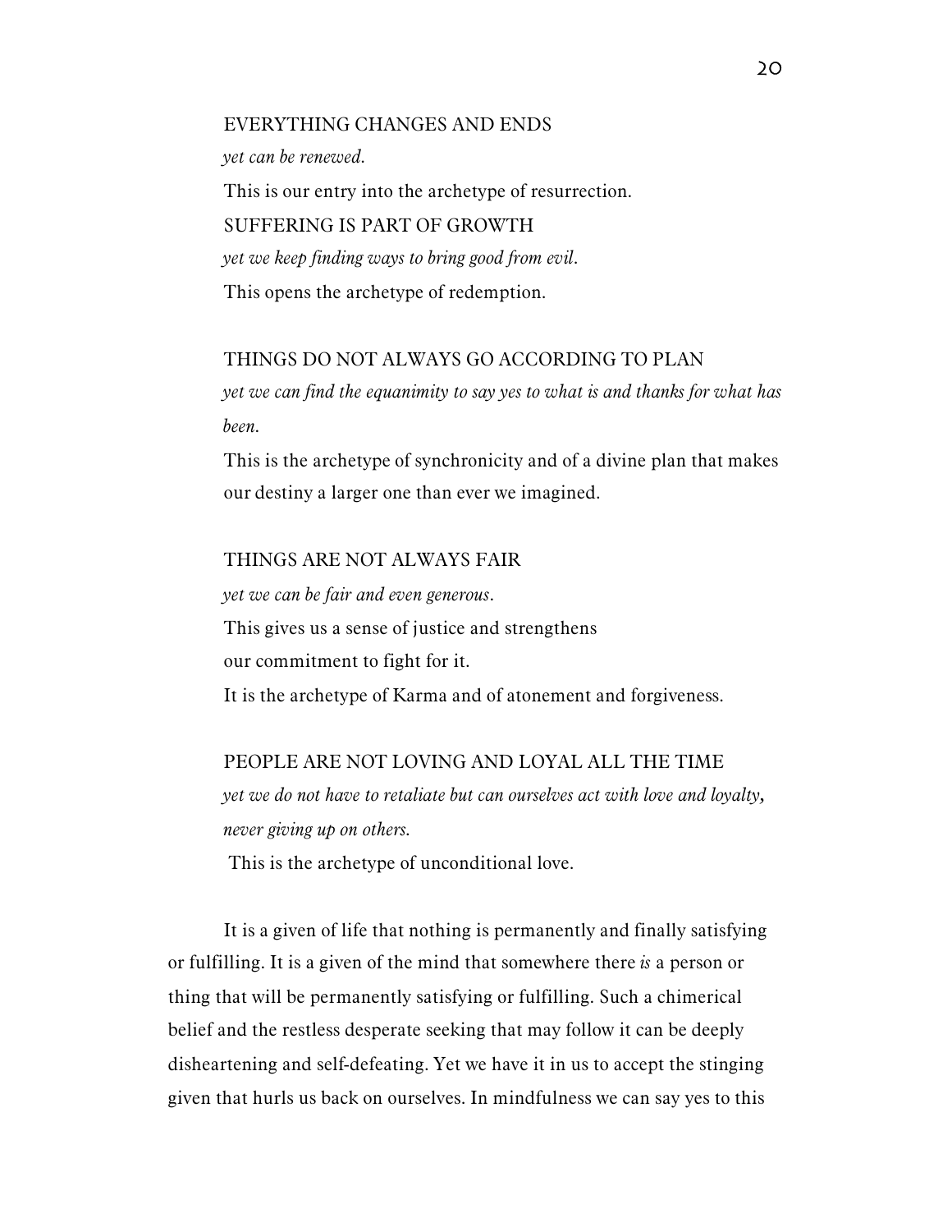EVERYTHING CHANGES AND ENDS

*yet can be renewed.*

This is our entry into the archetype of resurrection.

SUFFERING IS PART OF GROWTH

*yet we keep finding ways to bring good from evil.*

This opens the archetype of redemption.

THINGS DO NOT ALWAYS GO ACCORDING TO PLAN

*yet we can find the equanimity to say yes to what is and thanks for what has been.*

This is the archetype of synchronicity and of a divine plan that makes our destiny a larger one than ever we imagined.

THINGS ARE NOT ALWAYS FAIR

*yet we can be fair and even generous.*

This gives us a sense of justice and strengthens our commitment to fight for it.

It is the archetype of Karma and of atonement and forgiveness.

PEOPLE ARE NOT LOVING AND LOYAL ALL THE TIME

*yet we do not have to retaliate but can ourselves act with love and loyalty, never giving up on others.*

This is the archetype of unconditional love.

It is a given of life that nothing is permanently and finally satisfying or fulfilling. It is a given of the mind that somewhere there *is* a person or thing that will be permanently satisfying or fulfilling. Such a chimerical belief and the restless desperate seeking that may follow it can be deeply disheartening and self-defeating. Yet we have it in us to accept the stinging given that hurls us back on ourselves. In mindfulness we can say yes to this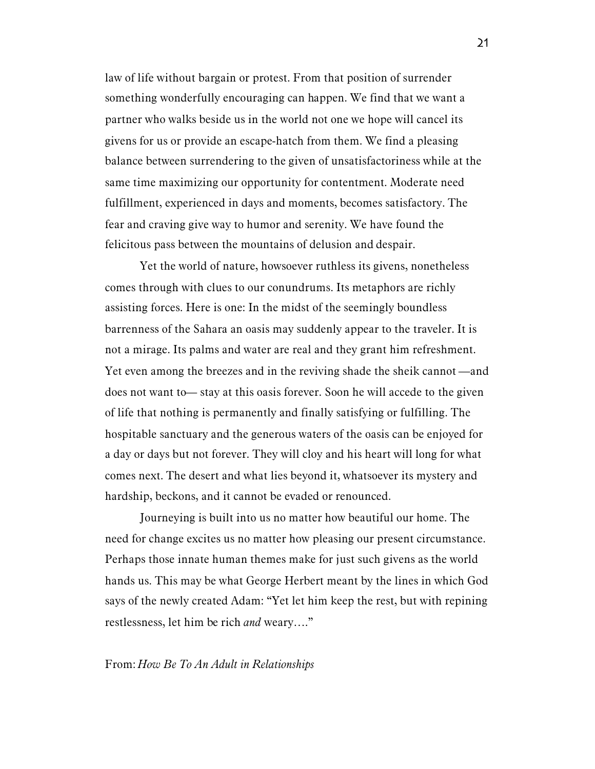law of life without bargain or protest. From that position of surrender something wonderfully encouraging can happen. We find that we want a partner who walks beside us in the world not one we hope will cancel its givens for us or provide an escape-hatch from them. We find a pleasing balance between surrendering to the given of unsatisfactoriness while at the same time maximizing our opportunity for contentment. Moderate need fulfillment, experienced in days and moments, becomes satisfactory. The fear and craving give way to humor and serenity. We have found the felicitous pass between the mountains of delusion and despair.

Yet the world of nature, howsoever ruthless its givens, nonetheless comes through with clues to our conundrums. Its metaphors are richly assisting forces. Here is one: In the midst of the seemingly boundless barrenness of the Sahara an oasis may suddenly appear to the traveler. It is not a mirage. Its palms and water are real and they grant him refreshment. Yet even among the breezes and in the reviving shade the sheik cannot —and does not want to— stay at this oasis forever. Soon he will accede to the given of life that nothing is permanently and finally satisfying or fulfilling. The hospitable sanctuary and the generous waters of the oasis can be enjoyed for a day or days but not forever. They will cloy and his heart will long for what comes next. The desert and what lies beyond it, whatsoever its mystery and hardship, beckons, and it cannot be evaded or renounced.

Journeying is built into us no matter how beautiful our home. The need for change excites us no matter how pleasing our present circumstance. Perhaps those innate human themes make for just such givens as the world hands us. This may be what George Herbert meant by the lines in which God says of the newly created Adam: "Yet let him keep the rest, but with repining restlessness, let him be rich *and* weary…."

From: *How Be To An Adult in Relationships*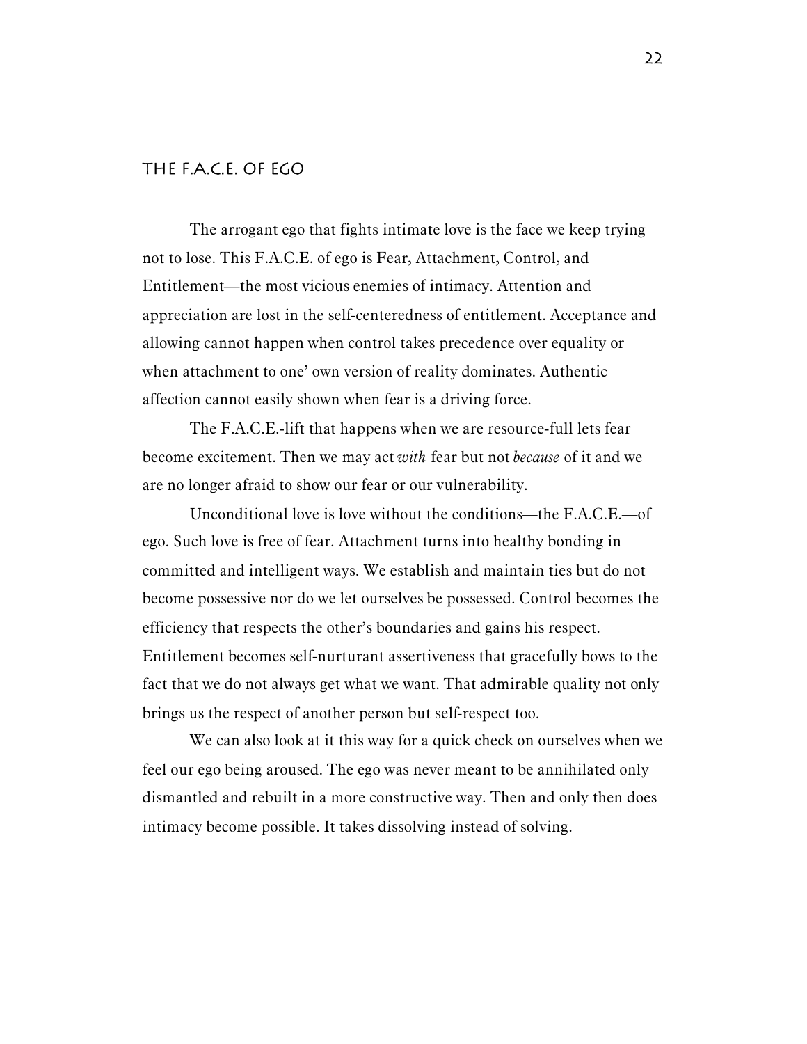## THE F.A.C.E. OF EGO

The arrogant ego that fights intimate love is the face we keep trying not to lose. This F.A.C.E. of ego is Fear, Attachment, Control, and Entitlement—the most vicious enemies of intimacy. Attention and appreciation are lost in the self-centeredness of entitlement. Acceptance and allowing cannot happen when control takes precedence over equality or when attachment to one' own version of reality dominates. Authentic affection cannot easily shown when fear is a driving force.

The F.A.C.E.-lift that happens when we are resource-full lets fear become excitement. Then we may act *with* fear but not *because* of it and we are no longer afraid to show our fear or our vulnerability.

Unconditional love is love without the conditions—the F.A.C.E.—of ego. Such love is free of fear. Attachment turns into healthy bonding in committed and intelligent ways. We establish and maintain ties but do not become possessive nor do we let ourselves be possessed. Control becomes the efficiency that respects the other's boundaries and gains his respect. Entitlement becomes self-nurturant assertiveness that gracefully bows to the fact that we do not always get what we want. That admirable quality not only brings us the respect of another person but self-respect too.

We can also look at it this way for a quick check on ourselves when we feel our ego being aroused. The ego was never meant to be annihilated only dismantled and rebuilt in a more constructive way. Then and only then does intimacy become possible. It takes dissolving instead of solving.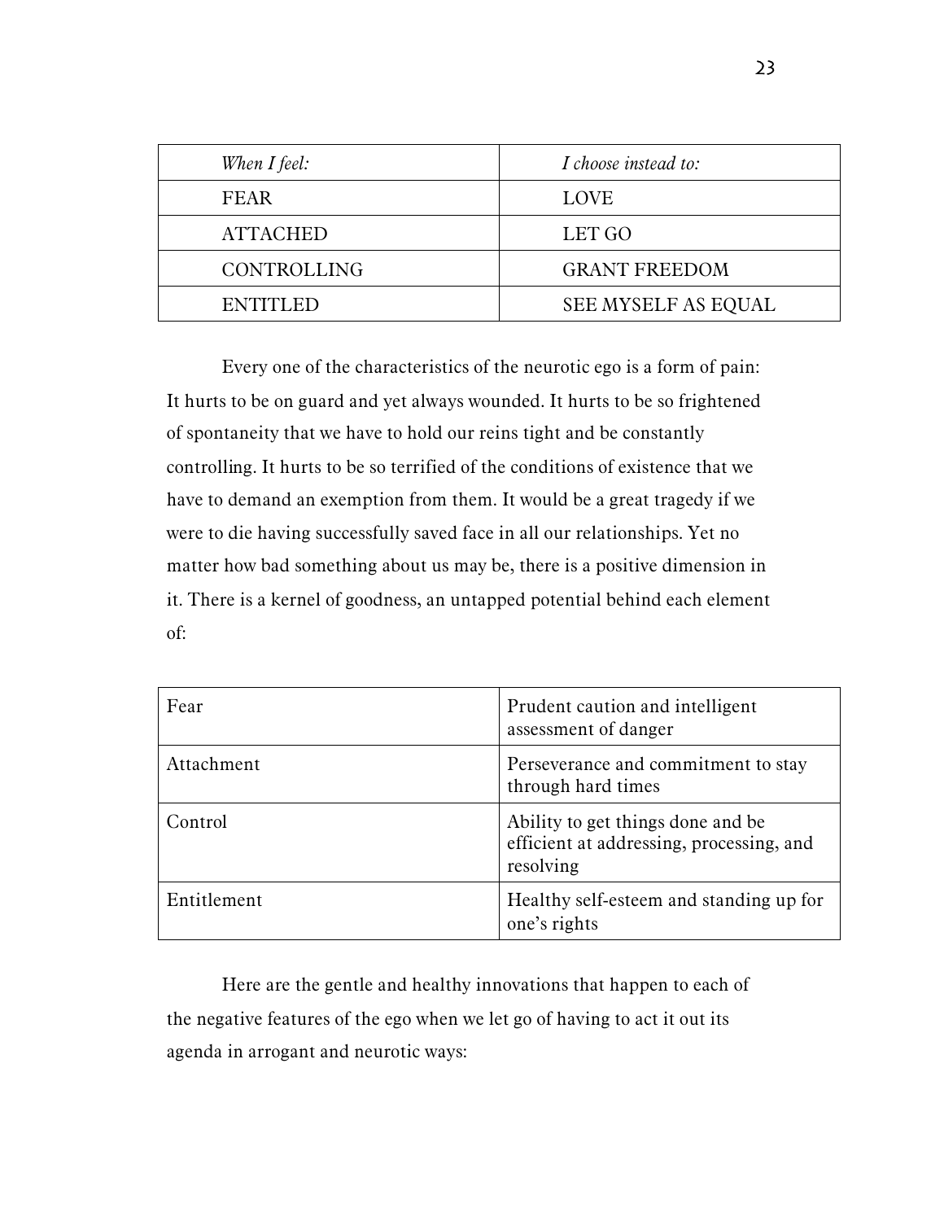| *When I feel:* | *I choose instead to:* |
| --- | --- |
| FEAR | LOVE |
| ATTACHED | LET GO |
| CONTROLLING | GRANT FREEDOM |
| ENTITLED | SEE MYSELF AS EQUAL |

Every one of the characteristics of the neurotic ego is a form of pain: It hurts to be on guard and yet always wounded. It hurts to be so frightened of spontaneity that we have to hold our reins tight and be constantly controlling. It hurts to be so terrified of the conditions of existence that we have to demand an exemption from them. It would be a great tragedy if we were to die having successfully saved face in all our relationships. Yet no matter how bad something about us may be, there is a positive dimension in it. There is a kernel of goodness, an untapped potential behind each element of:

| | |
| --- | --- |
| Fear | Prudent caution and intelligent assessment of danger |
| Attachment | Perseverance and commitment to stay through hard times |
| Control | Ability to get things done and be efficient at addressing, processing, and resolving |
| Entitlement | Healthy self-esteem and standing up for one's rights |

Here are the gentle and healthy innovations that happen to each of the negative features of the ego when we let go of having to act it out its agenda in arrogant and neurotic ways: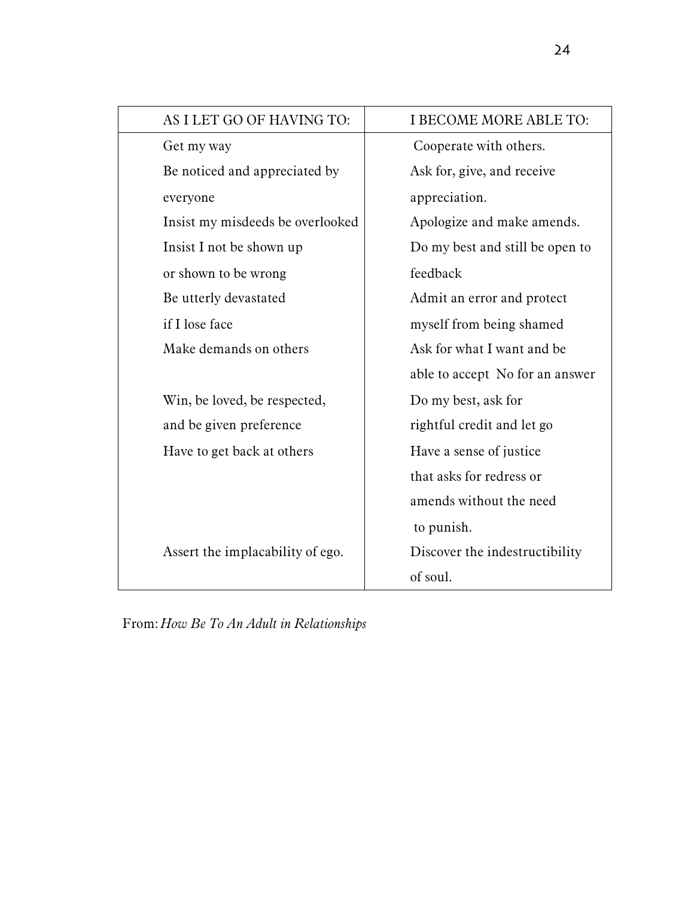| AS I LET GO OF HAVING TO: | I BECOME MORE ABLE TO: |
|---|---|
| Get my way | Cooperate with others. |
| Be noticed and appreciated by everyone | Ask for, give, and receive appreciation. |
| Insist my misdeeds be overlooked | Apologize and make amends. |
| Insist I not be shown up or shown to be wrong | Do my best and still be open to feedback |
| Be utterly devastated if I lose face | Admit an error and protect myself from being shamed |
| Make demands on others | Ask for what I want and be able to accept No for an answer |
| Win, be loved, be respected, and be given preference | Do my best, ask for rightful credit and let go |
| Have to get back at others | Have a sense of justice that asks for redress or amends without the need to punish. |
| Assert the implacability of ego. | Discover the indestructibility of soul. |

From: *How Be To An Adult in Relationships*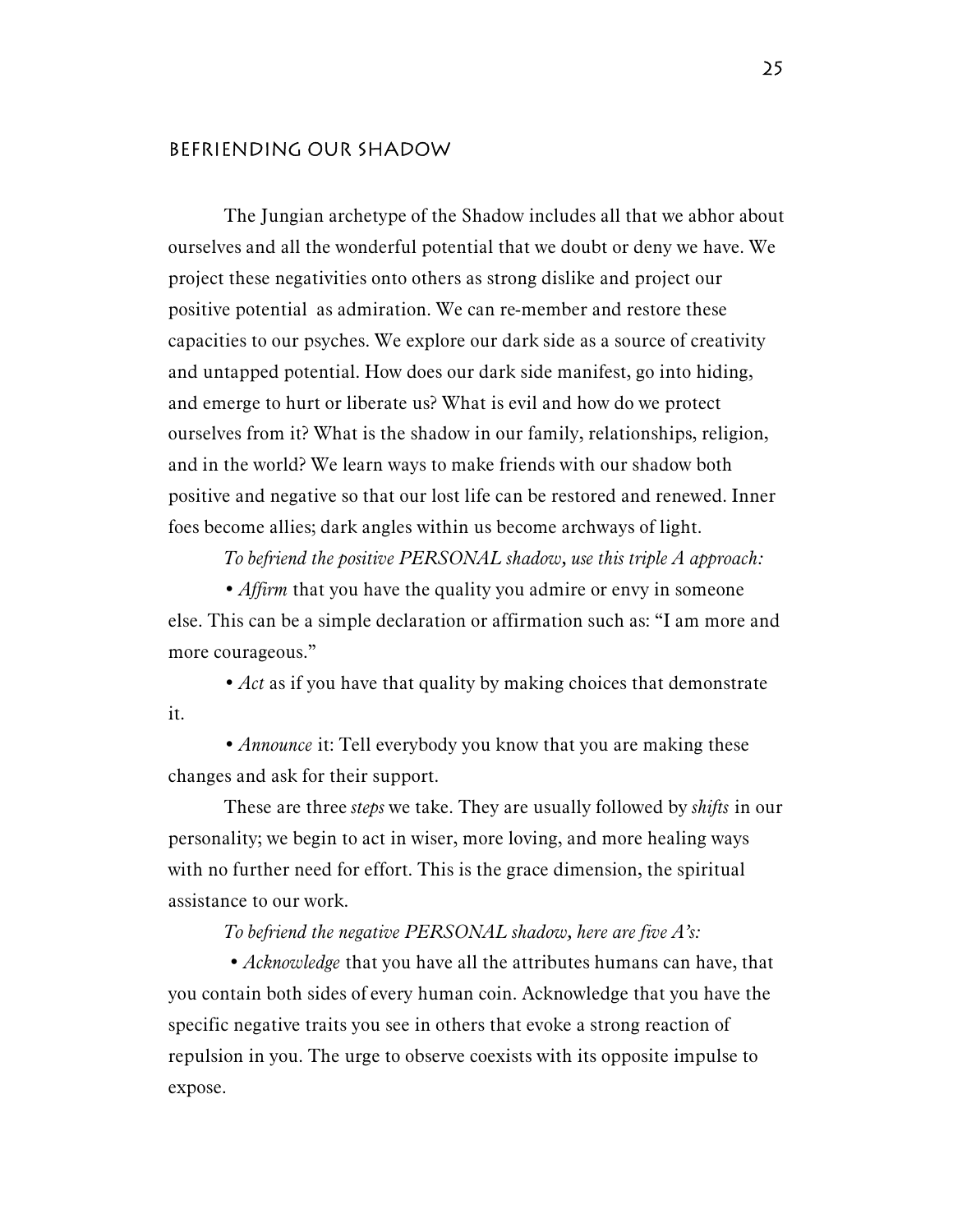## Befriending Our Shadow

The Jungian archetype of the Shadow includes all that we abhor about ourselves and all the wonderful potential that we doubt or deny we have. We project these negativities onto others as strong dislike and project our positive potential as admiration. We can re-member and restore these capacities to our psyches. We explore our dark side as a source of creativity and untapped potential. How does our dark side manifest, go into hiding, and emerge to hurt or liberate us? What is evil and how do we protect ourselves from it? What is the shadow in our family, relationships, religion, and in the world? We learn ways to make friends with our shadow both positive and negative so that our lost life can be restored and renewed. Inner foes become allies; dark angles within us become archways of light.

*To befriend the positive PERSONAL shadow, use this triple A approach:*

• *Affirm* that you have the quality you admire or envy in someone else. This can be a simple declaration or affirmation such as: "I am more and more courageous."

• *Act* as if you have that quality by making choices that demonstrate it.

• *Announce* it: Tell everybody you know that you are making these changes and ask for their support.

These are three *steps* we take. They are usually followed by *shifts* in our personality; we begin to act in wiser, more loving, and more healing ways with no further need for effort. This is the grace dimension, the spiritual assistance to our work.

*To befriend the negative PERSONAL shadow, here are five A's:*

• *Acknowledge* that you have all the attributes humans can have, that you contain both sides of every human coin. Acknowledge that you have the specific negative traits you see in others that evoke a strong reaction of repulsion in you. The urge to observe coexists with its opposite impulse to expose.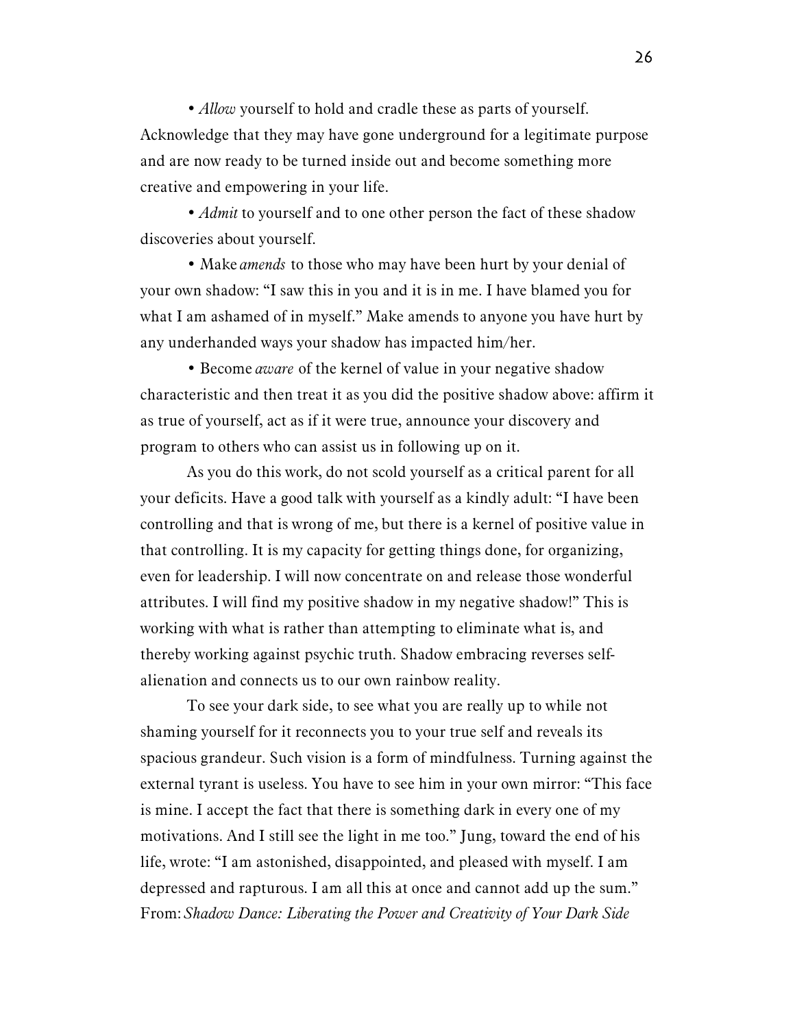- *Allow* yourself to hold and cradle these as parts of yourself. Acknowledge that they may have gone underground for a legitimate purpose and are now ready to be turned inside out and become something more creative and empowering in your life.
- *Admit* to yourself and to one other person the fact of these shadow discoveries about yourself.
- Make *amends* to those who may have been hurt by your denial of your own shadow: "I saw this in you and it is in me. I have blamed you for what I am ashamed of in myself." Make amends to anyone you have hurt by any underhanded ways your shadow has impacted him/her.
- Become *aware* of the kernel of value in your negative shadow characteristic and then treat it as you did the positive shadow above: affirm it as true of yourself, act as if it were true, announce your discovery and program to others who can assist us in following up on it.

As you do this work, do not scold yourself as a critical parent for all your deficits. Have a good talk with yourself as a kindly adult: "I have been controlling and that is wrong of me, but there is a kernel of positive value in that controlling. It is my capacity for getting things done, for organizing, even for leadership. I will now concentrate on and release those wonderful attributes. I will find my positive shadow in my negative shadow!" This is working with what is rather than attempting to eliminate what is, and thereby working against psychic truth. Shadow embracing reverses self-alienation and connects us to our own rainbow reality.

To see your dark side, to see what you are really up to while not shaming yourself for it reconnects you to your true self and reveals its spacious grandeur. Such vision is a form of mindfulness. Turning against the external tyrant is useless. You have to see him in your own mirror: "This face is mine. I accept the fact that there is something dark in every one of my motivations. And I still see the light in me too." Jung, toward the end of his life, wrote: "I am astonished, disappointed, and pleased with myself. I am depressed and rapturous. I am all this at once and cannot add up the sum."

From: *Shadow Dance: Liberating the Power and Creativity of Your Dark Side*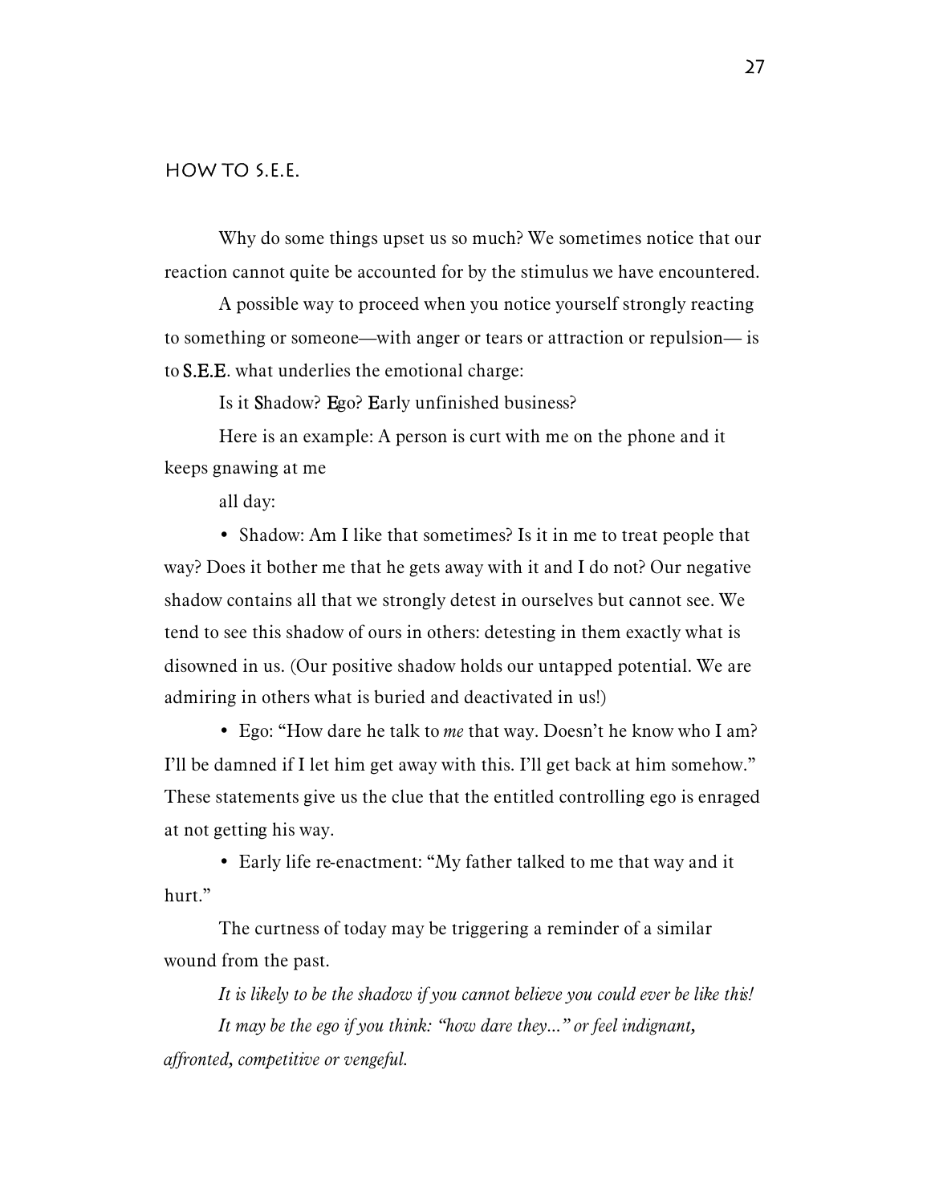## HOW TO S.E.E.

Why do some things upset us so much? We sometimes notice that our reaction cannot quite be accounted for by the stimulus we have encountered.

A possible way to proceed when you notice yourself strongly reacting to something or someone—with anger or tears or attraction or repulsion— is to **S.E.E.** what underlies the emotional charge:

Is it **S**hadow? **E**go? **E**arly unfinished business?

Here is an example: A person is curt with me on the phone and it keeps gnawing at me all day:

- Shadow: Am I like that sometimes? Is it in me to treat people that way? Does it bother me that he gets away with it and I do not? Our negative shadow contains all that we strongly detest in ourselves but cannot see. We tend to see this shadow of ours in others: detesting in them exactly what is disowned in us. (Our positive shadow holds our untapped potential. We are admiring in others what is buried and deactivated in us!)
- Ego: "How dare he talk to *me* that way. Doesn't he know who I am? I'll be damned if I let him get away with this. I'll get back at him somehow." These statements give us the clue that the entitled controlling ego is enraged at not getting his way.
- Early life re-enactment: "My father talked to me that way and it hurt."

The curtness of today may be triggering a reminder of a similar wound from the past.

*It is likely to be the shadow if you cannot believe you could ever be like this!*

*It may be the ego if you think: "how dare they..." or feel indignant, affronted, competitive or vengeful.*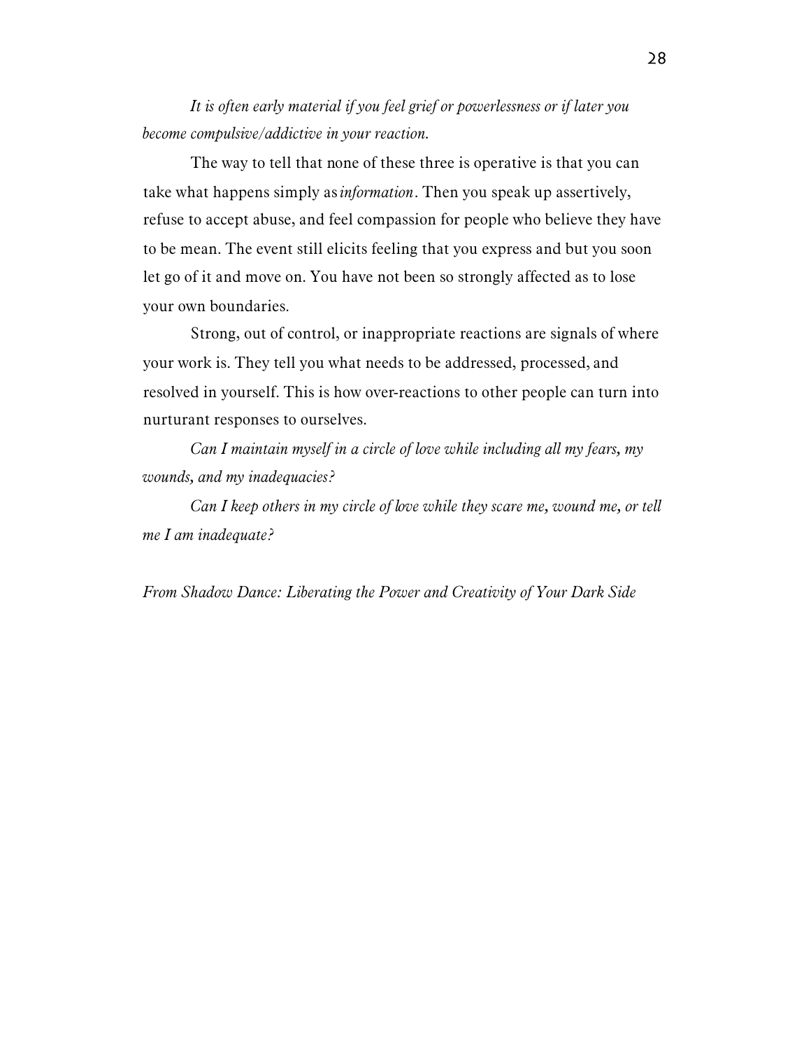*It is often early material if you feel grief or powerlessness or if later you become compulsive/addictive in your reaction.*

The way to tell that none of these three is operative is that you can take what happens simply as *information*. Then you speak up assertively, refuse to accept abuse, and feel compassion for people who believe they have to be mean. The event still elicits feeling that you express and but you soon let go of it and move on. You have not been so strongly affected as to lose your own boundaries.

Strong, out of control, or inappropriate reactions are signals of where your work is. They tell you what needs to be addressed, processed, and resolved in yourself. This is how over-reactions to other people can turn into nurturant responses to ourselves.

*Can I maintain myself in a circle of love while including all my fears, my wounds, and my inadequacies?*

*Can I keep others in my circle of love while they scare me, wound me, or tell me I am inadequate?*

*From Shadow Dance: Liberating the Power and Creativity of Your Dark Side*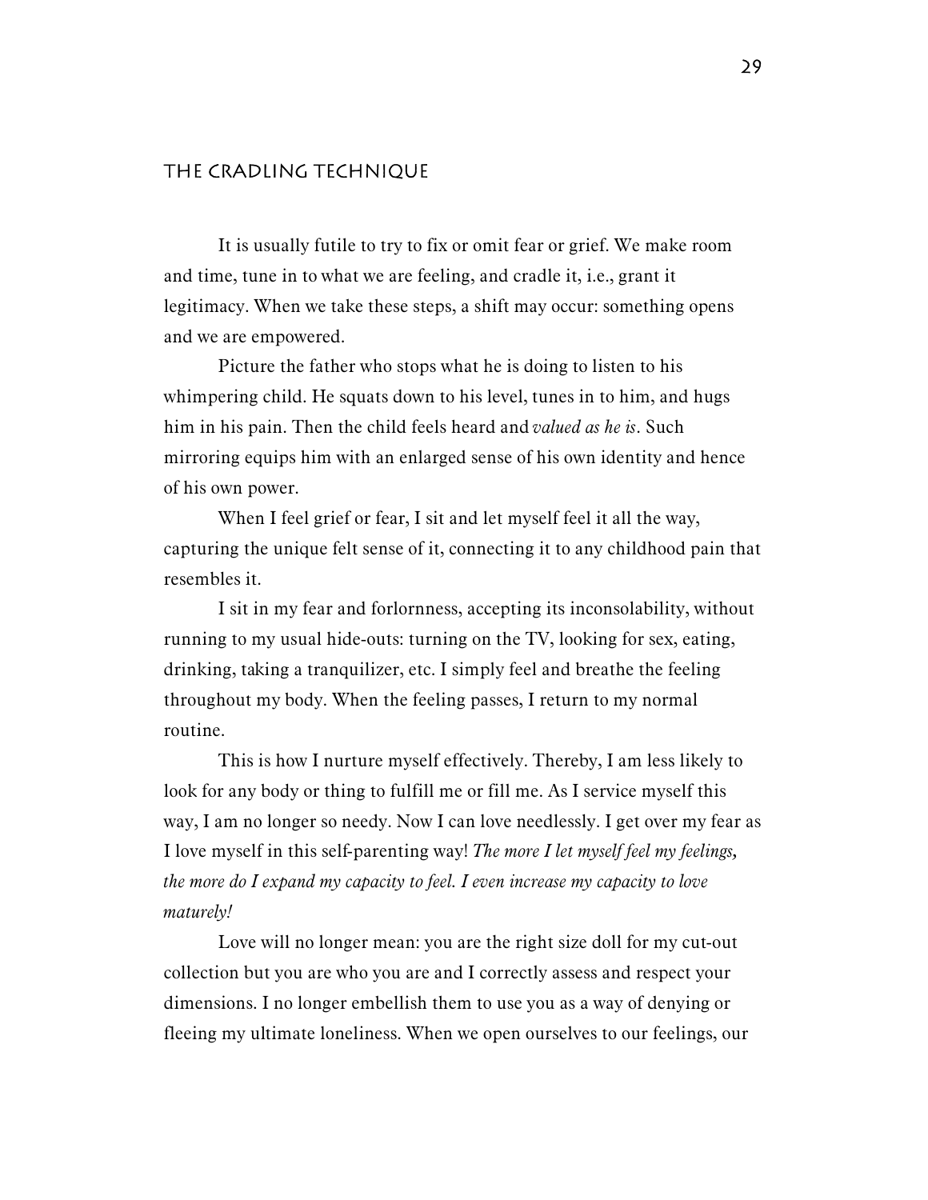## THE CRADLING TECHNIQUE

It is usually futile to try to fix or omit fear or grief. We make room and time, tune in to what we are feeling, and cradle it, i.e., grant it legitimacy. When we take these steps, a shift may occur: something opens and we are empowered.

Picture the father who stops what he is doing to listen to his whimpering child. He squats down to his level, tunes in to him, and hugs him in his pain. Then the child feels heard and *valued as he is*. Such mirroring equips him with an enlarged sense of his own identity and hence of his own power.

When I feel grief or fear, I sit and let myself feel it all the way, capturing the unique felt sense of it, connecting it to any childhood pain that resembles it.

I sit in my fear and forlornness, accepting its inconsolability, without running to my usual hide-outs: turning on the TV, looking for sex, eating, drinking, taking a tranquilizer, etc. I simply feel and breathe the feeling throughout my body. When the feeling passes, I return to my normal routine.

This is how I nurture myself effectively. Thereby, I am less likely to look for any body or thing to fulfill me or fill me. As I service myself this way, I am no longer so needy. Now I can love needlessly. I get over my fear as I love myself in this self-parenting way! *The more I let myself feel my feelings, the more do I expand my capacity to feel. I even increase my capacity to love maturely!*

Love will no longer mean: you are the right size doll for my cut-out collection but you are who you are and I correctly assess and respect your dimensions. I no longer embellish them to use you as a way of denying or fleeing my ultimate loneliness. When we open ourselves to our feelings, our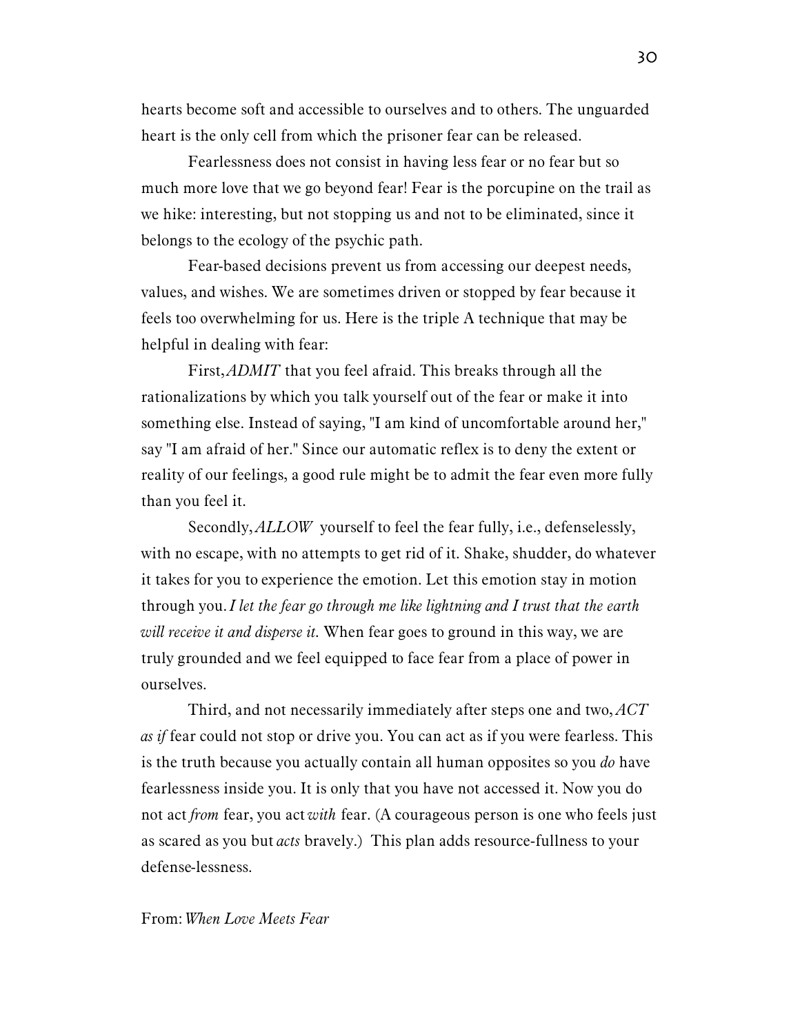hearts become soft and accessible to ourselves and to others. The unguarded heart is the only cell from which the prisoner fear can be released.

Fearlessness does not consist in having less fear or no fear but so much more love that we go beyond fear! Fear is the porcupine on the trail as we hike: interesting, but not stopping us and not to be eliminated, since it belongs to the ecology of the psychic path.

Fear-based decisions prevent us from accessing our deepest needs, values, and wishes. We are sometimes driven or stopped by fear because it feels too overwhelming for us. Here is the triple A technique that may be helpful in dealing with fear:

First, *ADMIT* that you feel afraid. This breaks through all the rationalizations by which you talk yourself out of the fear or make it into something else. Instead of saying, "I am kind of uncomfortable around her," say "I am afraid of her." Since our automatic reflex is to deny the extent or reality of our feelings, a good rule might be to admit the fear even more fully than you feel it.

Secondly, *ALLOW* yourself to feel the fear fully, i.e., defenselessly, with no escape, with no attempts to get rid of it. Shake, shudder, do whatever it takes for you to experience the emotion. Let this emotion stay in motion through you. *I let the fear go through me like lightning and I trust that the earth will receive it and disperse it.* When fear goes to ground in this way, we are truly grounded and we feel equipped to face fear from a place of power in ourselves.

Third, and not necessarily immediately after steps one and two, *ACT as if* fear could not stop or drive you. You can act as if you were fearless. This is the truth because you actually contain all human opposites so you *do* have fearlessness inside you. It is only that you have not accessed it. Now you do not act *from* fear, you act *with* fear. (A courageous person is one who feels just as scared as you but *acts* bravely.) This plan adds resource-fullness to your defense-lessness.

From: *When Love Meets Fear*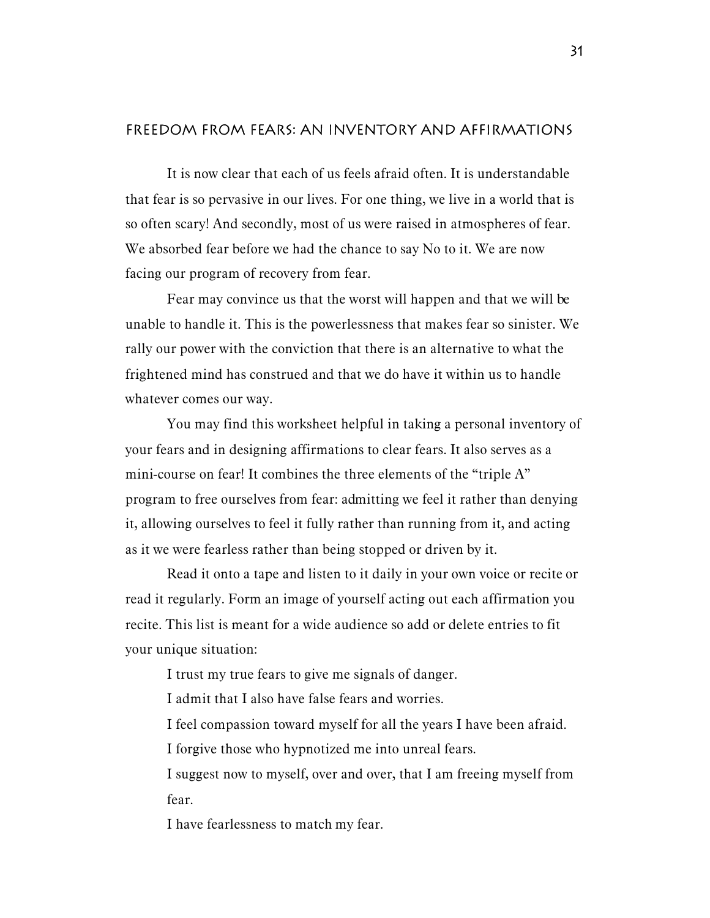## Freedom from Fears: An Inventory and Affirmations

It is now clear that each of us feels afraid often. It is understandable that fear is so pervasive in our lives. For one thing, we live in a world that is so often scary! And secondly, most of us were raised in atmospheres of fear. We absorbed fear before we had the chance to say No to it. We are now facing our program of recovery from fear.

Fear may convince us that the worst will happen and that we will be unable to handle it. This is the powerlessness that makes fear so sinister. We rally our power with the conviction that there is an alternative to what the frightened mind has construed and that we do have it within us to handle whatever comes our way.

You may find this worksheet helpful in taking a personal inventory of your fears and in designing affirmations to clear fears. It also serves as a mini-course on fear! It combines the three elements of the "triple A" program to free ourselves from fear: admitting we feel it rather than denying it, allowing ourselves to feel it fully rather than running from it, and acting as it we were fearless rather than being stopped or driven by it.

Read it onto a tape and listen to it daily in your own voice or recite or read it regularly. Form an image of yourself acting out each affirmation you recite. This list is meant for a wide audience so add or delete entries to fit your unique situation:

I trust my true fears to give me signals of danger.

I admit that I also have false fears and worries.

I feel compassion toward myself for all the years I have been afraid.

I forgive those who hypnotized me into unreal fears.

I suggest now to myself, over and over, that I am freeing myself from fear.

I have fearlessness to match my fear.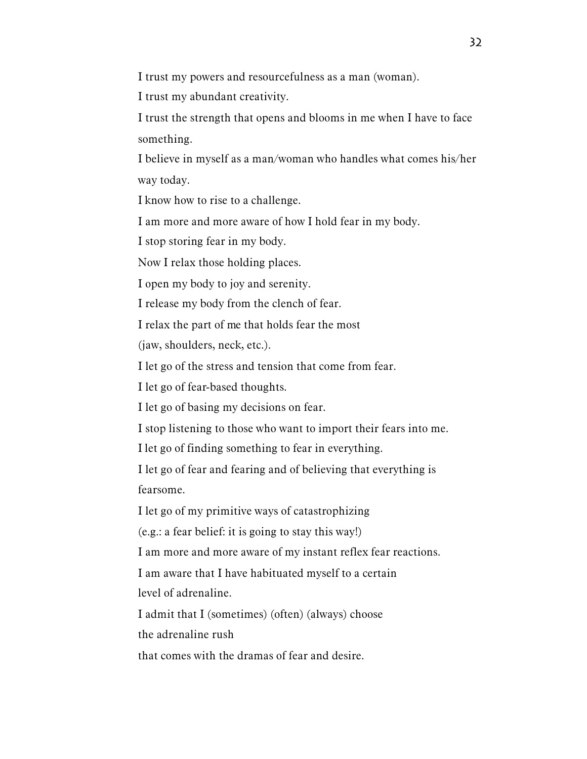I trust my powers and resourcefulness as a man (woman).

I trust my abundant creativity.

I trust the strength that opens and blooms in me when I have to face something.

I believe in myself as a man/woman who handles what comes his/her way today.

I know how to rise to a challenge.

I am more and more aware of how I hold fear in my body.

I stop storing fear in my body.

Now I relax those holding places.

I open my body to joy and serenity.

I release my body from the clench of fear.

I relax the part of me that holds fear the most
(jaw, shoulders, neck, etc.).

I let go of the stress and tension that come from fear.

I let go of fear-based thoughts.

I let go of basing my decisions on fear.

I stop listening to those who want to import their fears into me.

I let go of finding something to fear in everything.

I let go of fear and fearing and of believing that everything is fearsome.

I let go of my primitive ways of catastrophizing
(e.g.: a fear belief: it is going to stay this way!)

I am more and more aware of my instant reflex fear reactions.

I am aware that I have habituated myself to a certain
level of adrenaline.

I admit that I (sometimes) (often) (always) choose
the adrenaline rush
that comes with the dramas of fear and desire.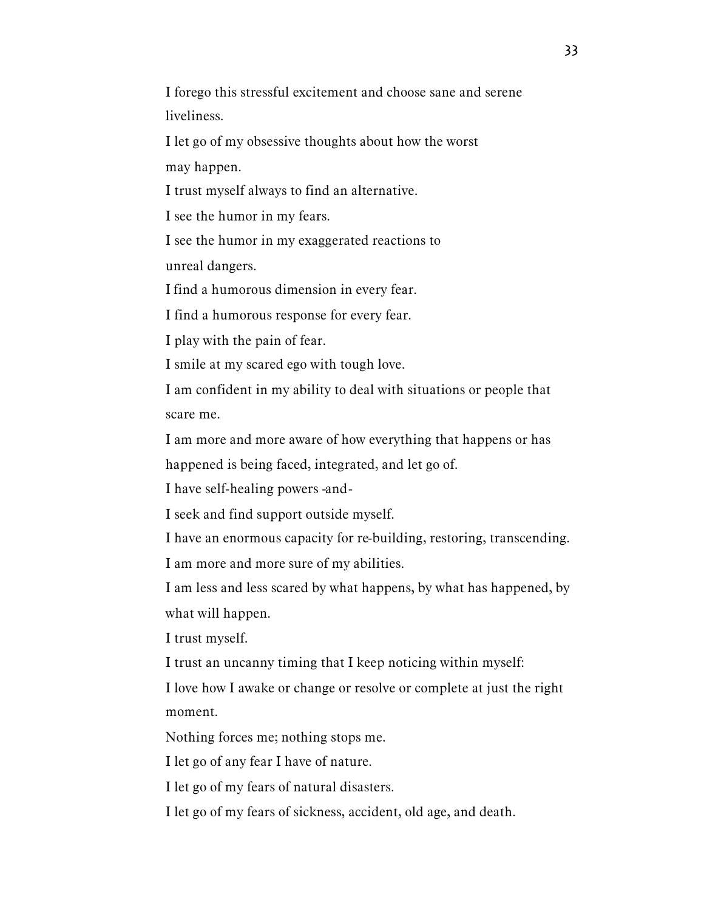I forego this stressful excitement and choose sane and serene liveliness.

I let go of my obsessive thoughts about how the worst may happen.

I trust myself always to find an alternative.

I see the humor in my fears.

I see the humor in my exaggerated reactions to unreal dangers.

I find a humorous dimension in every fear.

I find a humorous response for every fear.

I play with the pain of fear.

I smile at my scared ego with tough love.

I am confident in my ability to deal with situations or people that scare me.

I am more and more aware of how everything that happens or has happened is being faced, integrated, and let go of.

I have self-healing powers -and-

I seek and find support outside myself.

I have an enormous capacity for re-building, restoring, transcending.

I am more and more sure of my abilities.

I am less and less scared by what happens, by what has happened, by what will happen.

I trust myself.

I trust an uncanny timing that I keep noticing within myself:

I love how I awake or change or resolve or complete at just the right moment.

Nothing forces me; nothing stops me.

I let go of any fear I have of nature.

I let go of my fears of natural disasters.

I let go of my fears of sickness, accident, old age, and death.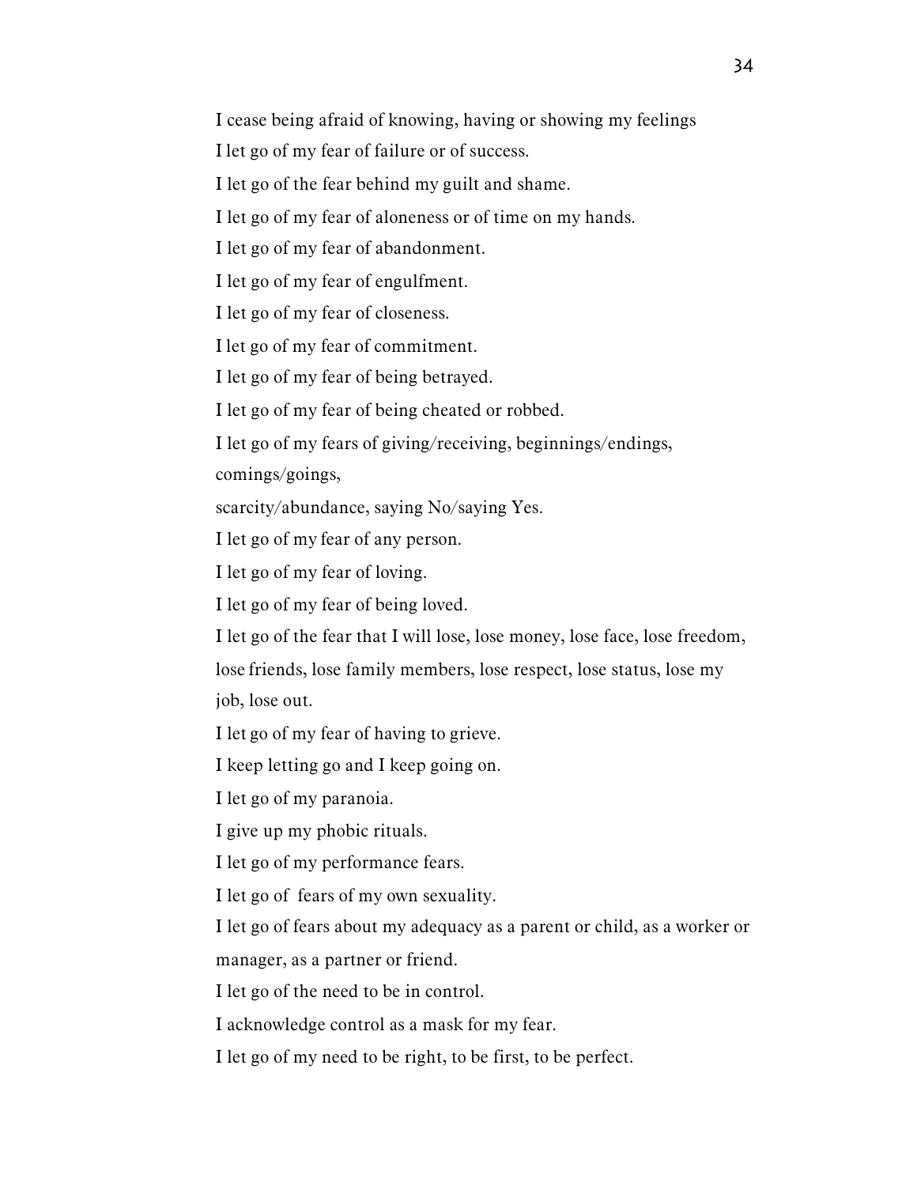I cease being afraid of knowing, having or showing my feelings

I let go of my fear of failure or of success.

I let go of the fear behind my guilt and shame.

I let go of my fear of aloneness or of time on my hands.

I let go of my fear of abandonment.

I let go of my fear of engulfment.

I let go of my fear of closeness.

I let go of my fear of commitment.

I let go of my fear of being betrayed.

I let go of my fear of being cheated or robbed.

I let go of my fears of giving/receiving, beginnings/endings, comings/goings,
scarcity/abundance, saying No/saying Yes.

I let go of my fear of any person.

I let go of my fear of loving.

I let go of my fear of being loved.

I let go of the fear that I will lose, lose money, lose face, lose freedom, lose friends, lose family members, lose respect, lose status, lose my job, lose out.

I let go of my fear of having to grieve.

I keep letting go and I keep going on.

I let go of my paranoia.

I give up my phobic rituals.

I let go of my performance fears.

I let go of fears of my own sexuality.

I let go of fears about my adequacy as a parent or child, as a worker or manager, as a partner or friend.

I let go of the need to be in control.

I acknowledge control as a mask for my fear.

I let go of my need to be right, to be first, to be perfect.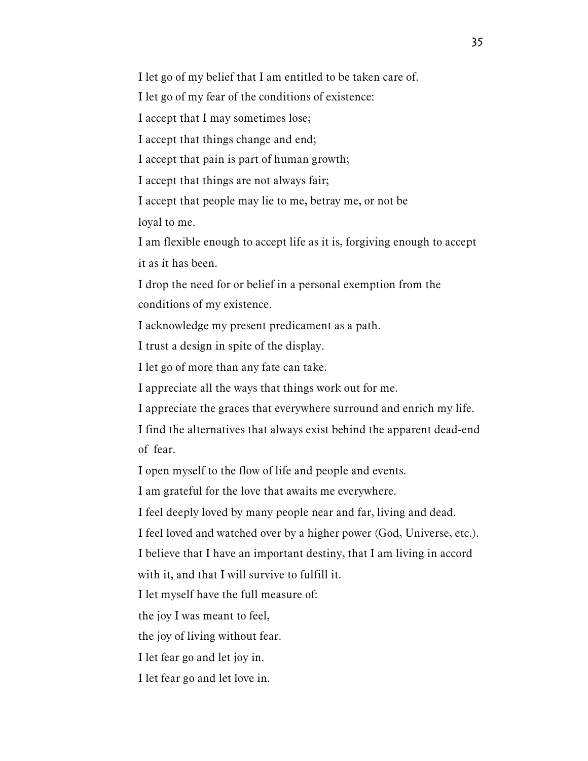I let go of my belief that I am entitled to be taken care of.

I let go of my fear of the conditions of existence:

I accept that I may sometimes lose;

I accept that things change and end;

I accept that pain is part of human growth;

I accept that things are not always fair;

I accept that people may lie to me, betray me, or not be loyal to me.

I am flexible enough to accept life as it is, forgiving enough to accept it as it has been.

I drop the need for or belief in a personal exemption from the conditions of my existence.

I acknowledge my present predicament as a path.

I trust a design in spite of the display.

I let go of more than any fate can take.

I appreciate all the ways that things work out for me.

I appreciate the graces that everywhere surround and enrich my life.

I find the alternatives that always exist behind the apparent dead-end of fear.

I open myself to the flow of life and people and events.

I am grateful for the love that awaits me everywhere.

I feel deeply loved by many people near and far, living and dead.

I feel loved and watched over by a higher power (God, Universe, etc.).

I believe that I have an important destiny, that I am living in accord with it, and that I will survive to fulfill it.

I let myself have the full measure of:

the joy I was meant to feel,

the joy of living without fear.

I let fear go and let joy in.

I let fear go and let love in.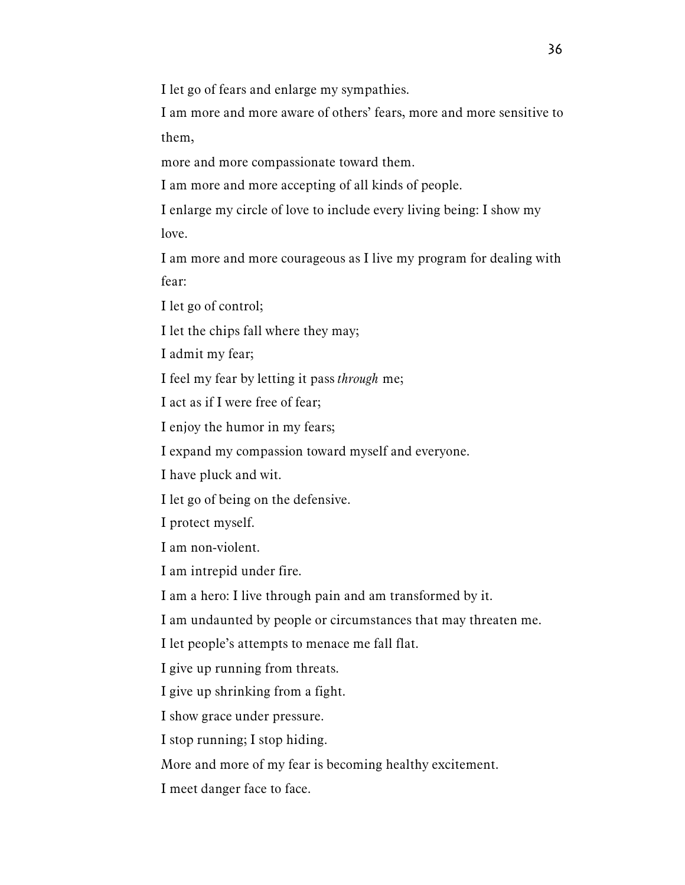I let go of fears and enlarge my sympathies.

I am more and more aware of others' fears, more and more sensitive to them,

more and more compassionate toward them.

I am more and more accepting of all kinds of people.

I enlarge my circle of love to include every living being: I show my love.

I am more and more courageous as I live my program for dealing with fear:

I let go of control;

I let the chips fall where they may;

I admit my fear;

I feel my fear by letting it pass *through* me;

I act as if I were free of fear;

I enjoy the humor in my fears;

I expand my compassion toward myself and everyone.

I have pluck and wit.

I let go of being on the defensive.

I protect myself.

I am non-violent.

I am intrepid under fire.

I am a hero: I live through pain and am transformed by it.

I am undaunted by people or circumstances that may threaten me.

I let people's attempts to menace me fall flat.

I give up running from threats.

I give up shrinking from a fight.

I show grace under pressure.

I stop running; I stop hiding.

More and more of my fear is becoming healthy excitement.

I meet danger face to face.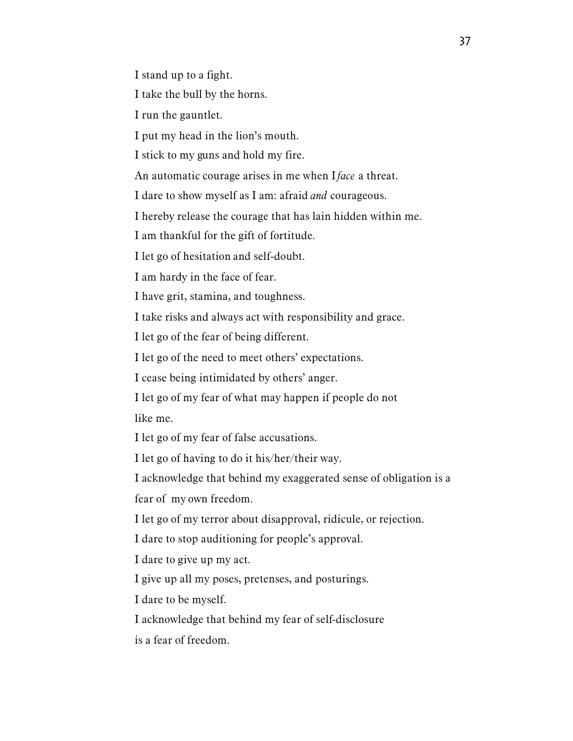I stand up to a fight.

I take the bull by the horns.

I run the gauntlet.

I put my head in the lion's mouth.

I stick to my guns and hold my fire.

An automatic courage arises in me when I *face* a threat.

I dare to show myself as I am: afraid *and* courageous.

I hereby release the courage that has lain hidden within me.

I am thankful for the gift of fortitude.

I let go of hesitation and self-doubt.

I am hardy in the face of fear.

I have grit, stamina, and toughness.

I take risks and always act with responsibility and grace.

I let go of the fear of being different.

I let go of the need to meet others' expectations.

I cease being intimidated by others' anger.

I let go of my fear of what may happen if people do not like me.

I let go of my fear of false accusations.

I let go of having to do it his/her/their way.

I acknowledge that behind my exaggerated sense of obligation is a fear of my own freedom.

I let go of my terror about disapproval, ridicule, or rejection.

I dare to stop auditioning for people's approval.

I dare to give up my act.

I give up all my poses, pretenses, and posturings.

I dare to be myself.

I acknowledge that behind my fear of self-disclosure is a fear of freedom.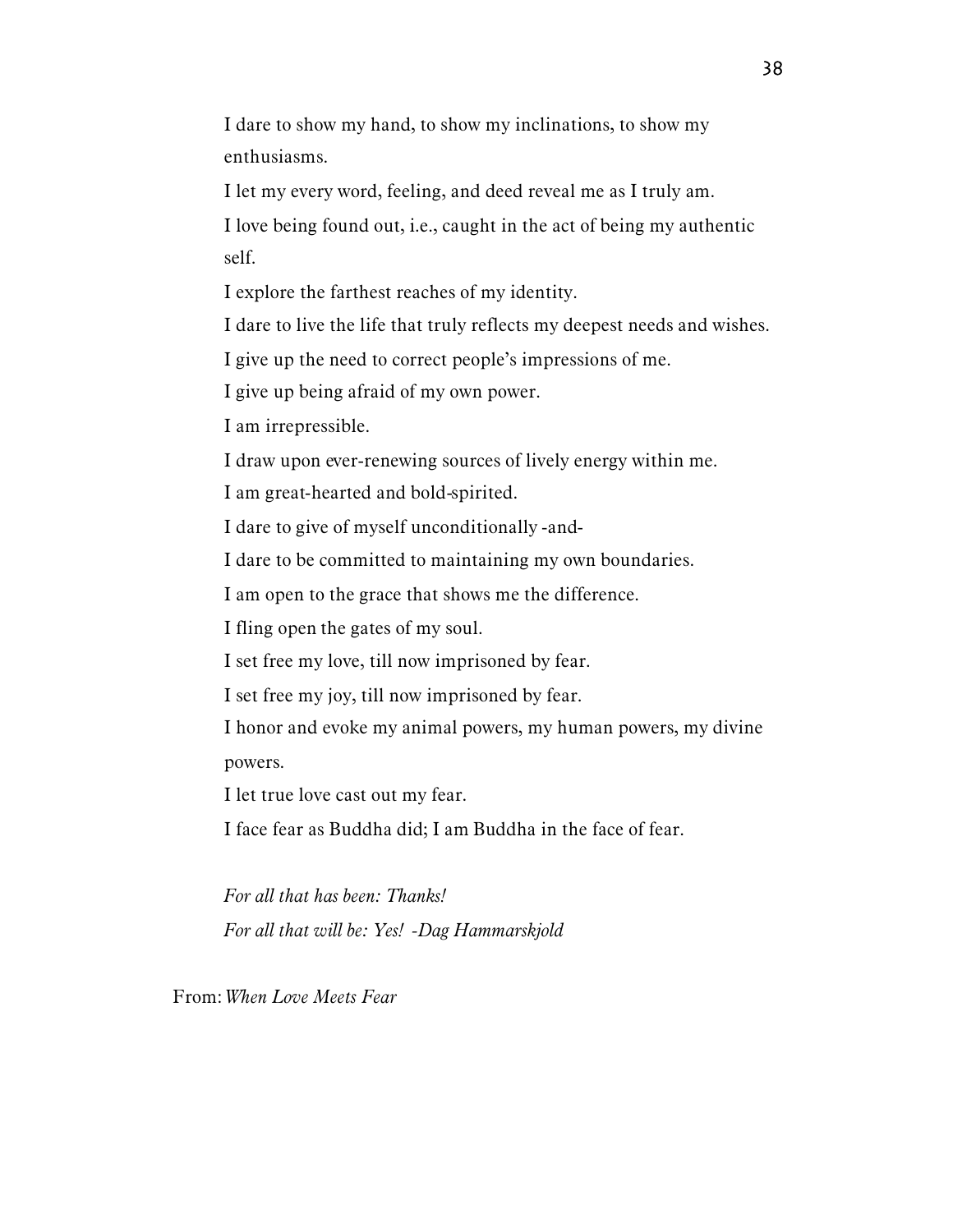I dare to show my hand, to show my inclinations, to show my enthusiasms.

I let my every word, feeling, and deed reveal me as I truly am.

I love being found out, i.e., caught in the act of being my authentic self.

I explore the farthest reaches of my identity.

I dare to live the life that truly reflects my deepest needs and wishes.

I give up the need to correct people's impressions of me.

I give up being afraid of my own power.

I am irrepressible.

I draw upon ever-renewing sources of lively energy within me.

I am great-hearted and bold-spirited.

I dare to give of myself unconditionally -and-

I dare to be committed to maintaining my own boundaries.

I am open to the grace that shows me the difference.

I fling open the gates of my soul.

I set free my love, till now imprisoned by fear.

I set free my joy, till now imprisoned by fear.

I honor and evoke my animal powers, my human powers, my divine powers.

I let true love cast out my fear.

I face fear as Buddha did; I am Buddha in the face of fear.

*For all that has been: Thanks!*
*For all that will be: Yes! -Dag Hammarskjold*

From: *When Love Meets Fear*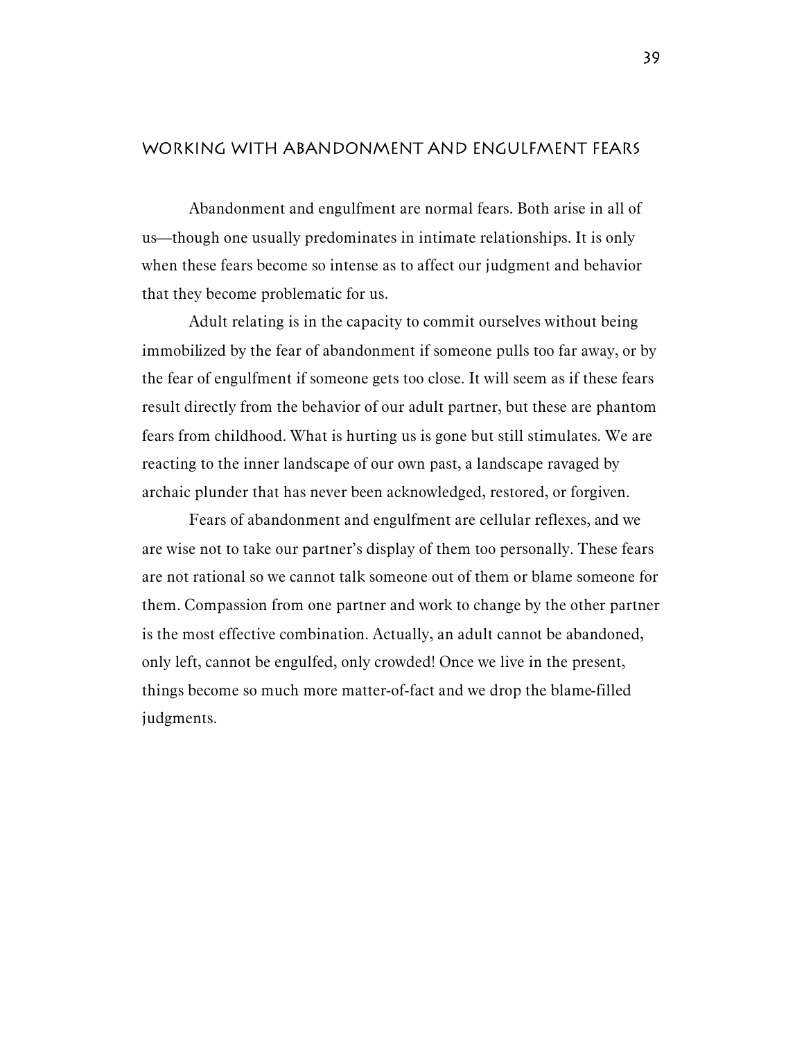## WORKING WITH ABANDONMENT AND ENGULFMENT FEARS

Abandonment and engulfment are normal fears. Both arise in all of us—though one usually predominates in intimate relationships. It is only when these fears become so intense as to affect our judgment and behavior that they become problematic for us.

Adult relating is in the capacity to commit ourselves without being immobilized by the fear of abandonment if someone pulls too far away, or by the fear of engulfment if someone gets too close. It will seem as if these fears result directly from the behavior of our adult partner, but these are phantom fears from childhood. What is hurting us is gone but still stimulates. We are reacting to the inner landscape of our own past, a landscape ravaged by archaic plunder that has never been acknowledged, restored, or forgiven.

Fears of abandonment and engulfment are cellular reflexes, and we are wise not to take our partner's display of them too personally. These fears are not rational so we cannot talk someone out of them or blame someone for them. Compassion from one partner and work to change by the other partner is the most effective combination. Actually, an adult cannot be abandoned, only left, cannot be engulfed, only crowded! Once we live in the present, things become so much more matter-of-fact and we drop the blame-filled judgments.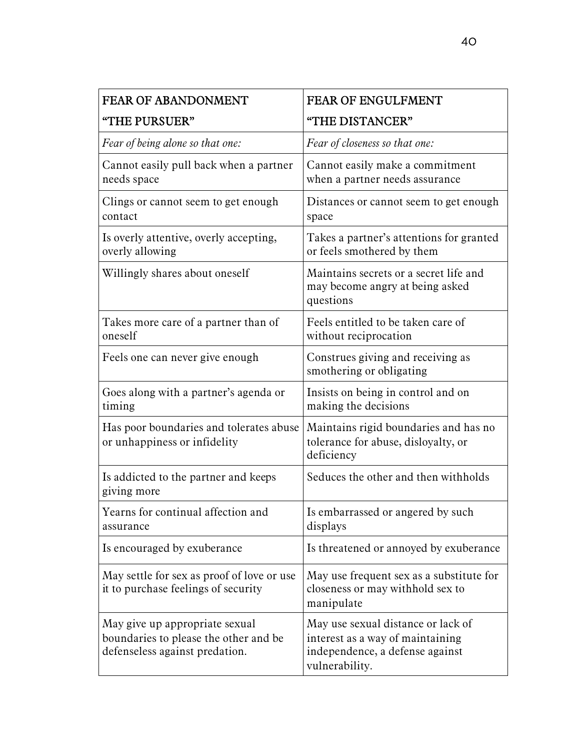| FEAR OF ABANDONMENT<br>"THE PURSUER" | FEAR OF ENGULFMENT<br>"THE DISTANCER" |
|---|---|
| *Fear of being alone so that one:* | *Fear of closeness so that one:* |
| Cannot easily pull back when a partner needs space | Cannot easily make a commitment when a partner needs assurance |
| Clings or cannot seem to get enough contact | Distances or cannot seem to get enough space |
| Is overly attentive, overly accepting, overly allowing | Takes a partner's attentions for granted or feels smothered by them |
| Willingly shares about oneself | Maintains secrets or a secret life and may become angry at being asked questions |
| Takes more care of a partner than of oneself | Feels entitled to be taken care of without reciprocation |
| Feels one can never give enough | Construes giving and receiving as smothering or obligating |
| Goes along with a partner's agenda or timing | Insists on being in control and on making the decisions |
| Has poor boundaries and tolerates abuse or unhappiness or infidelity | Maintains rigid boundaries and has no tolerance for abuse, disloyalty, or deficiency |
| Is addicted to the partner and keeps giving more | Seduces the other and then withholds |
| Yearns for continual affection and assurance | Is embarrassed or angered by such displays |
| Is encouraged by exuberance | Is threatened or annoyed by exuberance |
| May settle for sex as proof of love or use it to purchase feelings of security | May use frequent sex as a substitute for closeness or may withhold sex to manipulate |
| May give up appropriate sexual boundaries to please the other and be defenseless against predation. | May use sexual distance or lack of interest as a way of maintaining independence, a defense against vulnerability. |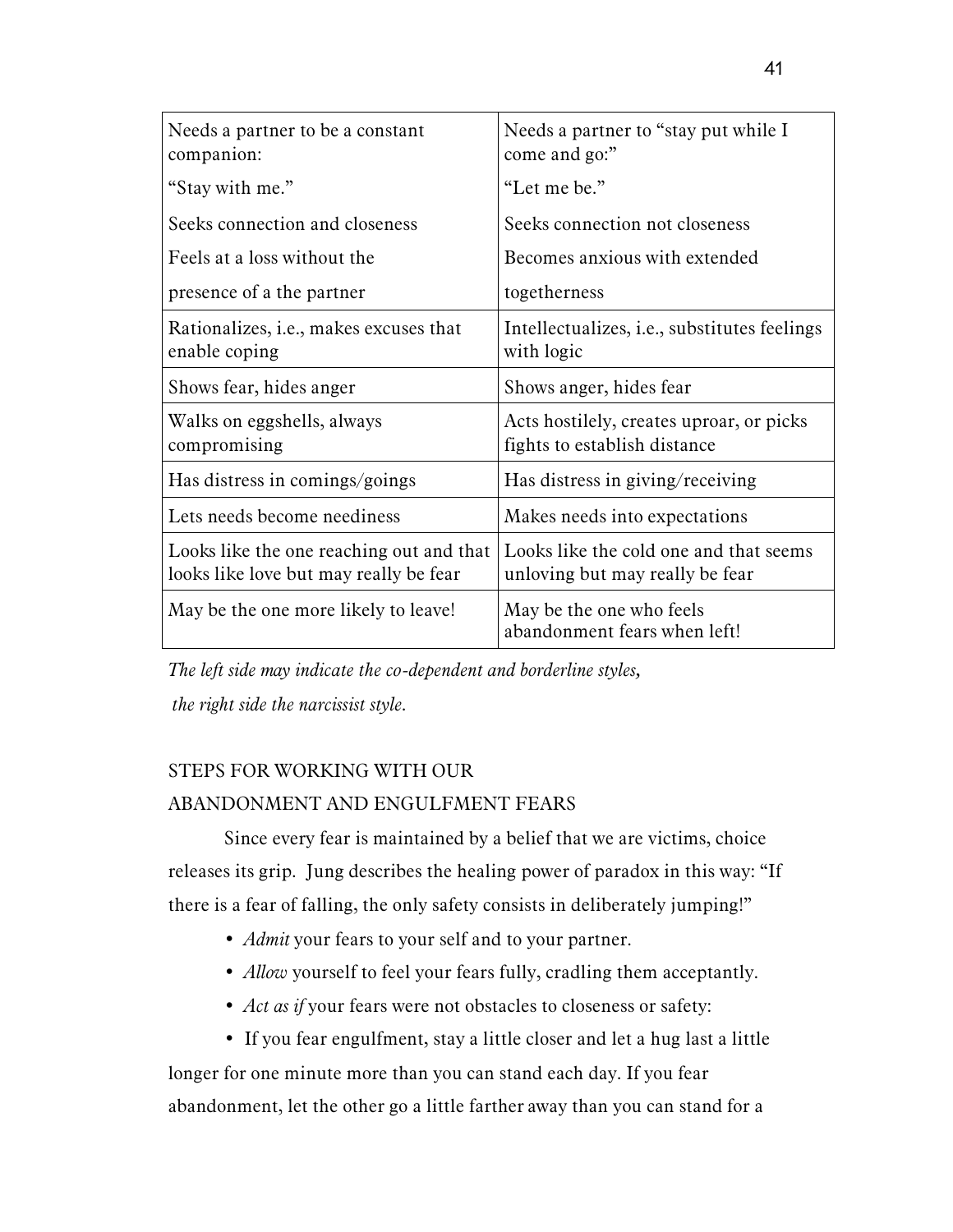| Needs a partner to be a constant companion: “Stay with me.” Seeks connection and closeness Feels at a loss without the presence of a the partner | Needs a partner to “stay put while I come and go:” “Let me be.” Seeks connection not closeness Becomes anxious with extended togetherness |
|---|---|
| Rationalizes, i.e., makes excuses that enable coping | Intellectualizes, i.e., substitutes feelings with logic |
| Shows fear, hides anger | Shows anger, hides fear |
| Walks on eggshells, always compromising | Acts hostilely, creates uproar, or picks fights to establish distance |
| Has distress in comings/goings | Has distress in giving/receiving |
| Lets needs become neediness | Makes needs into expectations |
| Looks like the one reaching out and that looks like love but may really be fear | Looks like the cold one and that seems unloving but may really be fear |
| May be the one more likely to leave! | May be the one who feels abandonment fears when left! |

*The left side may indicate the co-dependent and borderline styles, the right side the narcissist style.*

## STEPS FOR WORKING WITH OUR ABANDONMENT AND ENGULFMENT FEARS

Since every fear is maintained by a belief that we are victims, choice releases its grip. Jung describes the healing power of paradox in this way: “If there is a fear of falling, the only safety consists in deliberately jumping!”

- *Admit* your fears to your self and to your partner.
- *Allow* yourself to feel your fears fully, cradling them acceptantly.
- *Act as if* your fears were not obstacles to closeness or safety:
- If you fear engulfment, stay a little closer and let a hug last a little longer for one minute more than you can stand each day. If you fear abandonment, let the other go a little farther away than you can stand for a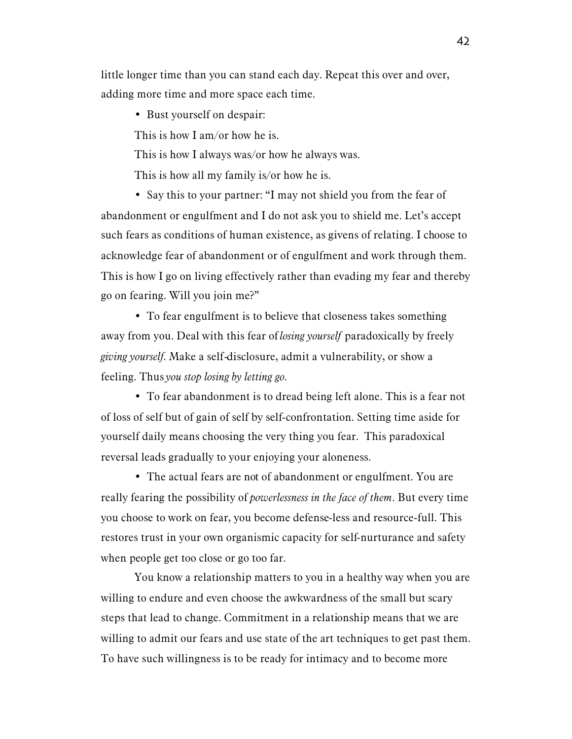little longer time than you can stand each day. Repeat this over and over, adding more time and more space each time.

- Bust yourself on despair:

This is how I am/or how he is.

This is how I always was/or how he always was.

This is how all my family is/or how he is.

- Say this to your partner: "I may not shield you from the fear of abandonment or engulfment and I do not ask you to shield me. Let's accept such fears as conditions of human existence, as givens of relating. I choose to acknowledge fear of abandonment or of engulfment and work through them. This is how I go on living effectively rather than evading my fear and thereby go on fearing. Will you join me?"

- To fear engulfment is to believe that closeness takes something away from you. Deal with this fear of *losing yourself* paradoxically by freely *giving yourself*. Make a self-disclosure, admit a vulnerability, or show a feeling. Thus *you stop losing by letting go.*

- To fear abandonment is to dread being left alone. This is a fear not of loss of self but of gain of self by self-confrontation. Setting time aside for yourself daily means choosing the very thing you fear. This paradoxical reversal leads gradually to your enjoying your aloneness.

- The actual fears are not of abandonment or engulfment. You are really fearing the possibility of *powerlessness in the face of them*. But every time you choose to work on fear, you become defense-less and resource-full. This restores trust in your own organismic capacity for self-nurturance and safety when people get too close or go too far.

You know a relationship matters to you in a healthy way when you are willing to endure and even choose the awkwardness of the small but scary steps that lead to change. Commitment in a relationship means that we are willing to admit our fears and use state of the art techniques to get past them. To have such willingness is to be ready for intimacy and to become more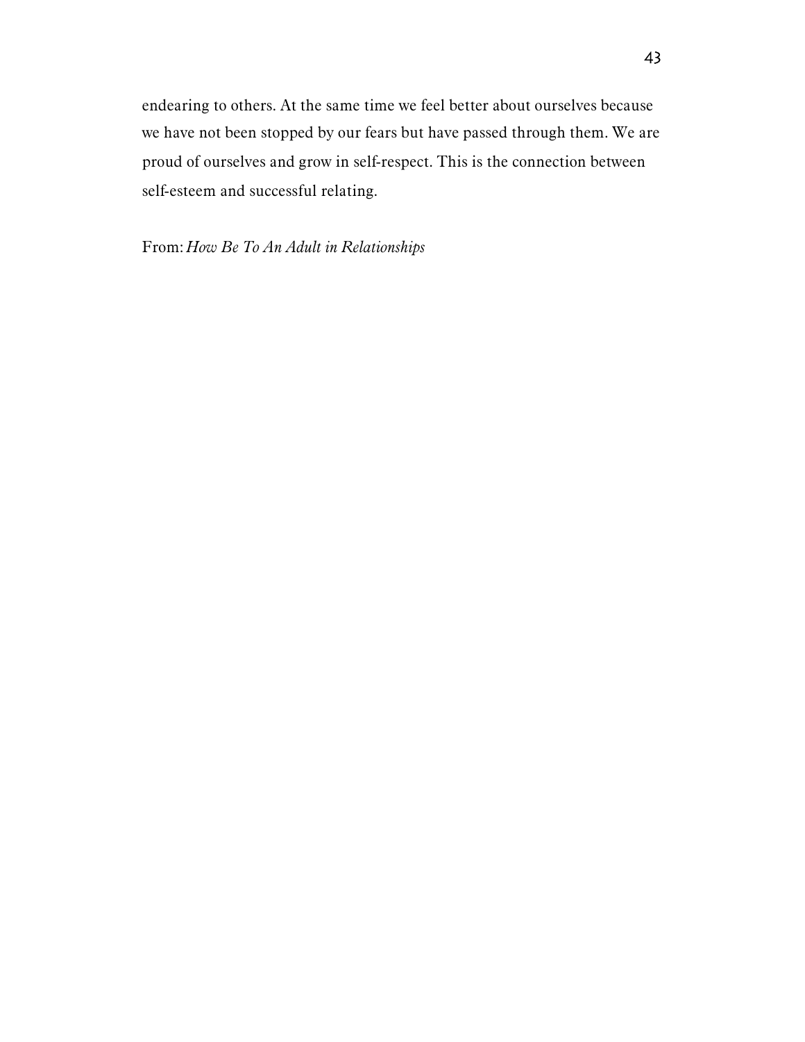endearing to others. At the same time we feel better about ourselves because we have not been stopped by our fears but have passed through them. We are proud of ourselves and grow in self-respect. This is the connection between self-esteem and successful relating.

From: *How Be To An Adult in Relationships*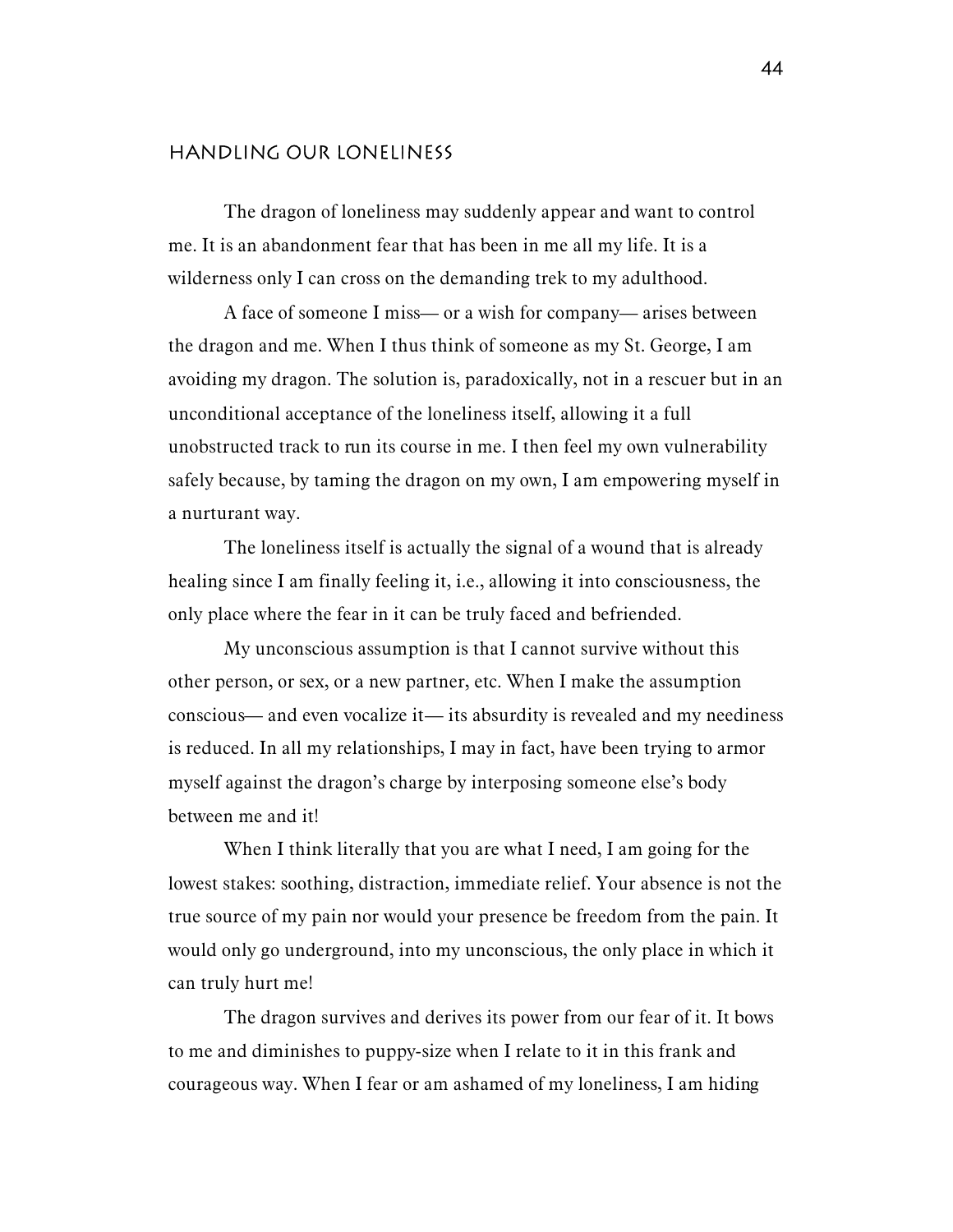## HANDLING OUR LONELINESS

The dragon of loneliness may suddenly appear and want to control me. It is an abandonment fear that has been in me all my life. It is a wilderness only I can cross on the demanding trek to my adulthood.

A face of someone I miss— or a wish for company— arises between the dragon and me. When I thus think of someone as my St. George, I am avoiding my dragon. The solution is, paradoxically, not in a rescuer but in an unconditional acceptance of the loneliness itself, allowing it a full unobstructed track to run its course in me. I then feel my own vulnerability safely because, by taming the dragon on my own, I am empowering myself in a nurturant way.

The loneliness itself is actually the signal of a wound that is already healing since I am finally feeling it, i.e., allowing it into consciousness, the only place where the fear in it can be truly faced and befriended.

My unconscious assumption is that I cannot survive without this other person, or sex, or a new partner, etc. When I make the assumption conscious— and even vocalize it— its absurdity is revealed and my neediness is reduced. In all my relationships, I may in fact, have been trying to armor myself against the dragon's charge by interposing someone else's body between me and it!

When I think literally that you are what I need, I am going for the lowest stakes: soothing, distraction, immediate relief. Your absence is not the true source of my pain nor would your presence be freedom from the pain. It would only go underground, into my unconscious, the only place in which it can truly hurt me!

The dragon survives and derives its power from our fear of it. It bows to me and diminishes to puppy-size when I relate to it in this frank and courageous way. When I fear or am ashamed of my loneliness, I am hiding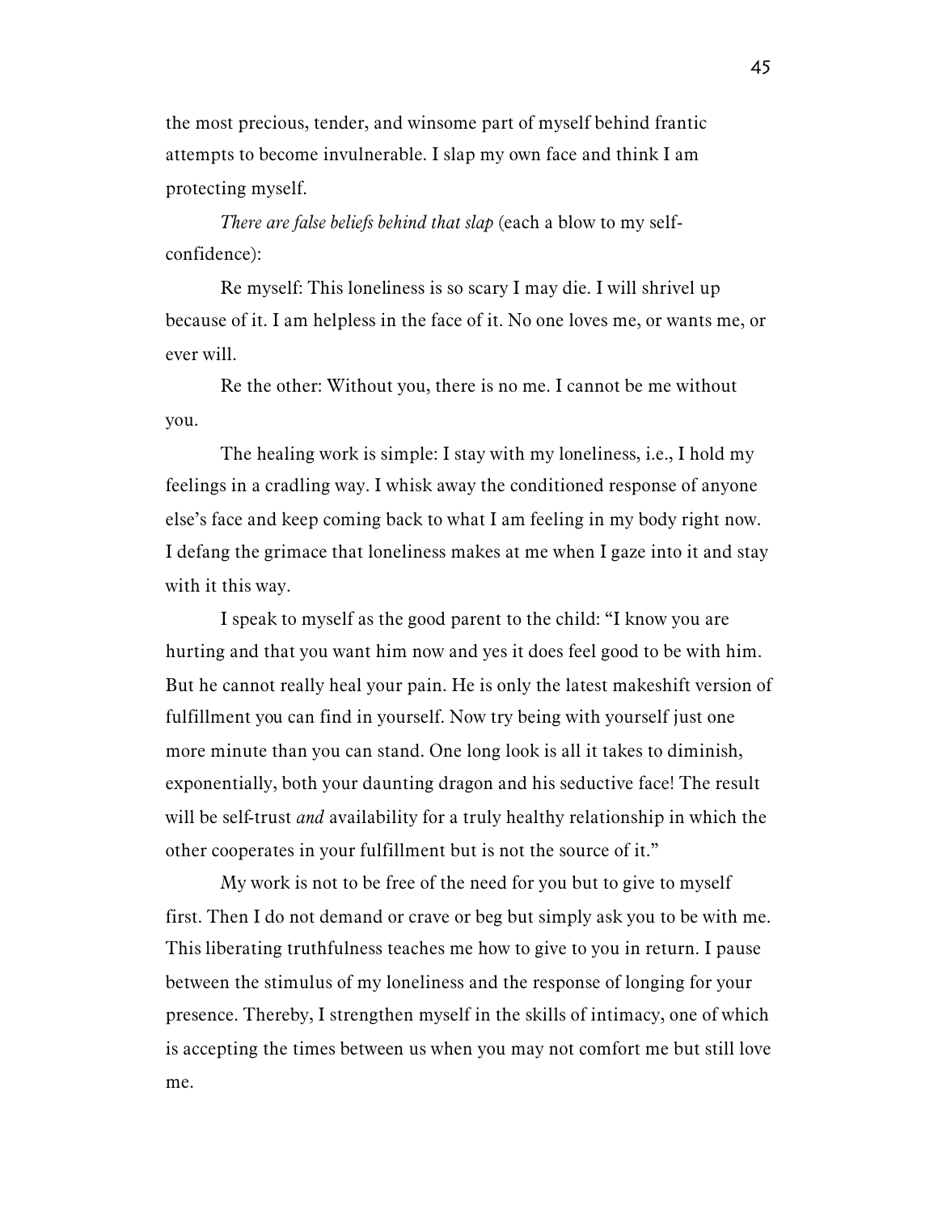the most precious, tender, and winsome part of myself behind frantic attempts to become invulnerable. I slap my own face and think I am protecting myself.

*There are false beliefs behind that slap* (each a blow to my self-confidence):

Re myself: This loneliness is so scary I may die. I will shrivel up because of it. I am helpless in the face of it. No one loves me, or wants me, or ever will.

Re the other: Without you, there is no me. I cannot be me without you.

The healing work is simple: I stay with my loneliness, i.e., I hold my feelings in a cradling way. I whisk away the conditioned response of anyone else's face and keep coming back to what I am feeling in my body right now. I defang the grimace that loneliness makes at me when I gaze into it and stay with it this way.

I speak to myself as the good parent to the child: "I know you are hurting and that you want him now and yes it does feel good to be with him. But he cannot really heal your pain. He is only the latest makeshift version of fulfillment you can find in yourself. Now try being with yourself just one more minute than you can stand. One long look is all it takes to diminish, exponentially, both your daunting dragon and his seductive face! The result will be self-trust *and* availability for a truly healthy relationship in which the other cooperates in your fulfillment but is not the source of it."

My work is not to be free of the need for you but to give to myself first. Then I do not demand or crave or beg but simply ask you to be with me. This liberating truthfulness teaches me how to give to you in return. I pause between the stimulus of my loneliness and the response of longing for your presence. Thereby, I strengthen myself in the skills of intimacy, one of which is accepting the times between us when you may not comfort me but still love me.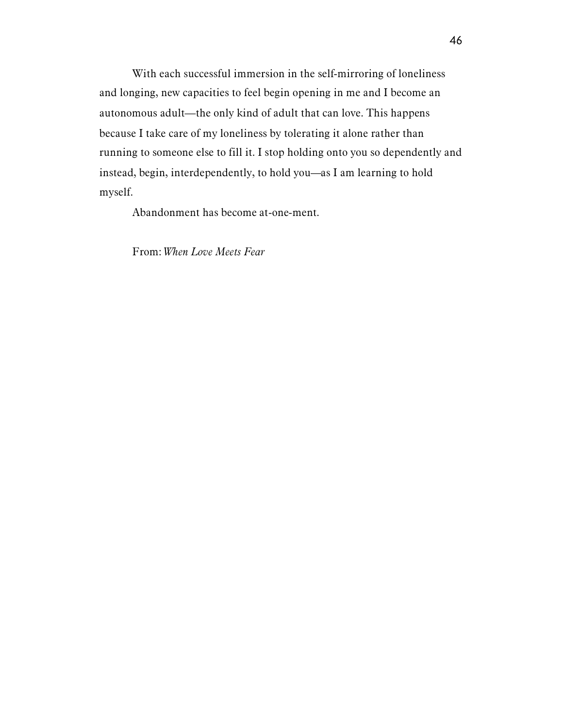With each successful immersion in the self-mirroring of loneliness and longing, new capacities to feel begin opening in me and I become an autonomous adult—the only kind of adult that can love. This happens because I take care of my loneliness by tolerating it alone rather than running to someone else to fill it. I stop holding onto you so dependently and instead, begin, interdependently, to hold you—as I am learning to hold myself.

Abandonment has become at-one-ment.

From: *When Love Meets Fear*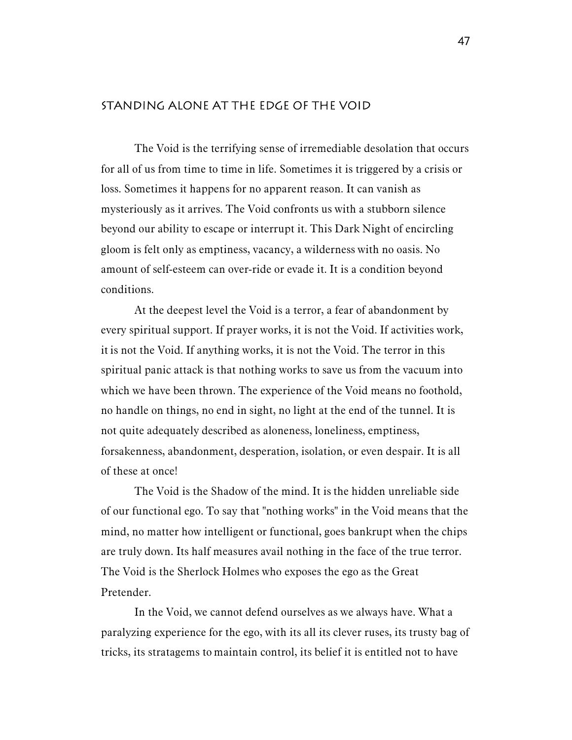## STANDING ALONE AT THE EDGE OF THE VOID

The Void is the terrifying sense of irremediable desolation that occurs for all of us from time to time in life. Sometimes it is triggered by a crisis or loss. Sometimes it happens for no apparent reason. It can vanish as mysteriously as it arrives. The Void confronts us with a stubborn silence beyond our ability to escape or interrupt it. This Dark Night of encircling gloom is felt only as emptiness, vacancy, a wilderness with no oasis. No amount of self-esteem can over-ride or evade it. It is a condition beyond conditions.

At the deepest level the Void is a terror, a fear of abandonment by every spiritual support. If prayer works, it is not the Void. If activities work, it is not the Void. If anything works, it is not the Void. The terror in this spiritual panic attack is that nothing works to save us from the vacuum into which we have been thrown. The experience of the Void means no foothold, no handle on things, no end in sight, no light at the end of the tunnel. It is not quite adequately described as aloneness, loneliness, emptiness, forsakenness, abandonment, desperation, isolation, or even despair. It is all of these at once!

The Void is the Shadow of the mind. It is the hidden unreliable side of our functional ego. To say that "nothing works" in the Void means that the mind, no matter how intelligent or functional, goes bankrupt when the chips are truly down. Its half measures avail nothing in the face of the true terror. The Void is the Sherlock Holmes who exposes the ego as the Great Pretender.

In the Void, we cannot defend ourselves as we always have. What a paralyzing experience for the ego, with its all its clever ruses, its trusty bag of tricks, its stratagems to maintain control, its belief it is entitled not to have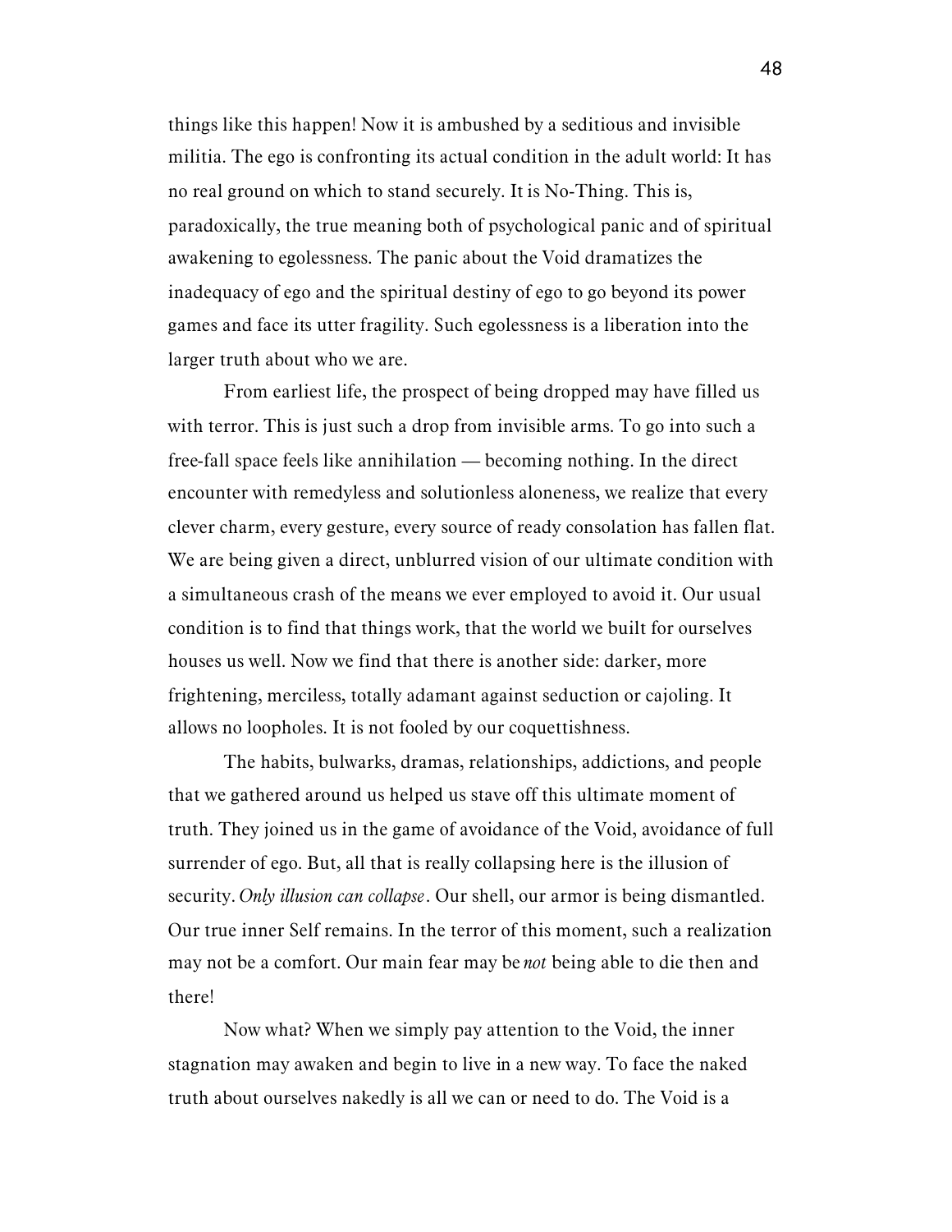things like this happen! Now it is ambushed by a seditious and invisible militia. The ego is confronting its actual condition in the adult world: It has no real ground on which to stand securely. It is No-Thing. This is, paradoxically, the true meaning both of psychological panic and of spiritual awakening to egolessness. The panic about the Void dramatizes the inadequacy of ego and the spiritual destiny of ego to go beyond its power games and face its utter fragility. Such egolessness is a liberation into the larger truth about who we are.

From earliest life, the prospect of being dropped may have filled us with terror. This is just such a drop from invisible arms. To go into such a free-fall space feels like annihilation — becoming nothing. In the direct encounter with remedyless and solutionless aloneness, we realize that every clever charm, every gesture, every source of ready consolation has fallen flat. We are being given a direct, unblurred vision of our ultimate condition with a simultaneous crash of the means we ever employed to avoid it. Our usual condition is to find that things work, that the world we built for ourselves houses us well. Now we find that there is another side: darker, more frightening, merciless, totally adamant against seduction or cajoling. It allows no loopholes. It is not fooled by our coquettishness.

The habits, bulwarks, dramas, relationships, addictions, and people that we gathered around us helped us stave off this ultimate moment of truth. They joined us in the game of avoidance of the Void, avoidance of full surrender of ego. But, all that is really collapsing here is the illusion of security. *Only illusion can collapse*. Our shell, our armor is being dismantled. Our true inner Self remains. In the terror of this moment, such a realization may not be a comfort. Our main fear may be *not* being able to die then and there!

Now what? When we simply pay attention to the Void, the inner stagnation may awaken and begin to live in a new way. To face the naked truth about ourselves nakedly is all we can or need to do. The Void is a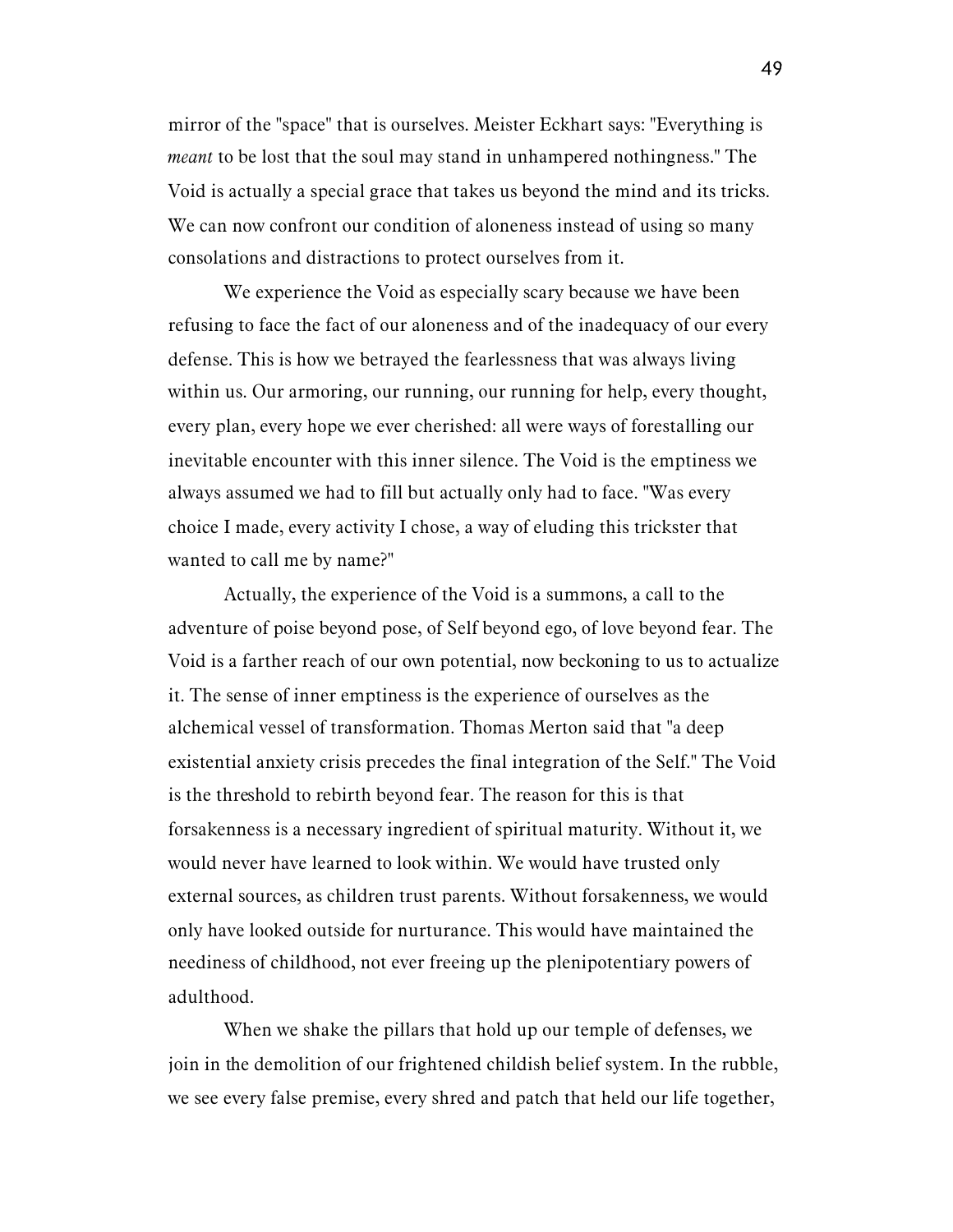mirror of the "space" that is ourselves. Meister Eckhart says: "Everything is *meant* to be lost that the soul may stand in unhampered nothingness." The Void is actually a special grace that takes us beyond the mind and its tricks. We can now confront our condition of aloneness instead of using so many consolations and distractions to protect ourselves from it.

We experience the Void as especially scary because we have been refusing to face the fact of our aloneness and of the inadequacy of our every defense. This is how we betrayed the fearlessness that was always living within us. Our armoring, our running, our running for help, every thought, every plan, every hope we ever cherished: all were ways of forestalling our inevitable encounter with this inner silence. The Void is the emptiness we always assumed we had to fill but actually only had to face. "Was every choice I made, every activity I chose, a way of eluding this trickster that wanted to call me by name?"

Actually, the experience of the Void is a summons, a call to the adventure of poise beyond pose, of Self beyond ego, of love beyond fear. The Void is a farther reach of our own potential, now beckoning to us to actualize it. The sense of inner emptiness is the experience of ourselves as the alchemical vessel of transformation. Thomas Merton said that "a deep existential anxiety crisis precedes the final integration of the Self." The Void is the threshold to rebirth beyond fear. The reason for this is that forsakenness is a necessary ingredient of spiritual maturity. Without it, we would never have learned to look within. We would have trusted only external sources, as children trust parents. Without forsakenness, we would only have looked outside for nurturance. This would have maintained the neediness of childhood, not ever freeing up the plenipotentiary powers of adulthood.

When we shake the pillars that hold up our temple of defenses, we join in the demolition of our frightened childish belief system. In the rubble, we see every false premise, every shred and patch that held our life together,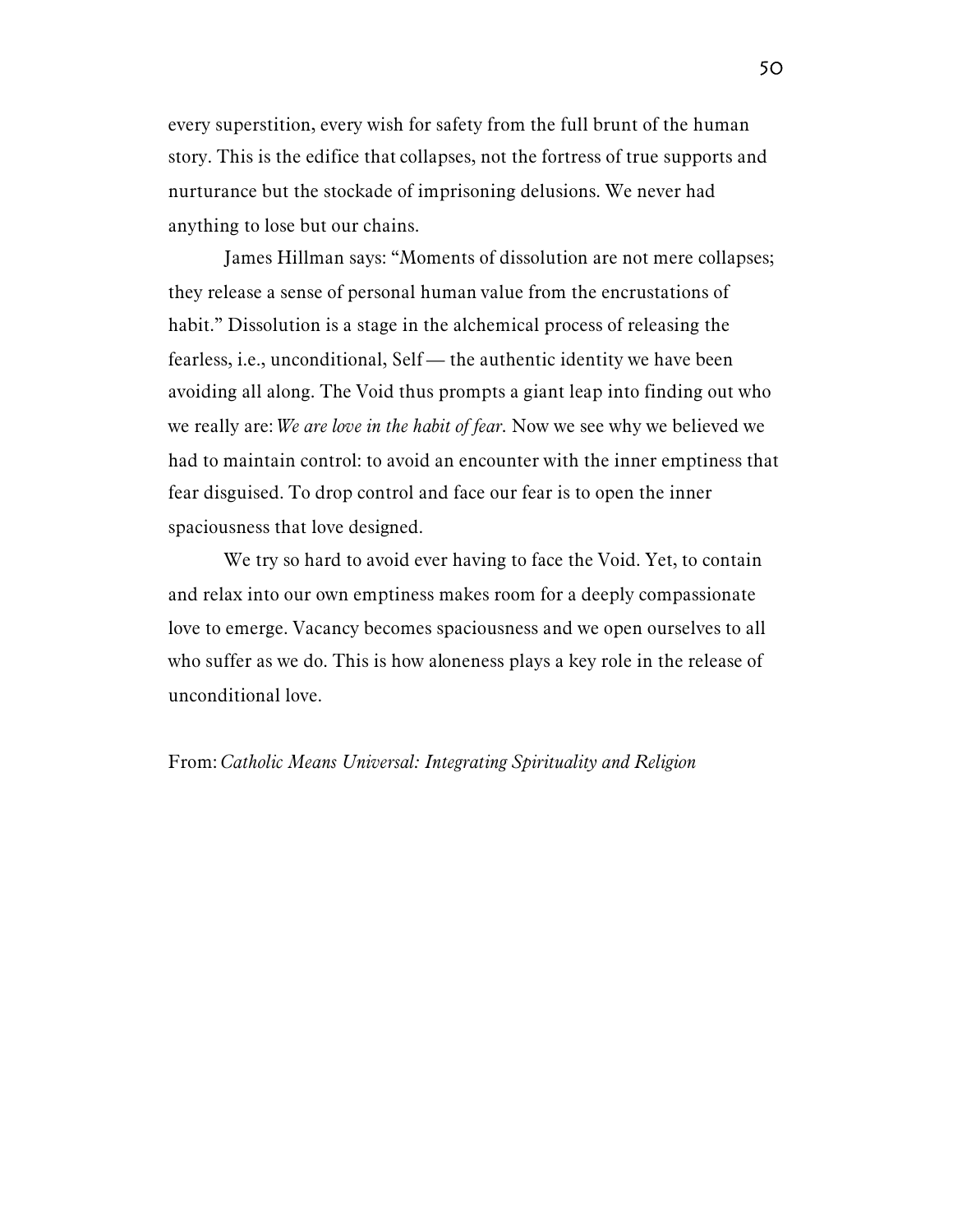every superstition, every wish for safety from the full brunt of the human story. This is the edifice that collapses, not the fortress of true supports and nurturance but the stockade of imprisoning delusions. We never had anything to lose but our chains.

James Hillman says: "Moments of dissolution are not mere collapses; they release a sense of personal human value from the encrustations of habit." Dissolution is a stage in the alchemical process of releasing the fearless, i.e., unconditional, Self — the authentic identity we have been avoiding all along. The Void thus prompts a giant leap into finding out who we really are: *We are love in the habit of fear.* Now we see why we believed we had to maintain control: to avoid an encounter with the inner emptiness that fear disguised. To drop control and face our fear is to open the inner spaciousness that love designed.

We try so hard to avoid ever having to face the Void. Yet, to contain and relax into our own emptiness makes room for a deeply compassionate love to emerge. Vacancy becomes spaciousness and we open ourselves to all who suffer as we do. This is how aloneness plays a key role in the release of unconditional love.

From: *Catholic Means Universal: Integrating Spirituality and Religion*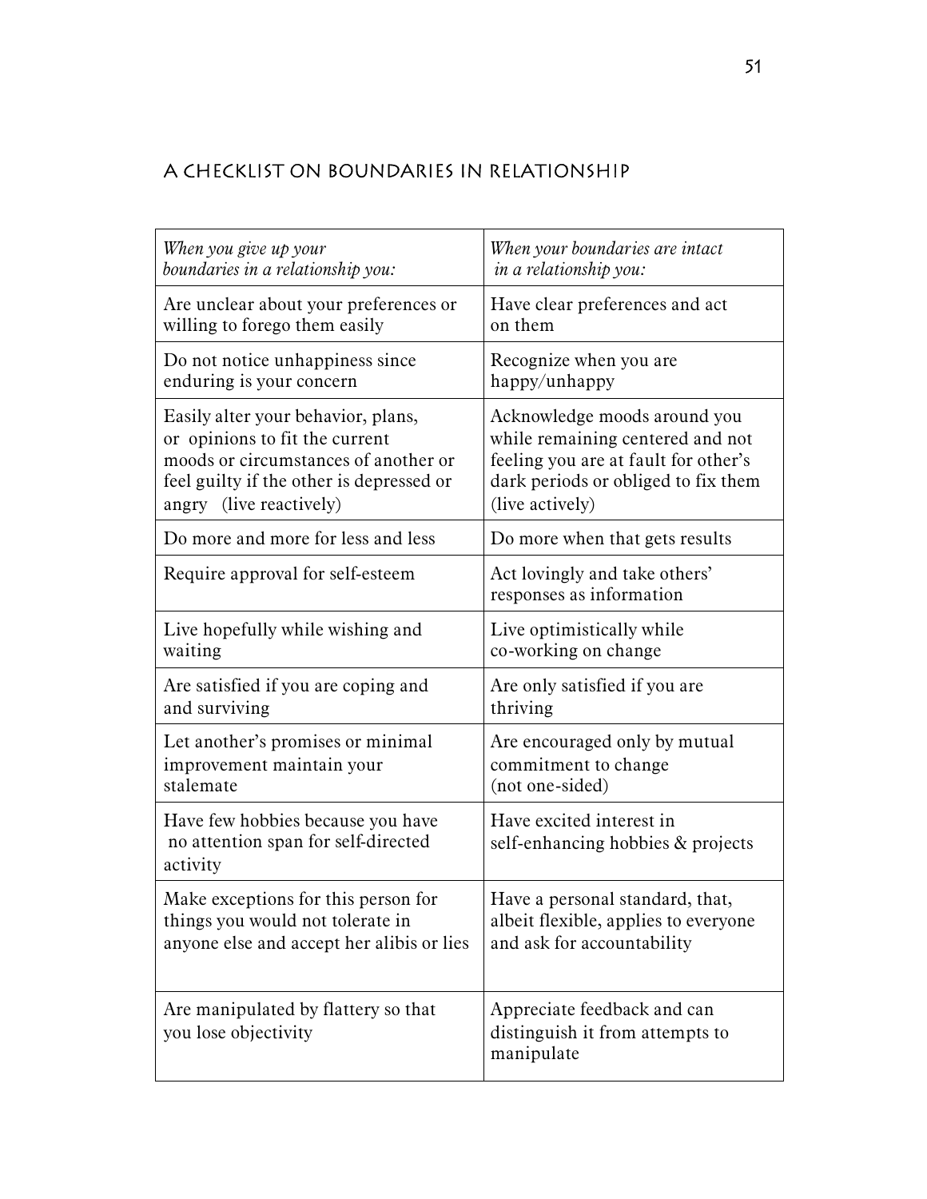## A CHECKLIST ON BOUNDARIES IN RELATIONSHIP

| *When you give up your boundaries in a relationship you:* | *When your boundaries are intact in a relationship you:* |
|---|---|
| Are unclear about your preferences or willing to forego them easily | Have clear preferences and act on them |
| Do not notice unhappiness since enduring is your concern | Recognize when you are happy/unhappy |
| Easily alter your behavior, plans, or opinions to fit the current moods or circumstances of another or feel guilty if the other is depressed or angry (live reactively) | Acknowledge moods around you while remaining centered and not feeling you are at fault for other's dark periods or obliged to fix them (live actively) |
| Do more and more for less and less | Do more when that gets results |
| Require approval for self-esteem | Act lovingly and take others' responses as information |
| Live hopefully while wishing and waiting | Live optimistically while co-working on change |
| Are satisfied if you are coping and and surviving | Are only satisfied if you are thriving |
| Let another's promises or minimal improvement maintain your stalemate | Are encouraged only by mutual commitment to change (not one-sided) |
| Have few hobbies because you have no attention span for self-directed activity | Have excited interest in self-enhancing hobbies & projects |
| Make exceptions for this person for things you would not tolerate in anyone else and accept her alibis or lies | Have a personal standard, that, albeit flexible, applies to everyone and ask for accountability |
| Are manipulated by flattery so that you lose objectivity | Appreciate feedback and can distinguish it from attempts to manipulate |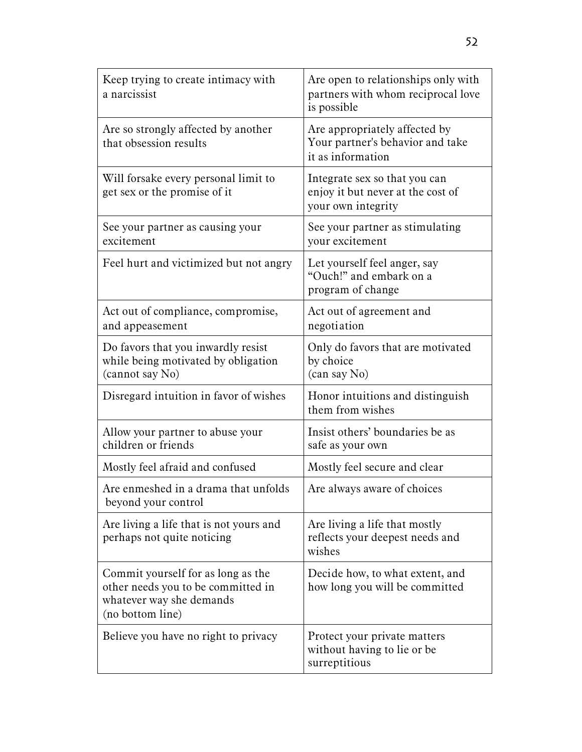| Keep trying to create intimacy with a narcissist | Are open to relationships only with partners with whom reciprocal love is possible |
|---|---|
| Are so strongly affected by another that obsession results | Are appropriately affected by Your partner's behavior and take it as information |
| Will forsake every personal limit to get sex or the promise of it | Integrate sex so that you can enjoy it but never at the cost of your own integrity |
| See your partner as causing your excitement | See your partner as stimulating your excitement |
| Feel hurt and victimized but not angry | Let yourself feel anger, say "Ouch!" and embark on a program of change |
| Act out of compliance, compromise, and appeasement | Act out of agreement and negotiation |
| Do favors that you inwardly resist while being motivated by obligation (cannot say No) | Only do favors that are motivated by choice (can say No) |
| Disregard intuition in favor of wishes | Honor intuitions and distinguish them from wishes |
| Allow your partner to abuse your children or friends | Insist others' boundaries be as safe as your own |
| Mostly feel afraid and confused | Mostly feel secure and clear |
| Are enmeshed in a drama that unfolds beyond your control | Are always aware of choices |
| Are living a life that is not yours and perhaps not quite noticing | Are living a life that mostly reflects your deepest needs and wishes |
| Commit yourself for as long as the other needs you to be committed in whatever way she demands (no bottom line) | Decide how, to what extent, and how long you will be committed |
| Believe you have no right to privacy | Protect your private matters without having to lie or be surreptitious |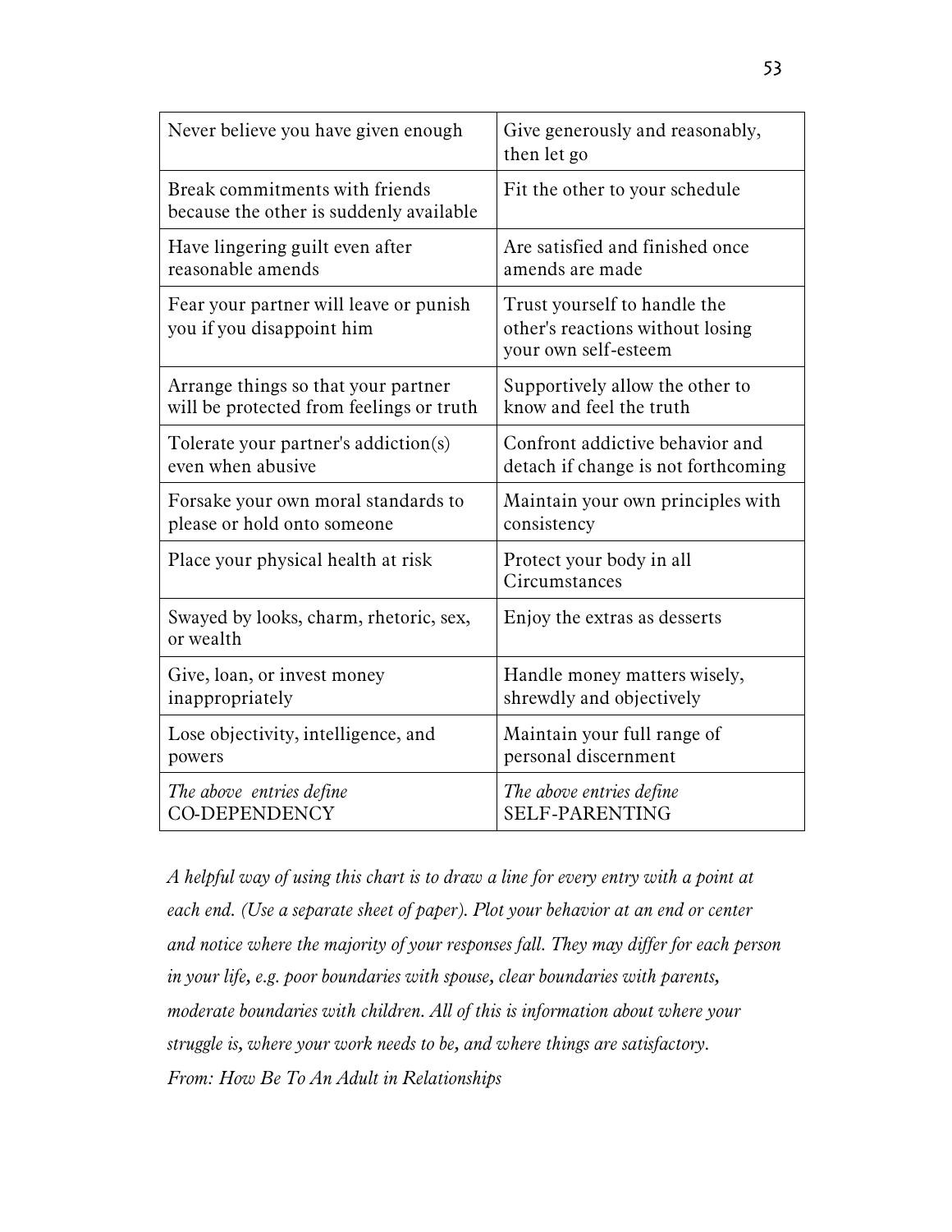| | |
|---|---|
| Never believe you have given enough | Give generously and reasonably, then let go |
| Break commitments with friends because the other is suddenly available | Fit the other to your schedule |
| Have lingering guilt even after reasonable amends | Are satisfied and finished once amends are made |
| Fear your partner will leave or punish you if you disappoint him | Trust yourself to handle the other's reactions without losing your own self-esteem |
| Arrange things so that your partner will be protected from feelings or truth | Supportively allow the other to know and feel the truth |
| Tolerate your partner's addiction(s) even when abusive | Confront addictive behavior and detach if change is not forthcoming |
| Forsake your own moral standards to please or hold onto someone | Maintain your own principles with consistency |
| Place your physical health at risk | Protect your body in all Circumstances |
| Swayed by looks, charm, rhetoric, sex, or wealth | Enjoy the extras as desserts |
| Give, loan, or invest money inappropriately | Handle money matters wisely, shrewdly and objectively |
| Lose objectivity, intelligence, and powers | Maintain your full range of personal discernment |
| *The above entries define* CO-DEPENDENCY | *The above entries define* SELF-PARENTING |

*A helpful way of using this chart is to draw a line for every entry with a point at each end. (Use a separate sheet of paper). Plot your behavior at an end or center and notice where the majority of your responses fall. They may differ for each person in your life, e.g. poor boundaries with spouse, clear boundaries with parents, moderate boundaries with children. All of this is information about where your struggle is, where your work needs to be, and where things are satisfactory.*

*From: How Be To An Adult in Relationships*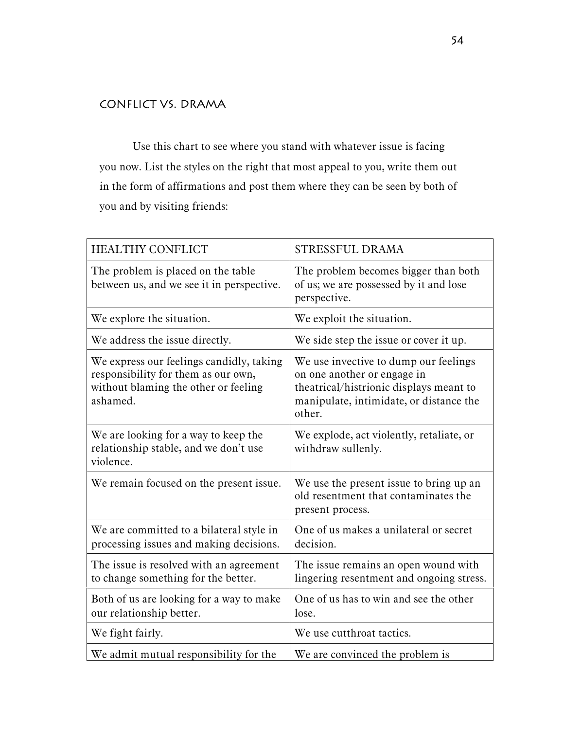## CONFLICT VS. DRAMA

Use this chart to see where you stand with whatever issue is facing you now. List the styles on the right that most appeal to you, write them out in the form of affirmations and post them where they can be seen by both of you and by visiting friends:

| HEALTHY CONFLICT | STRESSFUL DRAMA |
| --- | --- |
| The problem is placed on the table between us, and we see it in perspective. | The problem becomes bigger than both of us; we are possessed by it and lose perspective. |
| We explore the situation. | We exploit the situation. |
| We address the issue directly. | We side step the issue or cover it up. |
| We express our feelings candidly, taking responsibility for them as our own, without blaming the other or feeling ashamed. | We use invective to dump our feelings on one another or engage in theatrical/histrionic displays meant to manipulate, intimidate, or distance the other. |
| We are looking for a way to keep the relationship stable, and we don't use violence. | We explode, act violently, retaliate, or withdraw sullenly. |
| We remain focused on the present issue. | We use the present issue to bring up an old resentment that contaminates the present process. |
| We are committed to a bilateral style in processing issues and making decisions. | One of us makes a unilateral or secret decision. |
| The issue is resolved with an agreement to change something for the better. | The issue remains an open wound with lingering resentment and ongoing stress. |
| Both of us are looking for a way to make our relationship better. | One of us has to win and see the other lose. |
| We fight fairly. | We use cutthroat tactics. |
| We admit mutual responsibility for the | We are convinced the problem is |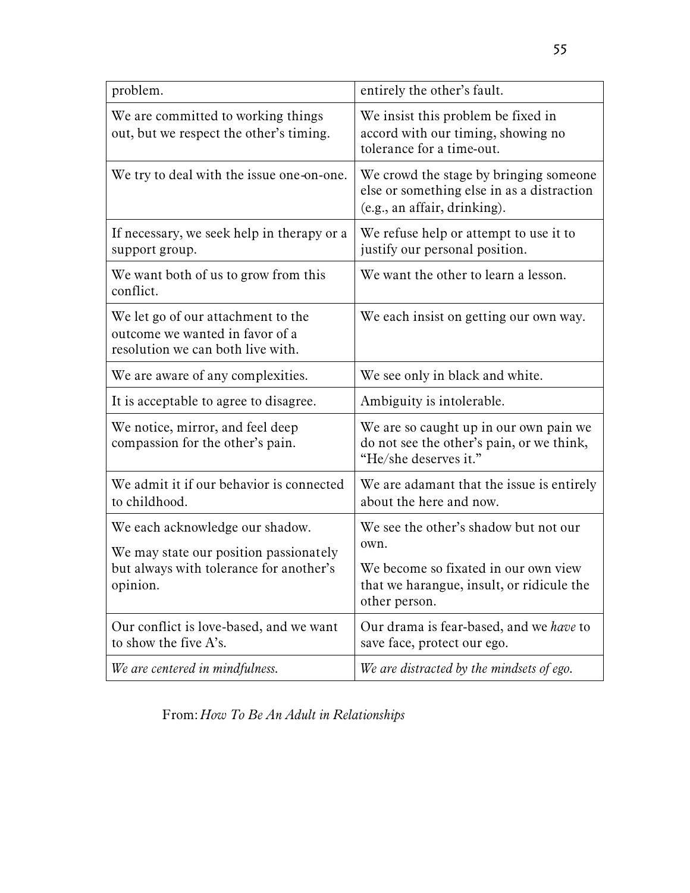| | |
|---|---|
| problem. | entirely the other's fault. |
| We are committed to working things out, but we respect the other's timing. | We insist this problem be fixed in accord with our timing, showing no tolerance for a time-out. |
| We try to deal with the issue one-on-one. | We crowd the stage by bringing someone else or something else in as a distraction (e.g., an affair, drinking). |
| If necessary, we seek help in therapy or a support group. | We refuse help or attempt to use it to justify our personal position. |
| We want both of us to grow from this conflict. | We want the other to learn a lesson. |
| We let go of our attachment to the outcome we wanted in favor of a resolution we can both live with. | We each insist on getting our own way. |
| We are aware of any complexities. | We see only in black and white. |
| It is acceptable to agree to disagree. | Ambiguity is intolerable. |
| We notice, mirror, and feel deep compassion for the other's pain. | We are so caught up in our own pain we do not see the other's pain, or we think, "He/she deserves it." |
| We admit it if our behavior is connected to childhood. | We are adamant that the issue is entirely about the here and now. |
| We each acknowledge our shadow. We may state our position passionately but always with tolerance for another's opinion. | We see the other's shadow but not our own. We become so fixated in our own view that we harangue, insult, or ridicule the other person. |
| Our conflict is love-based, and we want to show the five A's. | Our drama is fear-based, and we *have* to save face, protect our ego. |
| *We are centered in mindfulness.* | *We are distracted by the mindsets of ego.* |

From: *How To Be An Adult in Relationships*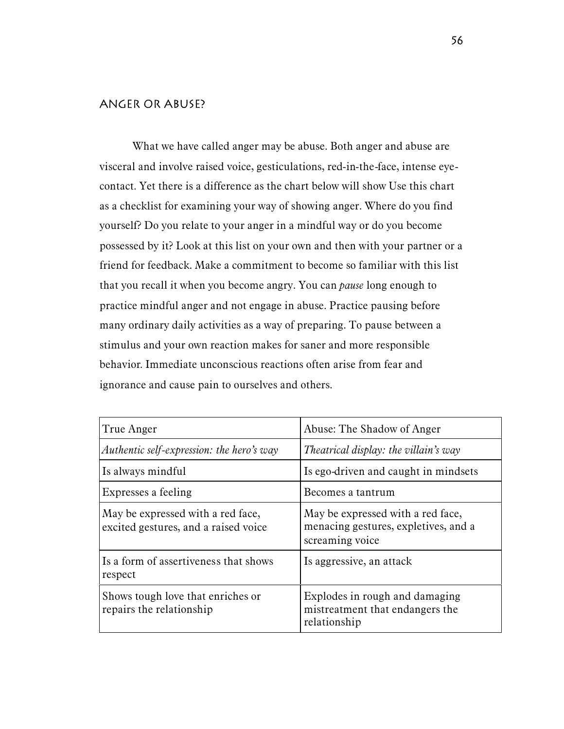## Anger or Abuse?

What we have called anger may be abuse. Both anger and abuse are visceral and involve raised voice, gesticulations, red-in-the-face, intense eye-contact. Yet there is a difference as the chart below will show Use this chart as a checklist for examining your way of showing anger. Where do you find yourself? Do you relate to your anger in a mindful way or do you become possessed by it? Look at this list on your own and then with your partner or a friend for feedback. Make a commitment to become so familiar with this list that you recall it when you become angry. You can *pause* long enough to practice mindful anger and not engage in abuse. Practice pausing before many ordinary daily activities as a way of preparing. To pause between a stimulus and your own reaction makes for saner and more responsible behavior. Immediate unconscious reactions often arise from fear and ignorance and cause pain to ourselves and others.

| True Anger | Abuse: The Shadow of Anger |
| --- | --- |
| *Authentic self-expression: the hero's way* | *Theatrical display: the villain's way* |
| Is always mindful | Is ego-driven and caught in mindsets |
| Expresses a feeling | Becomes a tantrum |
| May be expressed with a red face, excited gestures, and a raised voice | May be expressed with a red face, menacing gestures, expletives, and a screaming voice |
| Is a form of assertiveness that shows respect | Is aggressive, an attack |
| Shows tough love that enriches or repairs the relationship | Explodes in rough and damaging mistreatment that endangers the relationship |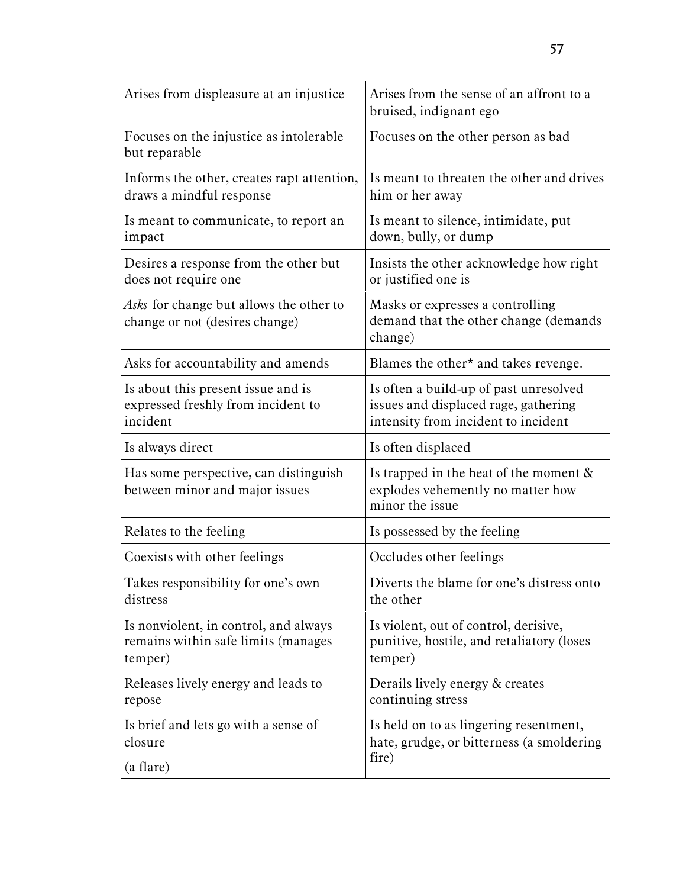| | |
|---|---|
| Arises from displeasure at an injustice | Arises from the sense of an affront to a bruised, indignant ego |
| Focuses on the injustice as intolerable but reparable | Focuses on the other person as bad |
| Informs the other, creates rapt attention, draws a mindful response | Is meant to threaten the other and drives him or her away |
| Is meant to communicate, to report an impact | Is meant to silence, intimidate, put down, bully, or dump |
| Desires a response from the other but does not require one | Insists the other acknowledge how right or justified one is |
| *Asks* for change but allows the other to change or not (desires change) | Masks or expresses a controlling demand that the other change (demands change) |
| Asks for accountability and amends | Blames the other* and takes revenge. |
| Is about this present issue and is expressed freshly from incident to incident | Is often a build-up of past unresolved issues and displaced rage, gathering intensity from incident to incident |
| Is always direct | Is often displaced |
| Has some perspective, can distinguish between minor and major issues | Is trapped in the heat of the moment & explodes vehemently no matter how minor the issue |
| Relates to the feeling | Is possessed by the feeling |
| Coexists with other feelings | Occludes other feelings |
| Takes responsibility for one's own distress | Diverts the blame for one's distress onto the other |
| Is nonviolent, in control, and always remains within safe limits (manages temper) | Is violent, out of control, derisive, punitive, hostile, and retaliatory (loses temper) |
| Releases lively energy and leads to repose | Derails lively energy & creates continuing stress |
| Is brief and lets go with a sense of closure (a flare) | Is held on to as lingering resentment, hate, grudge, or bitterness (a smoldering fire) |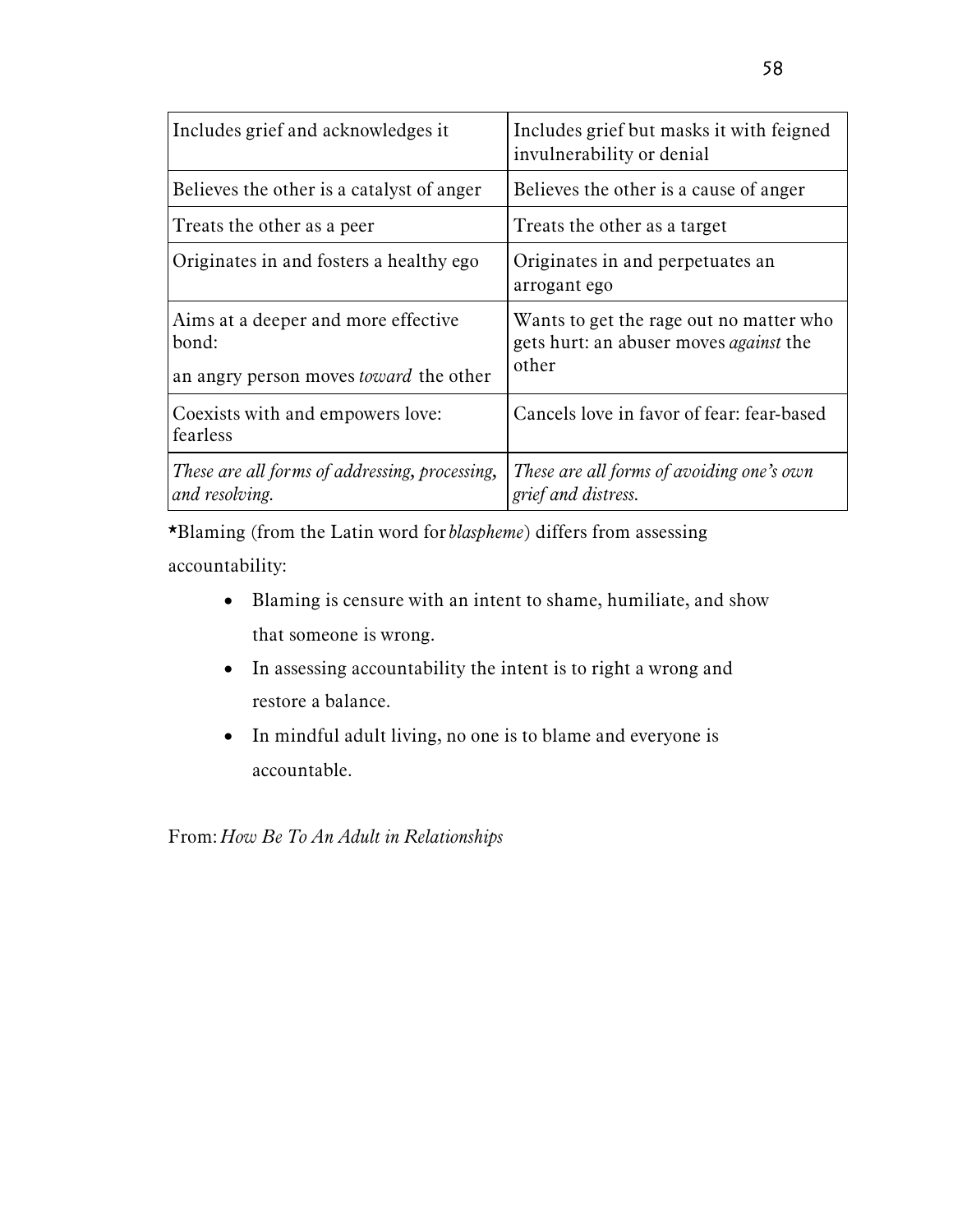| Includes grief and acknowledges it | Includes grief but masks it with feigned invulnerability or denial |
|---|---|
| Believes the other is a catalyst of anger | Believes the other is a cause of anger |
| Treats the other as a peer | Treats the other as a target |
| Originates in and fosters a healthy ego | Originates in and perpetuates an arrogant ego |
| Aims at a deeper and more effective bond: an angry person moves *toward* the other | Wants to get the rage out no matter who gets hurt: an abuser moves *against* the other |
| Coexists with and empowers love: fearless | Cancels love in favor of fear: fear-based |
| *These are all forms of addressing, processing, and resolving.* | *These are all forms of avoiding one's own grief and distress.* |

*Blaming (from the Latin word for *blaspheme*) differs from assessing accountability:

- Blaming is censure with an intent to shame, humiliate, and show that someone is wrong.
- In assessing accountability the intent is to right a wrong and restore a balance.
- In mindful adult living, no one is to blame and everyone is accountable.

From: *How Be To An Adult in Relationships*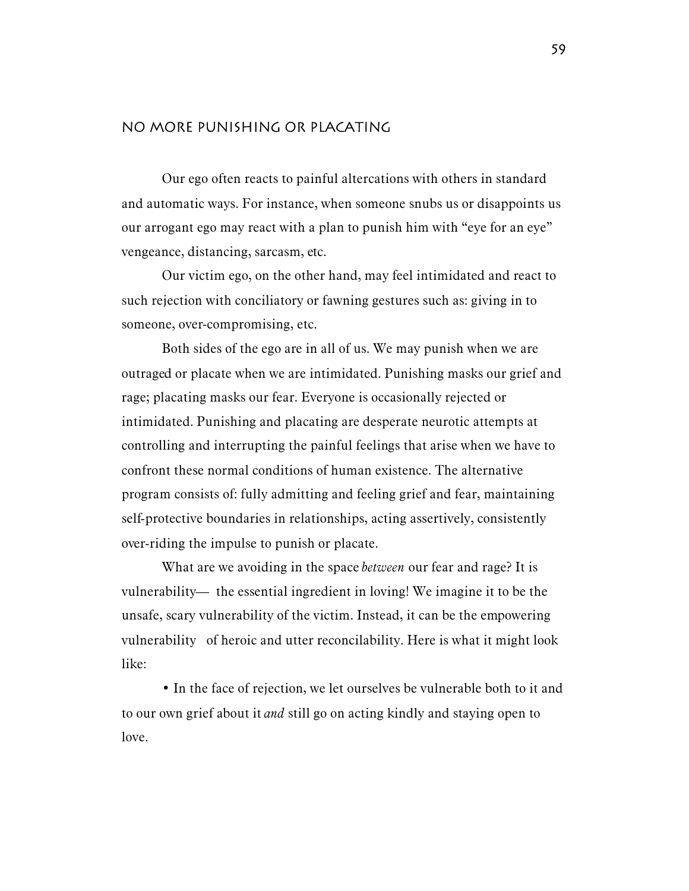## NO MORE PUNISHING OR PLACATING

Our ego often reacts to painful altercations with others in standard and automatic ways. For instance, when someone snubs us or disappoints us our arrogant ego may react with a plan to punish him with "eye for an eye" vengeance, distancing, sarcasm, etc.

Our victim ego, on the other hand, may feel intimidated and react to such rejection with conciliatory or fawning gestures such as: giving in to someone, over-compromising, etc.

Both sides of the ego are in all of us. We may punish when we are outraged or placate when we are intimidated. Punishing masks our grief and rage; placating masks our fear. Everyone is occasionally rejected or intimidated. Punishing and placating are desperate neurotic attempts at controlling and interrupting the painful feelings that arise when we have to confront these normal conditions of human existence. The alternative program consists of: fully admitting and feeling grief and fear, maintaining self-protective boundaries in relationships, acting assertively, consistently over-riding the impulse to punish or placate.

What are we avoiding in the space *between* our fear and rage? It is vulnerability— the essential ingredient in loving! We imagine it to be the unsafe, scary vulnerability of the victim. Instead, it can be the empowering vulnerability of heroic and utter reconcilability. Here is what it might look like:

- In the face of rejection, we let ourselves be vulnerable both to it and to our own grief about it *and* still go on acting kindly and staying open to love.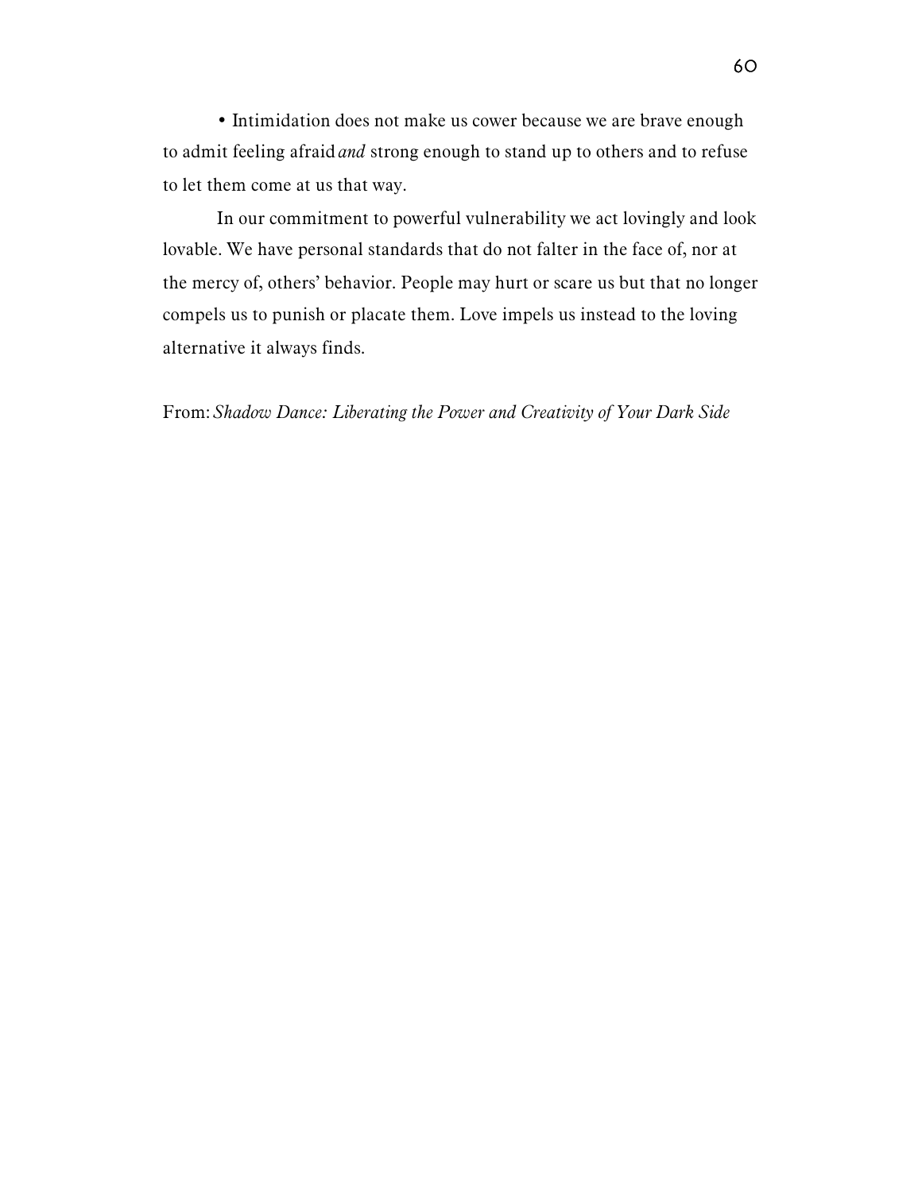- Intimidation does not make us cower because we are brave enough to admit feeling afraid *and* strong enough to stand up to others and to refuse to let them come at us that way.

In our commitment to powerful vulnerability we act lovingly and look lovable. We have personal standards that do not falter in the face of, nor at the mercy of, others' behavior. People may hurt or scare us but that no longer compels us to punish or placate them. Love impels us instead to the loving alternative it always finds.

From: *Shadow Dance: Liberating the Power and Creativity of Your Dark Side*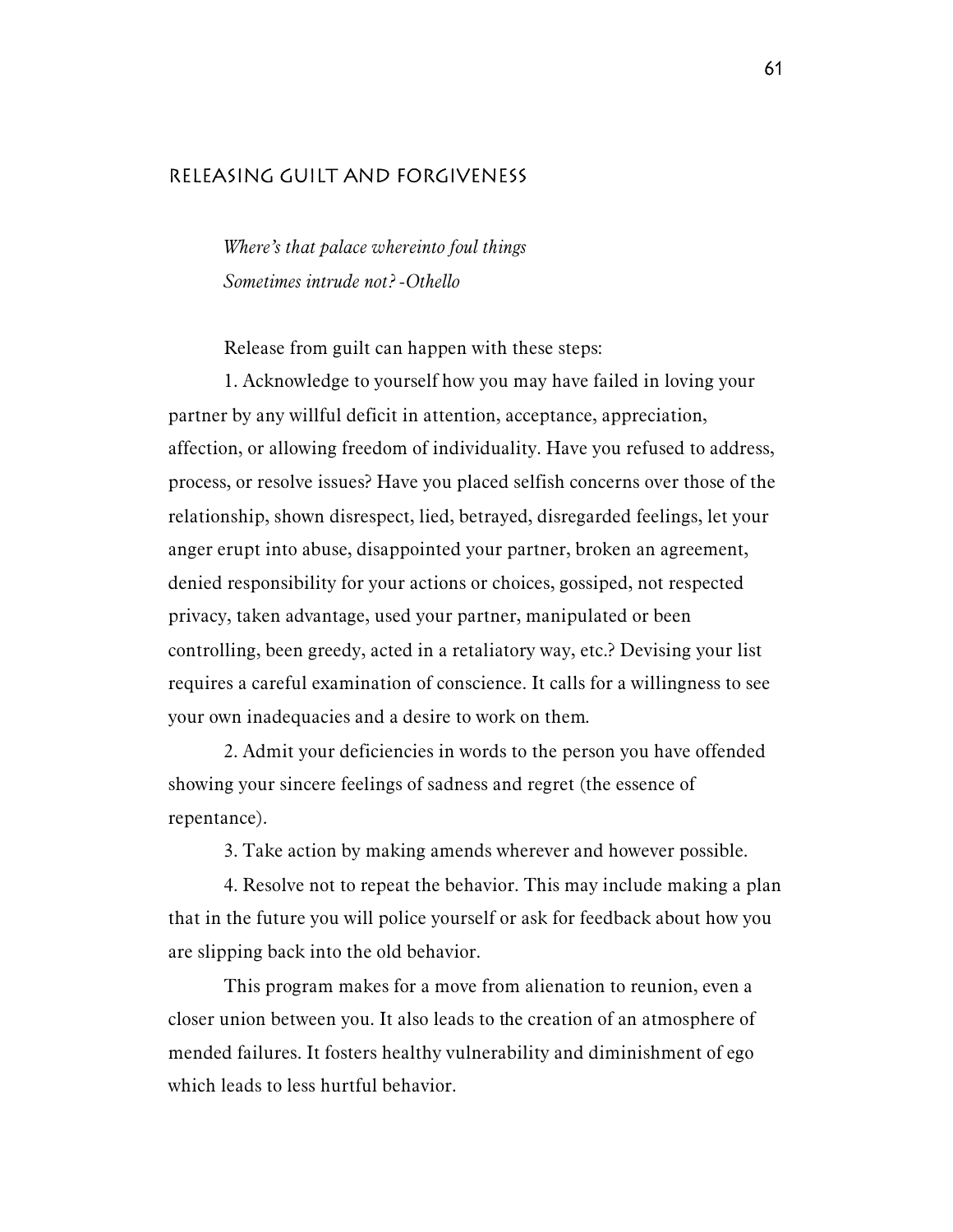## Releasing Guilt and Forgiveness

*Where's that palace whereinto foul things*
*Sometimes intrude not? -Othello*

Release from guilt can happen with these steps:

1. Acknowledge to yourself how you may have failed in loving your partner by any willful deficit in attention, acceptance, appreciation, affection, or allowing freedom of individuality. Have you refused to address, process, or resolve issues? Have you placed selfish concerns over those of the relationship, shown disrespect, lied, betrayed, disregarded feelings, let your anger erupt into abuse, disappointed your partner, broken an agreement, denied responsibility for your actions or choices, gossiped, not respected privacy, taken advantage, used your partner, manipulated or been controlling, been greedy, acted in a retaliatory way, etc.? Devising your list requires a careful examination of conscience. It calls for a willingness to see your own inadequacies and a desire to work on them.

2. Admit your deficiencies in words to the person you have offended showing your sincere feelings of sadness and regret (the essence of repentance).

3. Take action by making amends wherever and however possible.

4. Resolve not to repeat the behavior. This may include making a plan that in the future you will police yourself or ask for feedback about how you are slipping back into the old behavior.

This program makes for a move from alienation to reunion, even a closer union between you. It also leads to the creation of an atmosphere of mended failures. It fosters healthy vulnerability and diminishment of ego which leads to less hurtful behavior.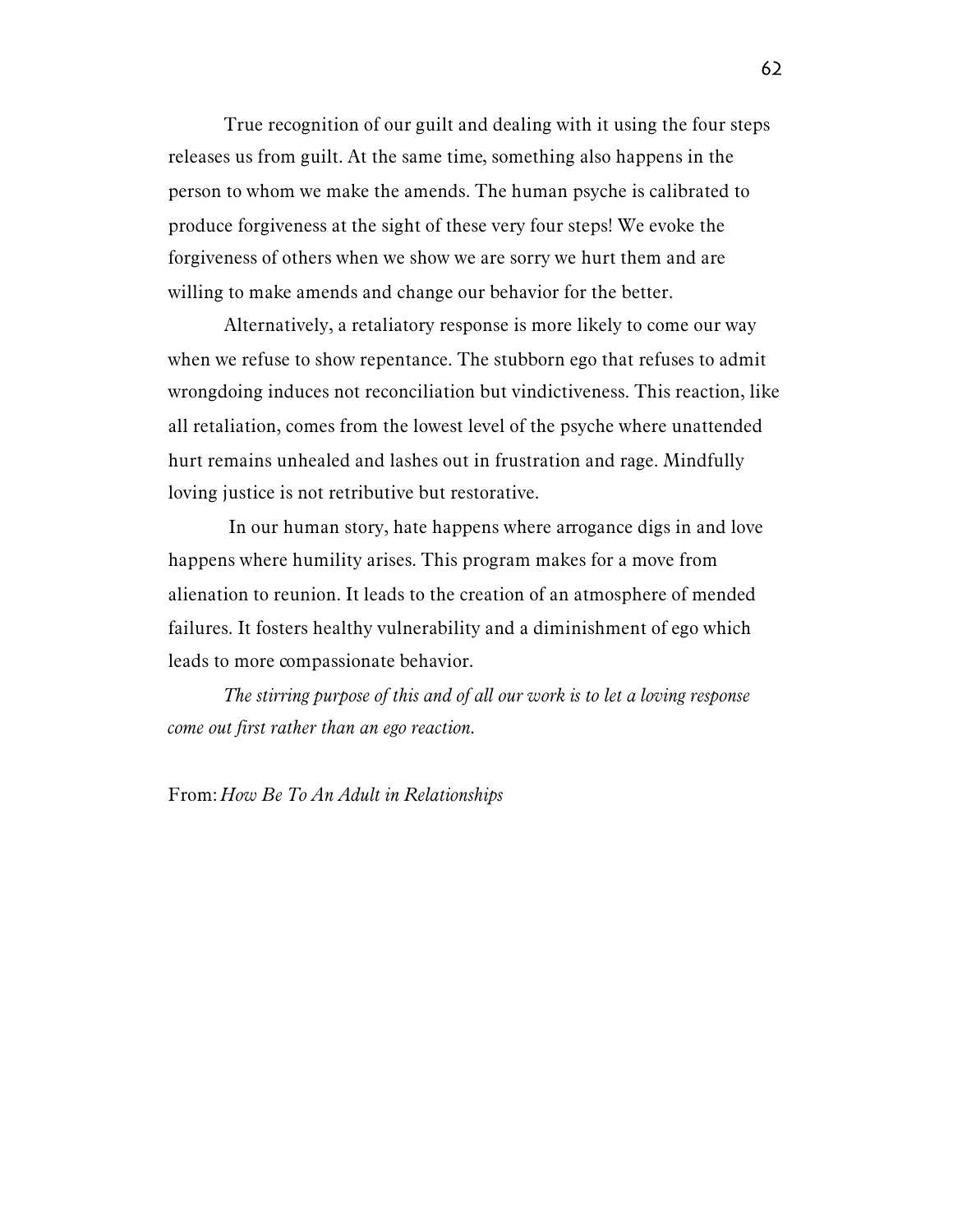True recognition of our guilt and dealing with it using the four steps releases us from guilt. At the same time, something also happens in the person to whom we make the amends. The human psyche is calibrated to produce forgiveness at the sight of these very four steps! We evoke the forgiveness of others when we show we are sorry we hurt them and are willing to make amends and change our behavior for the better.

Alternatively, a retaliatory response is more likely to come our way when we refuse to show repentance. The stubborn ego that refuses to admit wrongdoing induces not reconciliation but vindictiveness. This reaction, like all retaliation, comes from the lowest level of the psyche where unattended hurt remains unhealed and lashes out in frustration and rage. Mindfully loving justice is not retributive but restorative.

In our human story, hate happens where arrogance digs in and love happens where humility arises. This program makes for a move from alienation to reunion. It leads to the creation of an atmosphere of mended failures. It fosters healthy vulnerability and a diminishment of ego which leads to more compassionate behavior.

*The stirring purpose of this and of all our work is to let a loving response come out first rather than an ego reaction.*

From: *How Be To An Adult in Relationships*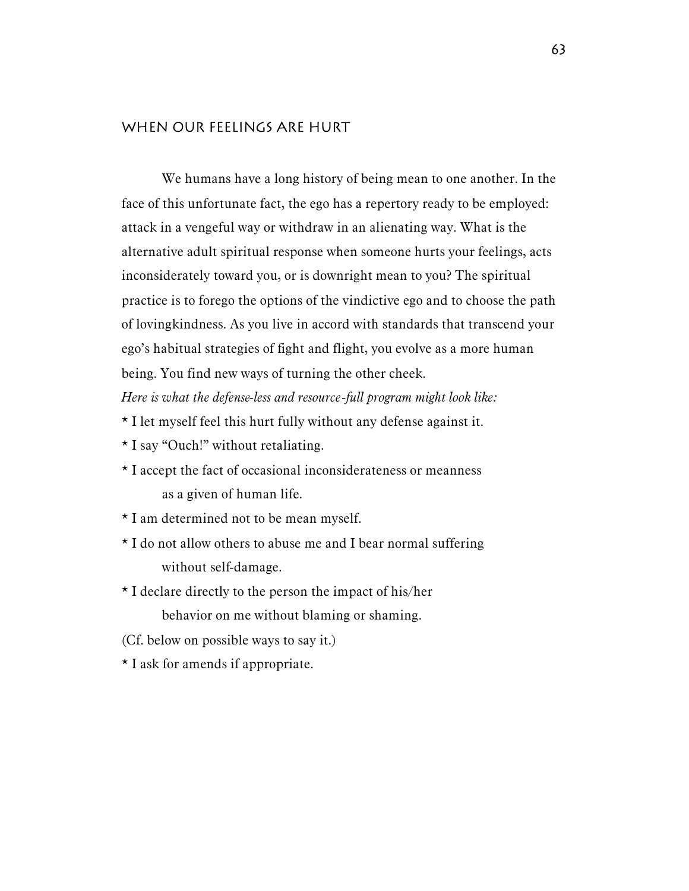## WHEN OUR FEELINGS ARE HURT

We humans have a long history of being mean to one another. In the face of this unfortunate fact, the ego has a repertory ready to be employed: attack in a vengeful way or withdraw in an alienating way. What is the alternative adult spiritual response when someone hurts your feelings, acts inconsiderately toward you, or is downright mean to you? The spiritual practice is to forego the options of the vindictive ego and to choose the path of lovingkindness. As you live in accord with standards that transcend your ego's habitual strategies of fight and flight, you evolve as a more human being. You find new ways of turning the other cheek.

*Here is what the defense-less and resource-full program might look like:*

* I let myself feel this hurt fully without any defense against it.
* I say "Ouch!" without retaliating.
* I accept the fact of occasional inconsiderateness or meanness as a given of human life.
* I am determined not to be mean myself.
* I do not allow others to abuse me and I bear normal suffering without self-damage.
* I declare directly to the person the impact of his/her behavior on me without blaming or shaming.

(Cf. below on possible ways to say it.)

* I ask for amends if appropriate.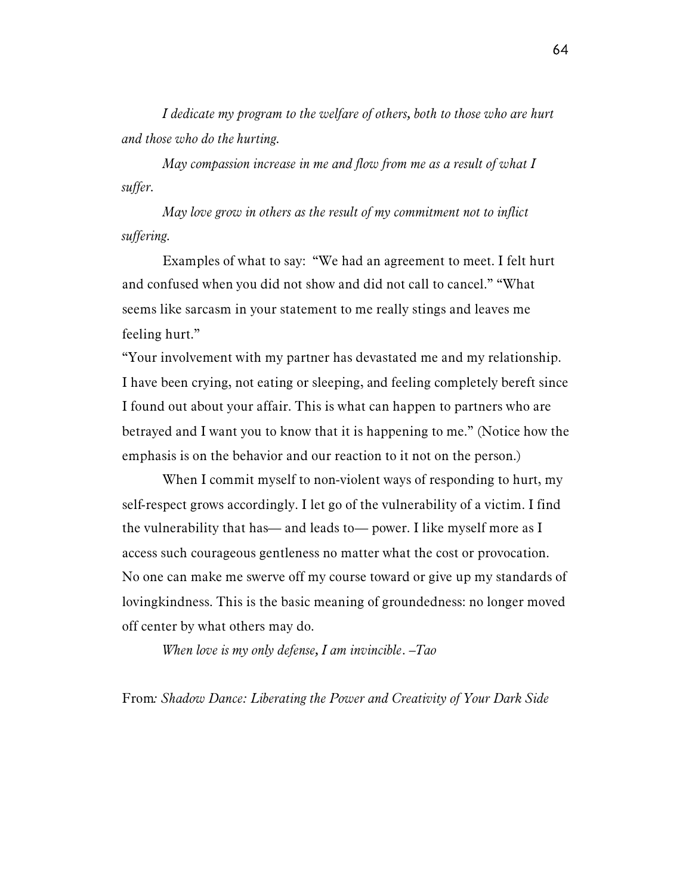*I dedicate my program to the welfare of others, both to those who are hurt and those who do the hurting.*

*May compassion increase in me and flow from me as a result of what I suffer.*

*May love grow in others as the result of my commitment not to inflict suffering.*

Examples of what to say: "We had an agreement to meet. I felt hurt and confused when you did not show and did not call to cancel." "What seems like sarcasm in your statement to me really stings and leaves me feeling hurt."

"Your involvement with my partner has devastated me and my relationship. I have been crying, not eating or sleeping, and feeling completely bereft since I found out about your affair. This is what can happen to partners who are betrayed and I want you to know that it is happening to me." (Notice how the emphasis is on the behavior and our reaction to it not on the person.)

When I commit myself to non-violent ways of responding to hurt, my self-respect grows accordingly. I let go of the vulnerability of a victim. I find the vulnerability that has— and leads to— power. I like myself more as I access such courageous gentleness no matter what the cost or provocation. No one can make me swerve off my course toward or give up my standards of lovingkindness. This is the basic meaning of groundedness: no longer moved off center by what others may do.

*When love is my only defense, I am invincible. –Tao*

From*: Shadow Dance: Liberating the Power and Creativity of Your Dark Side*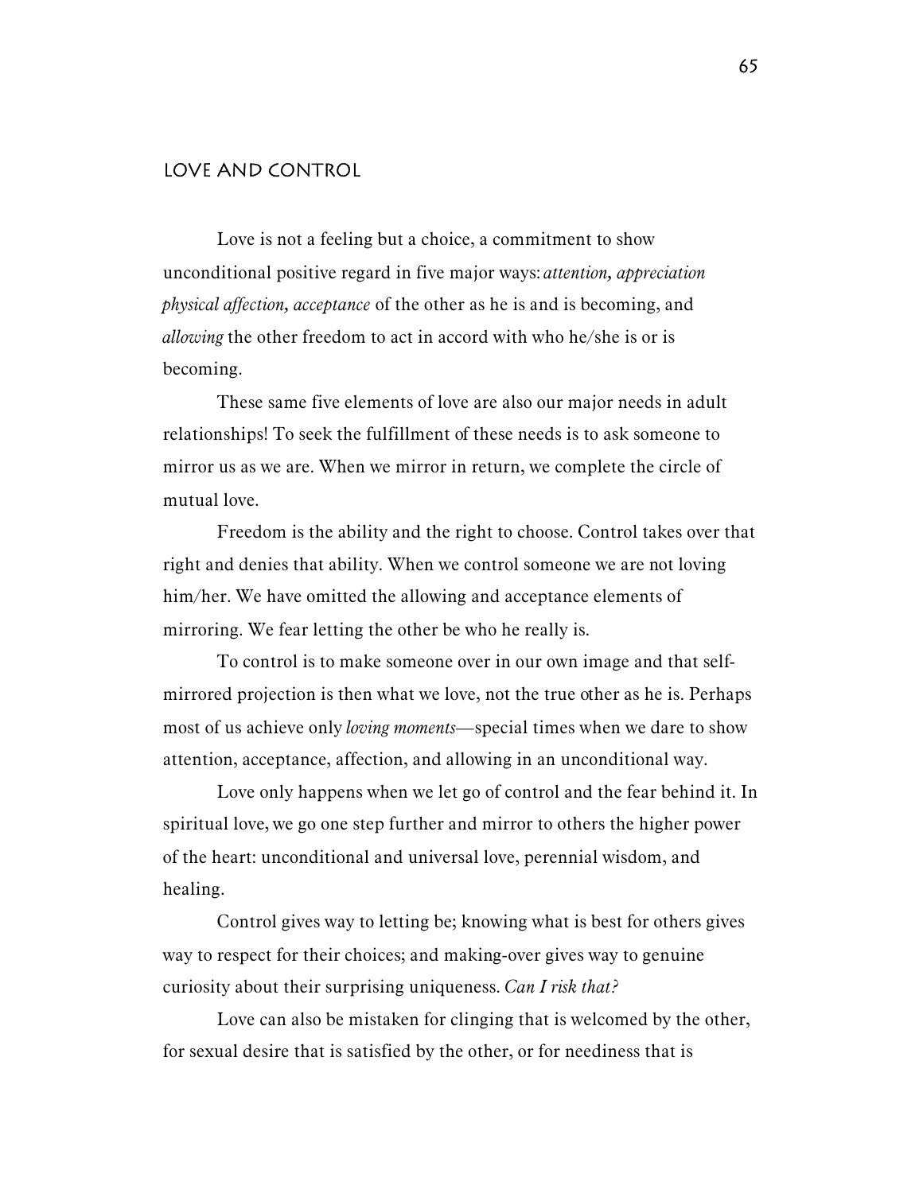## Love and Control

Love is not a feeling but a choice, a commitment to show unconditional positive regard in five major ways: *attention, appreciation physical affection, acceptance* of the other as he is and is becoming, and *allowing* the other freedom to act in accord with who he/she is or is becoming.

These same five elements of love are also our major needs in adult relationships! To seek the fulfillment of these needs is to ask someone to mirror us as we are. When we mirror in return, we complete the circle of mutual love.

Freedom is the ability and the right to choose. Control takes over that right and denies that ability. When we control someone we are not loving him/her. We have omitted the allowing and acceptance elements of mirroring. We fear letting the other be who he really is.

To control is to make someone over in our own image and that self-mirrored projection is then what we love, not the true other as he is. Perhaps most of us achieve only *loving moments*—special times when we dare to show attention, acceptance, affection, and allowing in an unconditional way.

Love only happens when we let go of control and the fear behind it. In spiritual love, we go one step further and mirror to others the higher power of the heart: unconditional and universal love, perennial wisdom, and healing.

Control gives way to letting be; knowing what is best for others gives way to respect for their choices; and making-over gives way to genuine curiosity about their surprising uniqueness. *Can I risk that?*

Love can also be mistaken for clinging that is welcomed by the other, for sexual desire that is satisfied by the other, or for neediness that is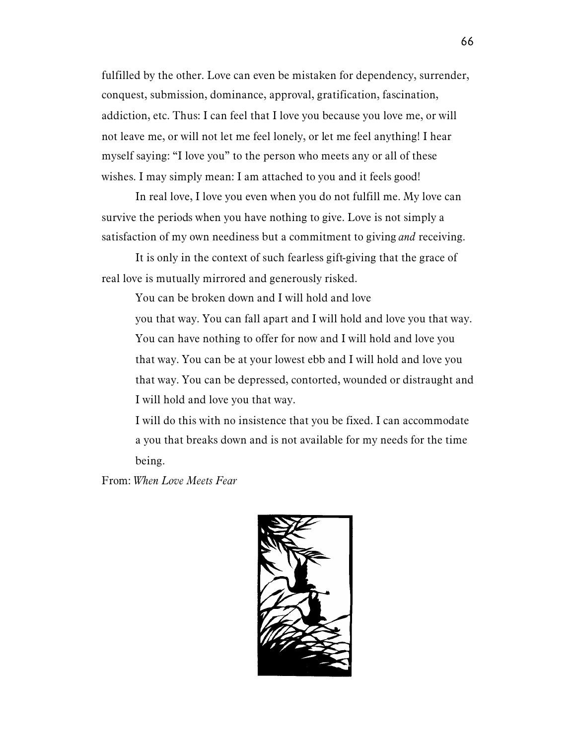fulfilled by the other. Love can even be mistaken for dependency, surrender, conquest, submission, dominance, approval, gratification, fascination, addiction, etc. Thus: I can feel that I love you because you love me, or will not leave me, or will not let me feel lonely, or let me feel anything! I hear myself saying: "I love you" to the person who meets any or all of these wishes. I may simply mean: I am attached to you and it feels good!

In real love, I love you even when you do not fulfill me. My love can survive the periods when you have nothing to give. Love is not simply a satisfaction of my own neediness but a commitment to giving *and* receiving.

It is only in the context of such fearless gift-giving that the grace of real love is mutually mirrored and generously risked.

> You can be broken down and I will hold and love you that way. You can fall apart and I will hold and love you that way. You can have nothing to offer for now and I will hold and love you that way. You can be at your lowest ebb and I will hold and love you that way. You can be depressed, contorted, wounded or distraught and I will hold and love you that way.
>
> I will do this with no insistence that you be fixed. I can accommodate a you that breaks down and is not available for my needs for the time being.

From: *When Love Meets Fear*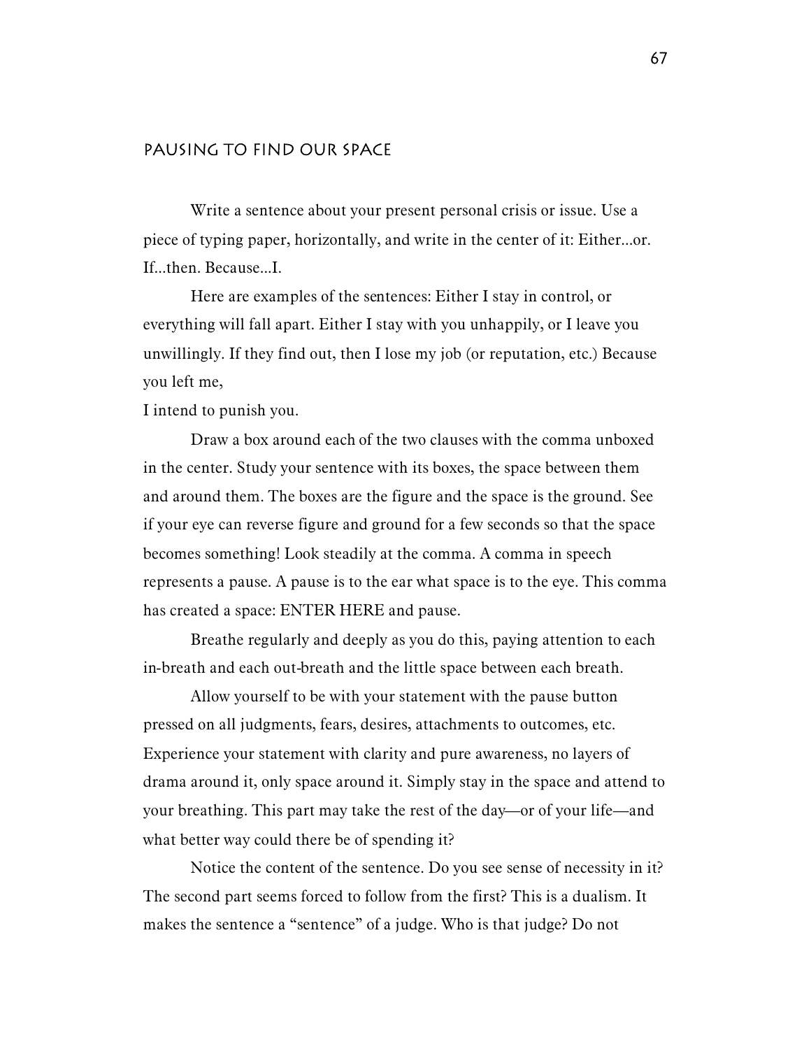## Pausing to Find Our Space

Write a sentence about your present personal crisis or issue. Use a piece of typing paper, horizontally, and write in the center of it: Either...or. If...then. Because...I.

Here are examples of the sentences: Either I stay in control, or everything will fall apart. Either I stay with you unhappily, or I leave you unwillingly. If they find out, then I lose my job (or reputation, etc.) Because you left me,
I intend to punish you.

Draw a box around each of the two clauses with the comma unboxed in the center. Study your sentence with its boxes, the space between them and around them. The boxes are the figure and the space is the ground. See if your eye can reverse figure and ground for a few seconds so that the space becomes something! Look steadily at the comma. A comma in speech represents a pause. A pause is to the ear what space is to the eye. This comma has created a space: ENTER HERE and pause.

Breathe regularly and deeply as you do this, paying attention to each in-breath and each out-breath and the little space between each breath.

Allow yourself to be with your statement with the pause button pressed on all judgments, fears, desires, attachments to outcomes, etc. Experience your statement with clarity and pure awareness, no layers of drama around it, only space around it. Simply stay in the space and attend to your breathing. This part may take the rest of the day—or of your life—and what better way could there be of spending it?

Notice the content of the sentence. Do you see sense of necessity in it? The second part seems forced to follow from the first? This is a dualism. It makes the sentence a "sentence" of a judge. Who is that judge? Do not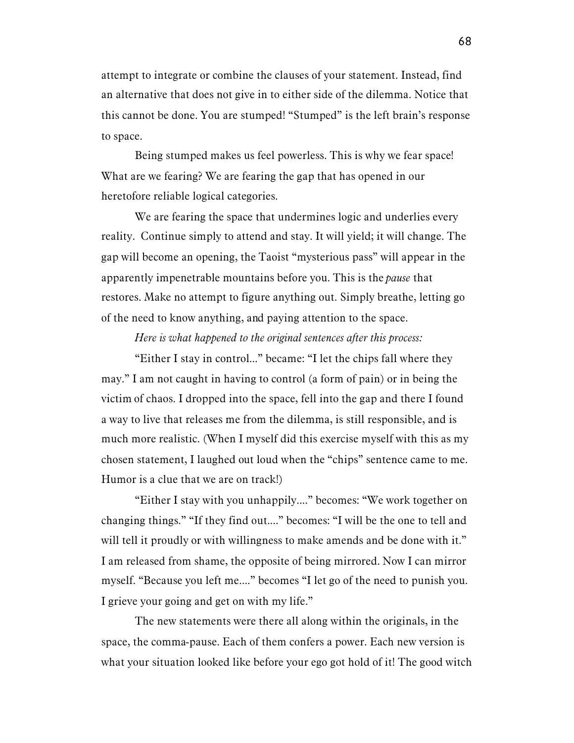attempt to integrate or combine the clauses of your statement. Instead, find an alternative that does not give in to either side of the dilemma. Notice that this cannot be done. You are stumped! "Stumped" is the left brain's response to space.

Being stumped makes us feel powerless. This is why we fear space! What are we fearing? We are fearing the gap that has opened in our heretofore reliable logical categories.

We are fearing the space that undermines logic and underlies every reality. Continue simply to attend and stay. It will yield; it will change. The gap will become an opening, the Taoist "mysterious pass" will appear in the apparently impenetrable mountains before you. This is the *pause* that restores. Make no attempt to figure anything out. Simply breathe, letting go of the need to know anything, and paying attention to the space.

*Here is what happened to the original sentences after this process:*

"Either I stay in control..." became: "I let the chips fall where they may." I am not caught in having to control (a form of pain) or in being the victim of chaos. I dropped into the space, fell into the gap and there I found a way to live that releases me from the dilemma, is still responsible, and is much more realistic. (When I myself did this exercise myself with this as my chosen statement, I laughed out loud when the "chips" sentence came to me. Humor is a clue that we are on track!)

"Either I stay with you unhappily...." becomes: "We work together on changing things." "If they find out...." becomes: "I will be the one to tell and will tell it proudly or with willingness to make amends and be done with it." I am released from shame, the opposite of being mirrored. Now I can mirror myself. "Because you left me...." becomes "I let go of the need to punish you. I grieve your going and get on with my life."

The new statements were there all along within the originals, in the space, the comma-pause. Each of them confers a power. Each new version is what your situation looked like before your ego got hold of it! The good witch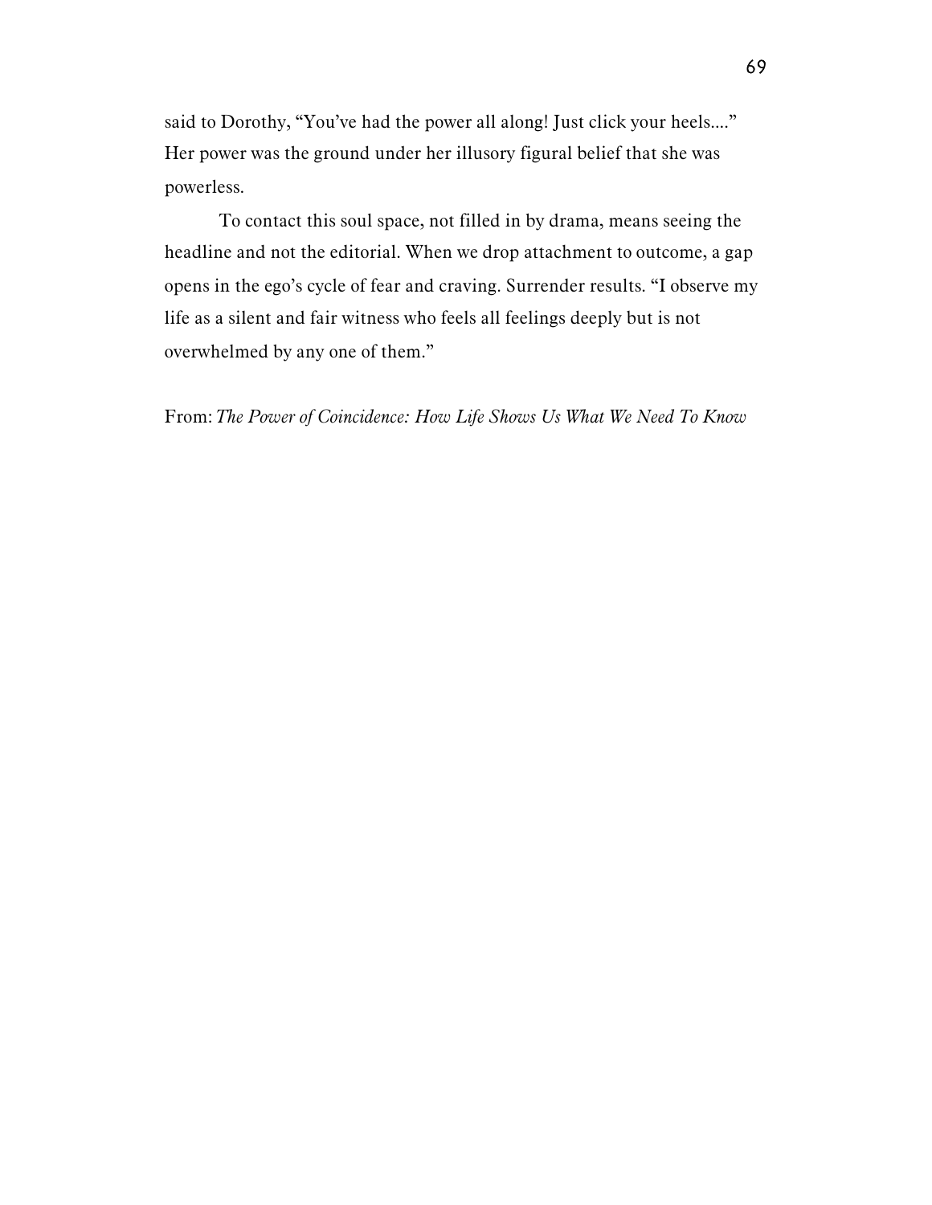said to Dorothy, "You've had the power all along! Just click your heels...." Her power was the ground under her illusory figural belief that she was powerless.

To contact this soul space, not filled in by drama, means seeing the headline and not the editorial. When we drop attachment to outcome, a gap opens in the ego's cycle of fear and craving. Surrender results. "I observe my life as a silent and fair witness who feels all feelings deeply but is not overwhelmed by any one of them."

From: *The Power of Coincidence: How Life Shows Us What We Need To Know*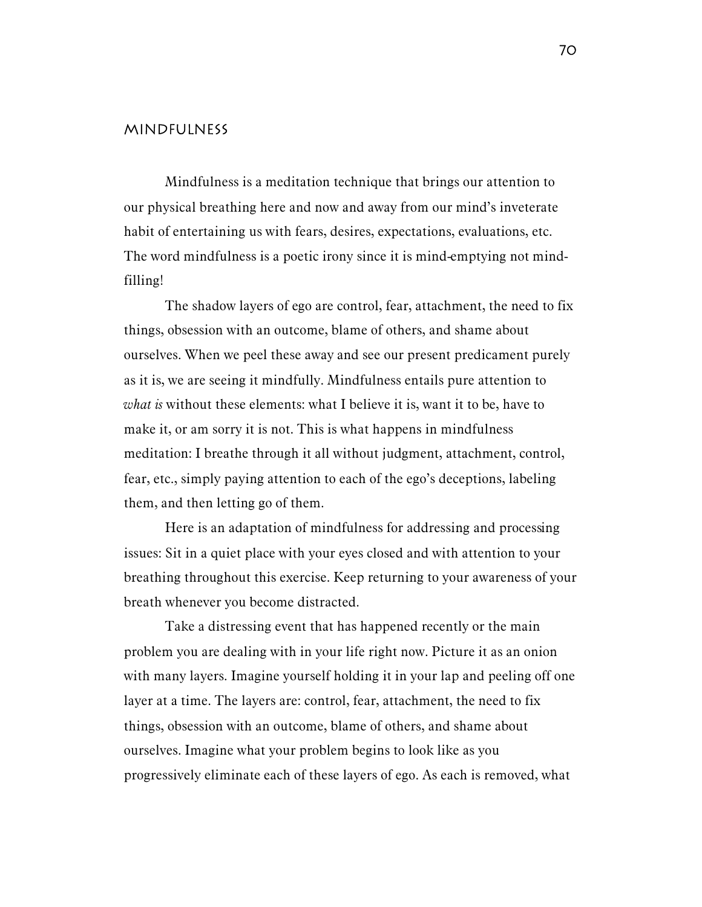## Mindfulness

Mindfulness is a meditation technique that brings our attention to our physical breathing here and now and away from our mind's inveterate habit of entertaining us with fears, desires, expectations, evaluations, etc. The word mindfulness is a poetic irony since it is mind-emptying not mind-filling!

The shadow layers of ego are control, fear, attachment, the need to fix things, obsession with an outcome, blame of others, and shame about ourselves. When we peel these away and see our present predicament purely as it is, we are seeing it mindfully. Mindfulness entails pure attention to *what is* without these elements: what I believe it is, want it to be, have to make it, or am sorry it is not. This is what happens in mindfulness meditation: I breathe through it all without judgment, attachment, control, fear, etc., simply paying attention to each of the ego's deceptions, labeling them, and then letting go of them.

Here is an adaptation of mindfulness for addressing and processing issues: Sit in a quiet place with your eyes closed and with attention to your breathing throughout this exercise. Keep returning to your awareness of your breath whenever you become distracted.

Take a distressing event that has happened recently or the main problem you are dealing with in your life right now. Picture it as an onion with many layers. Imagine yourself holding it in your lap and peeling off one layer at a time. The layers are: control, fear, attachment, the need to fix things, obsession with an outcome, blame of others, and shame about ourselves. Imagine what your problem begins to look like as you progressively eliminate each of these layers of ego. As each is removed, what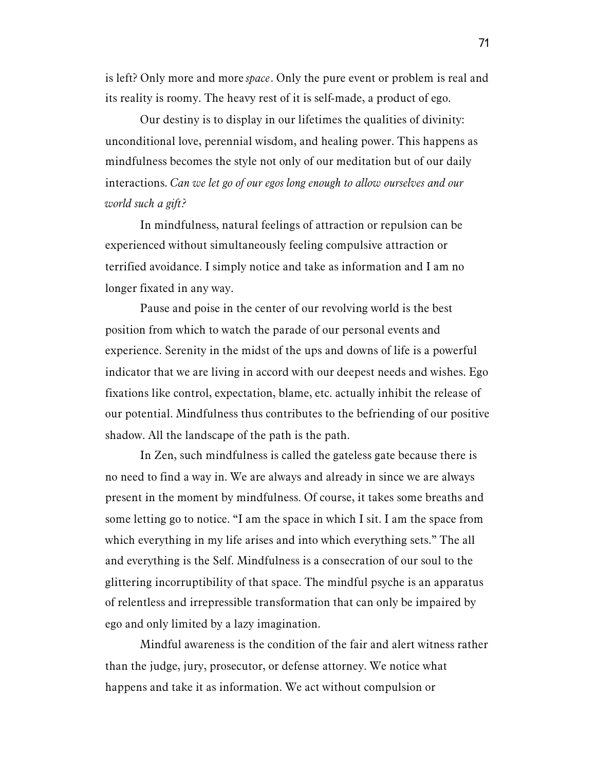is left? Only more and more *space*. Only the pure event or problem is real and its reality is roomy. The heavy rest of it is self-made, a product of ego.

Our destiny is to display in our lifetimes the qualities of divinity: unconditional love, perennial wisdom, and healing power. This happens as mindfulness becomes the style not only of our meditation but of our daily interactions. *Can we let go of our egos long enough to allow ourselves and our world such a gift?*

In mindfulness, natural feelings of attraction or repulsion can be experienced without simultaneously feeling compulsive attraction or terrified avoidance. I simply notice and take as information and I am no longer fixated in any way.

Pause and poise in the center of our revolving world is the best position from which to watch the parade of our personal events and experience. Serenity in the midst of the ups and downs of life is a powerful indicator that we are living in accord with our deepest needs and wishes. Ego fixations like control, expectation, blame, etc. actually inhibit the release of our potential. Mindfulness thus contributes to the befriending of our positive shadow. All the landscape of the path is the path.

In Zen, such mindfulness is called the gateless gate because there is no need to find a way in. We are always and already in since we are always present in the moment by mindfulness. Of course, it takes some breaths and some letting go to notice. "I am the space in which I sit. I am the space from which everything in my life arises and into which everything sets." The all and everything is the Self. Mindfulness is a consecration of our soul to the glittering incorruptibility of that space. The mindful psyche is an apparatus of relentless and irrepressible transformation that can only be impaired by ego and only limited by a lazy imagination.

Mindful awareness is the condition of the fair and alert witness rather than the judge, jury, prosecutor, or defense attorney. We notice what happens and take it as information. We act without compulsion or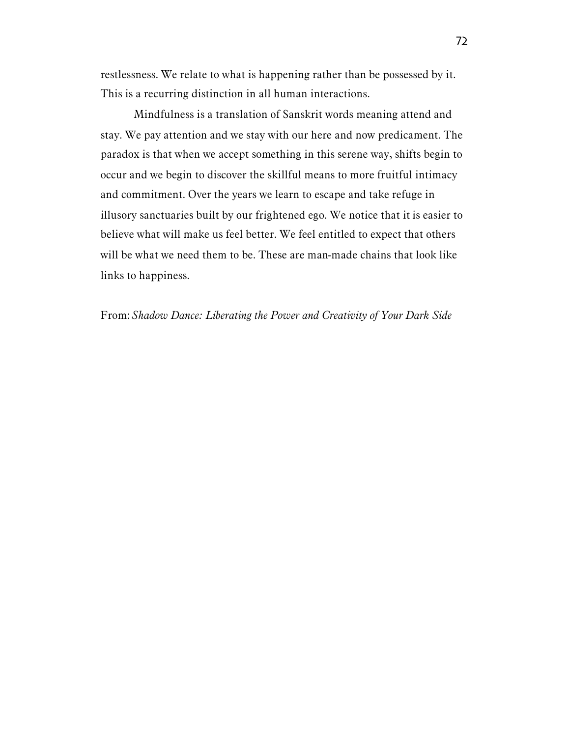restlessness. We relate to what is happening rather than be possessed by it. This is a recurring distinction in all human interactions.

Mindfulness is a translation of Sanskrit words meaning attend and stay. We pay attention and we stay with our here and now predicament. The paradox is that when we accept something in this serene way, shifts begin to occur and we begin to discover the skillful means to more fruitful intimacy and commitment. Over the years we learn to escape and take refuge in illusory sanctuaries built by our frightened ego. We notice that it is easier to believe what will make us feel better. We feel entitled to expect that others will be what we need them to be. These are man-made chains that look like links to happiness.

From: *Shadow Dance: Liberating the Power and Creativity of Your Dark Side*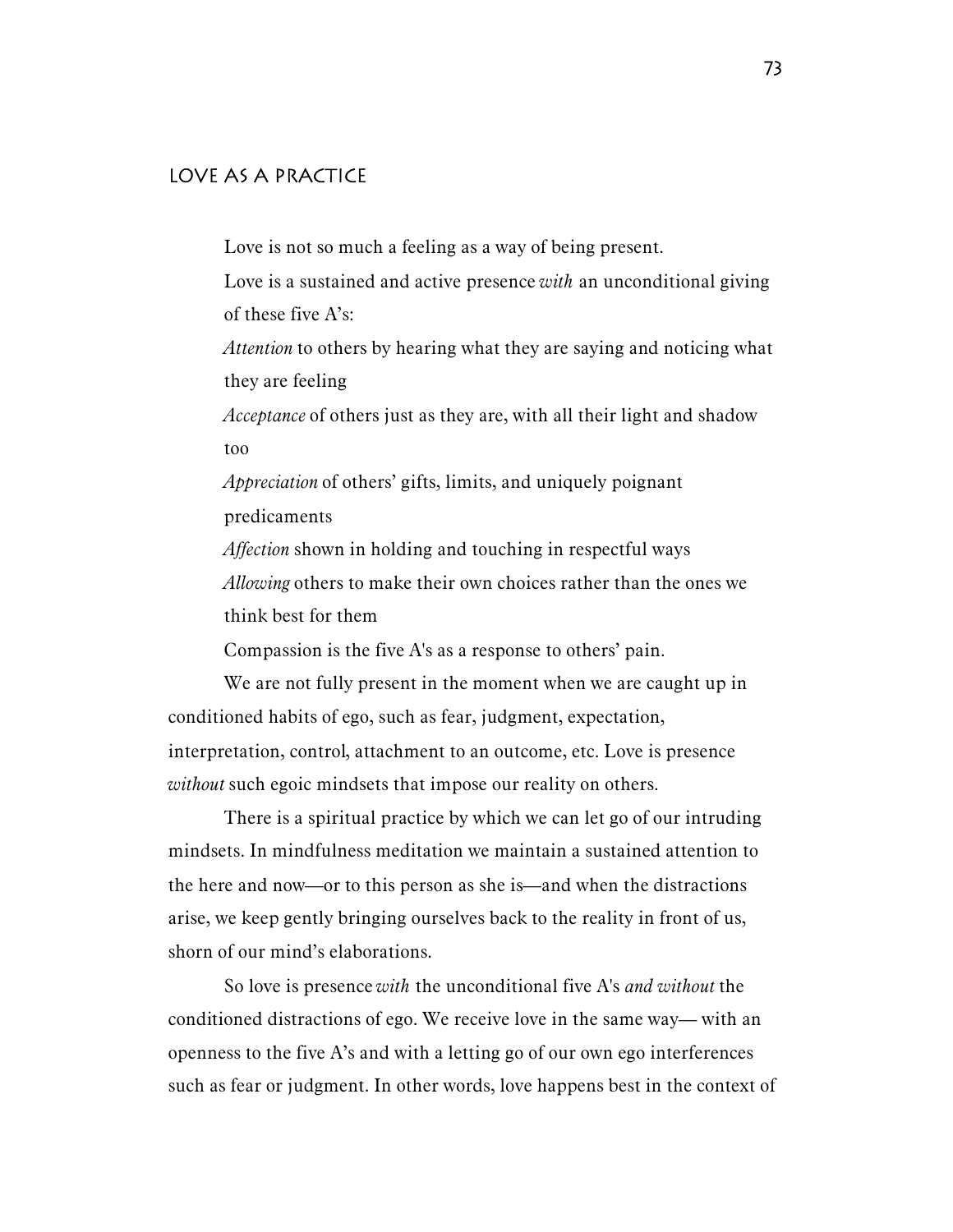## LOVE AS A PRACTICE

Love is not so much a feeling as a way of being present.

Love is a sustained and active presence *with* an unconditional giving of these five A's:

*Attention* to others by hearing what they are saying and noticing what they are feeling

*Acceptance* of others just as they are, with all their light and shadow too

*Appreciation* of others' gifts, limits, and uniquely poignant predicaments

*Affection* shown in holding and touching in respectful ways

*Allowing* others to make their own choices rather than the ones we think best for them

Compassion is the five A's as a response to others' pain.

We are not fully present in the moment when we are caught up in conditioned habits of ego, such as fear, judgment, expectation, interpretation, control, attachment to an outcome, etc. Love is presence *without* such egoic mindsets that impose our reality on others.

There is a spiritual practice by which we can let go of our intruding mindsets. In mindfulness meditation we maintain a sustained attention to the here and now—or to this person as she is—and when the distractions arise, we keep gently bringing ourselves back to the reality in front of us, shorn of our mind's elaborations.

So love is presence *with* the unconditional five A's *and without* the conditioned distractions of ego. We receive love in the same way— with an openness to the five A's and with a letting go of our own ego interferences such as fear or judgment. In other words, love happens best in the context of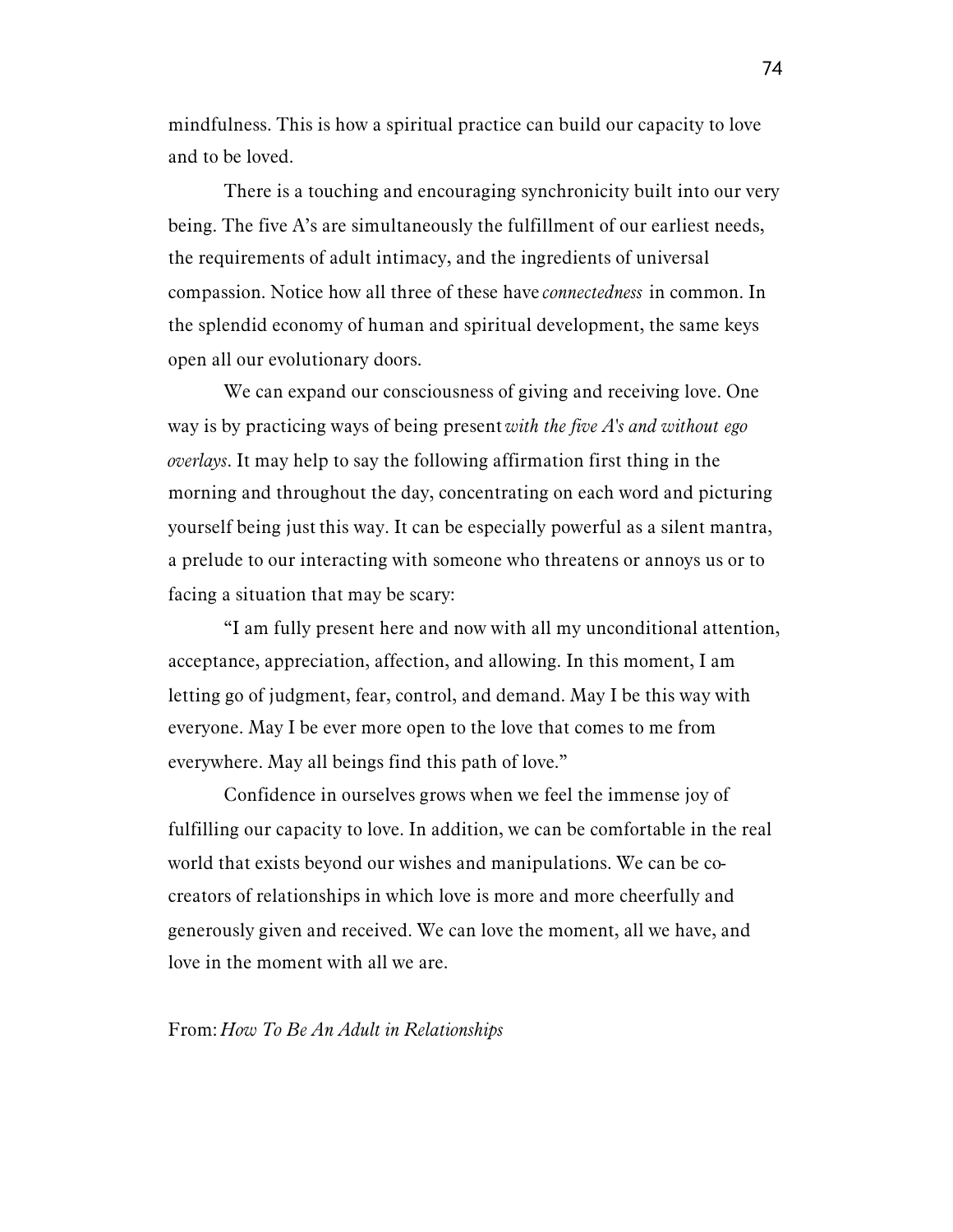mindfulness. This is how a spiritual practice can build our capacity to love and to be loved.

There is a touching and encouraging synchronicity built into our very being. The five A's are simultaneously the fulfillment of our earliest needs, the requirements of adult intimacy, and the ingredients of universal compassion. Notice how all three of these have *connectedness* in common. In the splendid economy of human and spiritual development, the same keys open all our evolutionary doors.

We can expand our consciousness of giving and receiving love. One way is by practicing ways of being present *with the five A's and without ego overlays*. It may help to say the following affirmation first thing in the morning and throughout the day, concentrating on each word and picturing yourself being just this way. It can be especially powerful as a silent mantra, a prelude to our interacting with someone who threatens or annoys us or to facing a situation that may be scary:

"I am fully present here and now with all my unconditional attention, acceptance, appreciation, affection, and allowing. In this moment, I am letting go of judgment, fear, control, and demand. May I be this way with everyone. May I be ever more open to the love that comes to me from everywhere. May all beings find this path of love."

Confidence in ourselves grows when we feel the immense joy of fulfilling our capacity to love. In addition, we can be comfortable in the real world that exists beyond our wishes and manipulations. We can be co-creators of relationships in which love is more and more cheerfully and generously given and received. We can love the moment, all we have, and love in the moment with all we are.

From: *How To Be An Adult in Relationships*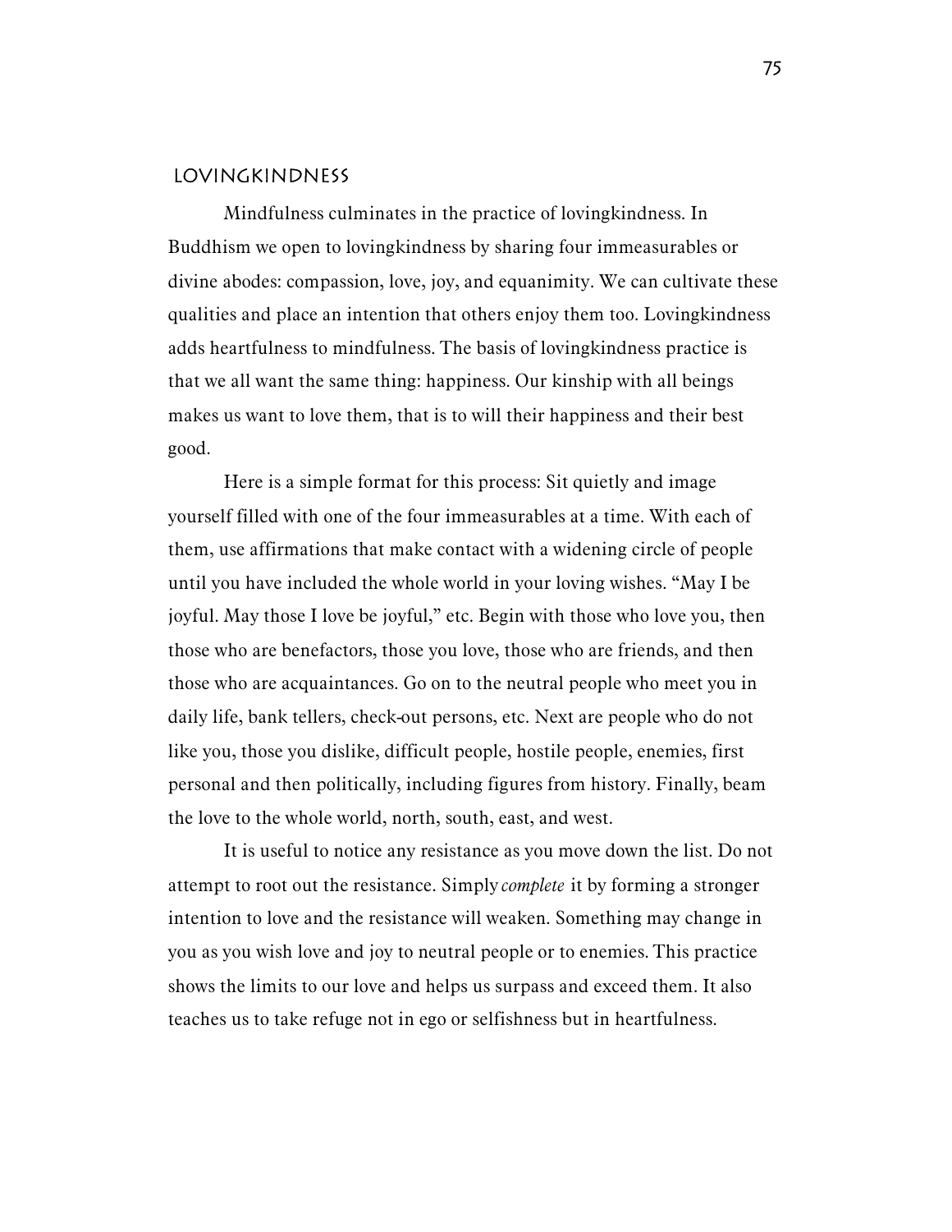## LOVINGKINDNESS

Mindfulness culminates in the practice of lovingkindness. In Buddhism we open to lovingkindness by sharing four immeasurables or divine abodes: compassion, love, joy, and equanimity. We can cultivate these qualities and place an intention that others enjoy them too. Lovingkindness adds heartfulness to mindfulness. The basis of lovingkindness practice is that we all want the same thing: happiness. Our kinship with all beings makes us want to love them, that is to will their happiness and their best good.

Here is a simple format for this process: Sit quietly and image yourself filled with one of the four immeasurables at a time. With each of them, use affirmations that make contact with a widening circle of people until you have included the whole world in your loving wishes. "May I be joyful. May those I love be joyful," etc. Begin with those who love you, then those who are benefactors, those you love, those who are friends, and then those who are acquaintances. Go on to the neutral people who meet you in daily life, bank tellers, check-out persons, etc. Next are people who do not like you, those you dislike, difficult people, hostile people, enemies, first personal and then politically, including figures from history. Finally, beam the love to the whole world, north, south, east, and west.

It is useful to notice any resistance as you move down the list. Do not attempt to root out the resistance. Simply *complete* it by forming a stronger intention to love and the resistance will weaken. Something may change in you as you wish love and joy to neutral people or to enemies. This practice shows the limits to our love and helps us surpass and exceed them. It also teaches us to take refuge not in ego or selfishness but in heartfulness.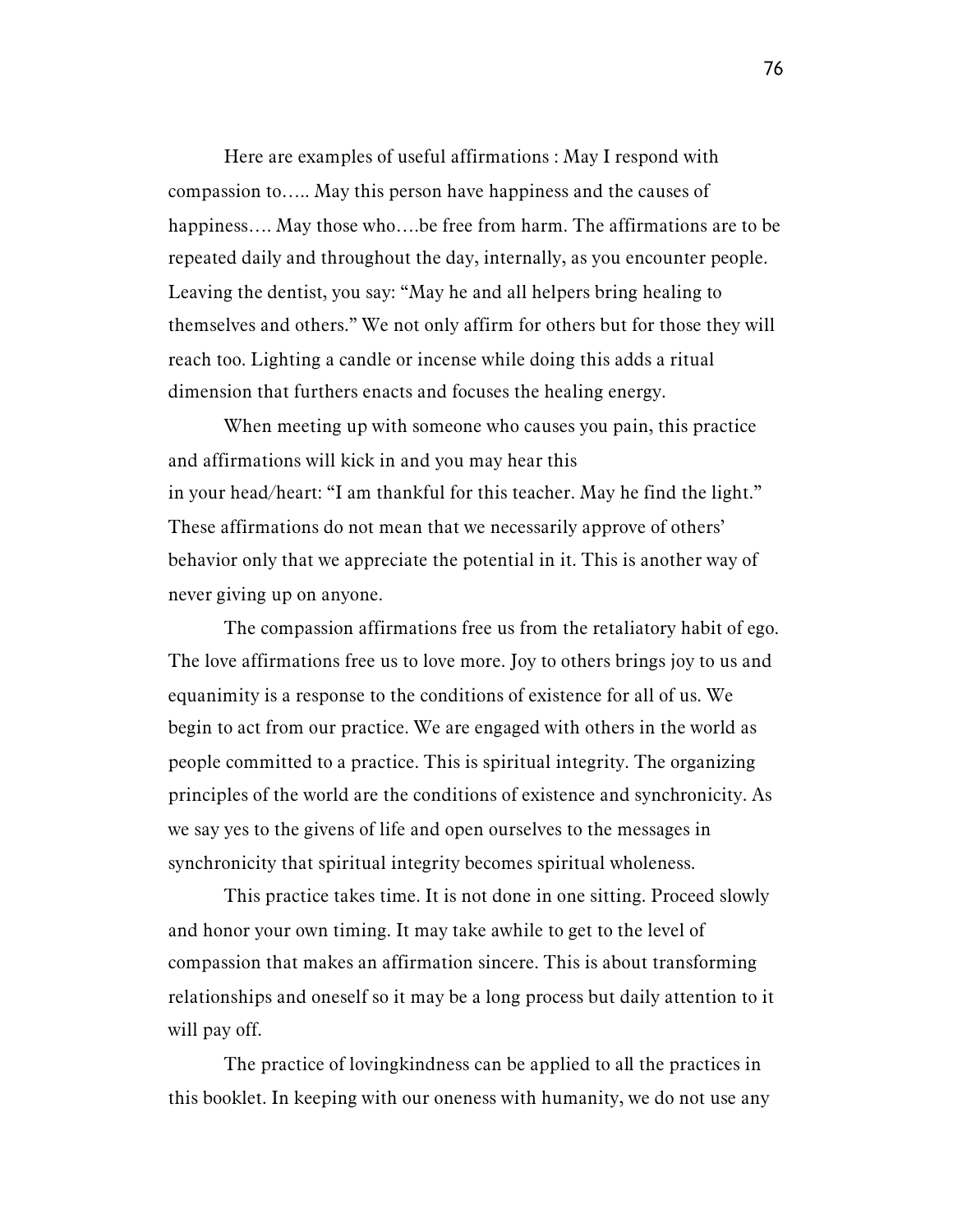Here are examples of useful affirmations : May I respond with compassion to….. May this person have happiness and the causes of happiness…. May those who….be free from harm. The affirmations are to be repeated daily and throughout the day, internally, as you encounter people. Leaving the dentist, you say: "May he and all helpers bring healing to themselves and others." We not only affirm for others but for those they will reach too. Lighting a candle or incense while doing this adds a ritual dimension that furthers enacts and focuses the healing energy.

When meeting up with someone who causes you pain, this practice and affirmations will kick in and you may hear this in your head/heart: "I am thankful for this teacher. May he find the light." These affirmations do not mean that we necessarily approve of others' behavior only that we appreciate the potential in it. This is another way of never giving up on anyone.

The compassion affirmations free us from the retaliatory habit of ego. The love affirmations free us to love more. Joy to others brings joy to us and equanimity is a response to the conditions of existence for all of us. We begin to act from our practice. We are engaged with others in the world as people committed to a practice. This is spiritual integrity. The organizing principles of the world are the conditions of existence and synchronicity. As we say yes to the givens of life and open ourselves to the messages in synchronicity that spiritual integrity becomes spiritual wholeness.

This practice takes time. It is not done in one sitting. Proceed slowly and honor your own timing. It may take awhile to get to the level of compassion that makes an affirmation sincere. This is about transforming relationships and oneself so it may be a long process but daily attention to it will pay off.

The practice of lovingkindness can be applied to all the practices in this booklet. In keeping with our oneness with humanity, we do not use any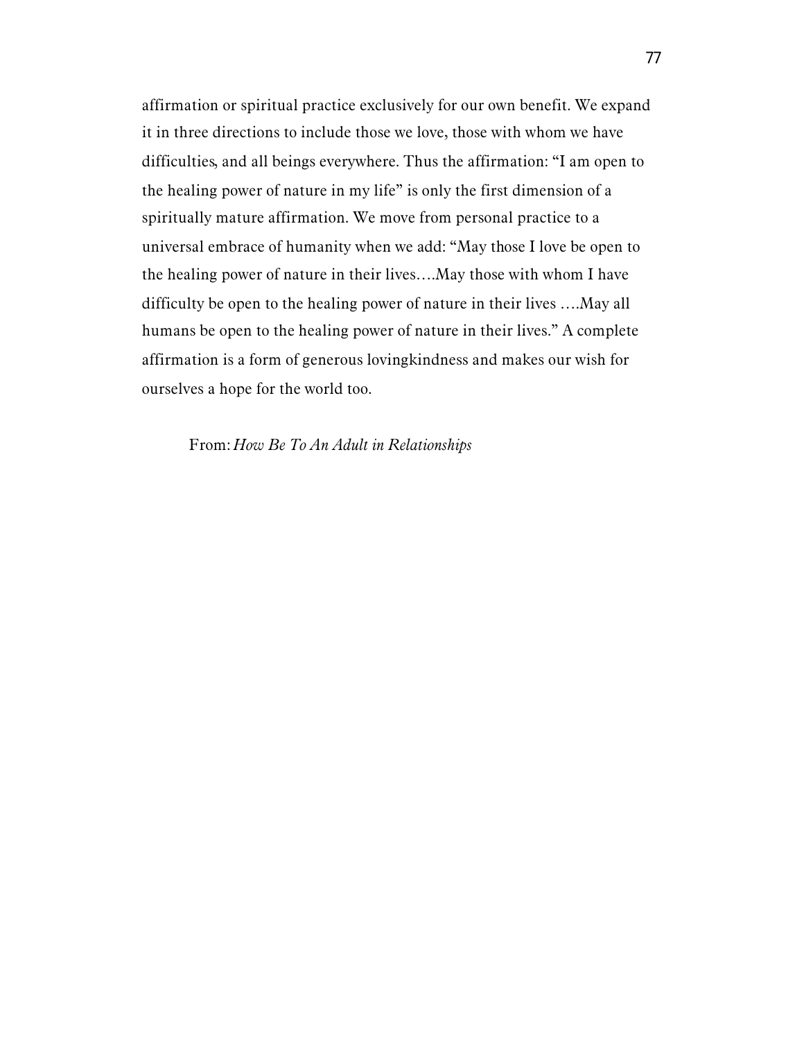affirmation or spiritual practice exclusively for our own benefit. We expand it in three directions to include those we love, those with whom we have difficulties, and all beings everywhere. Thus the affirmation: "I am open to the healing power of nature in my life" is only the first dimension of a spiritually mature affirmation. We move from personal practice to a universal embrace of humanity when we add: "May those I love be open to the healing power of nature in their lives….May those with whom I have difficulty be open to the healing power of nature in their lives ….May all humans be open to the healing power of nature in their lives." A complete affirmation is a form of generous lovingkindness and makes our wish for ourselves a hope for the world too.

From: *How Be To An Adult in Relationships*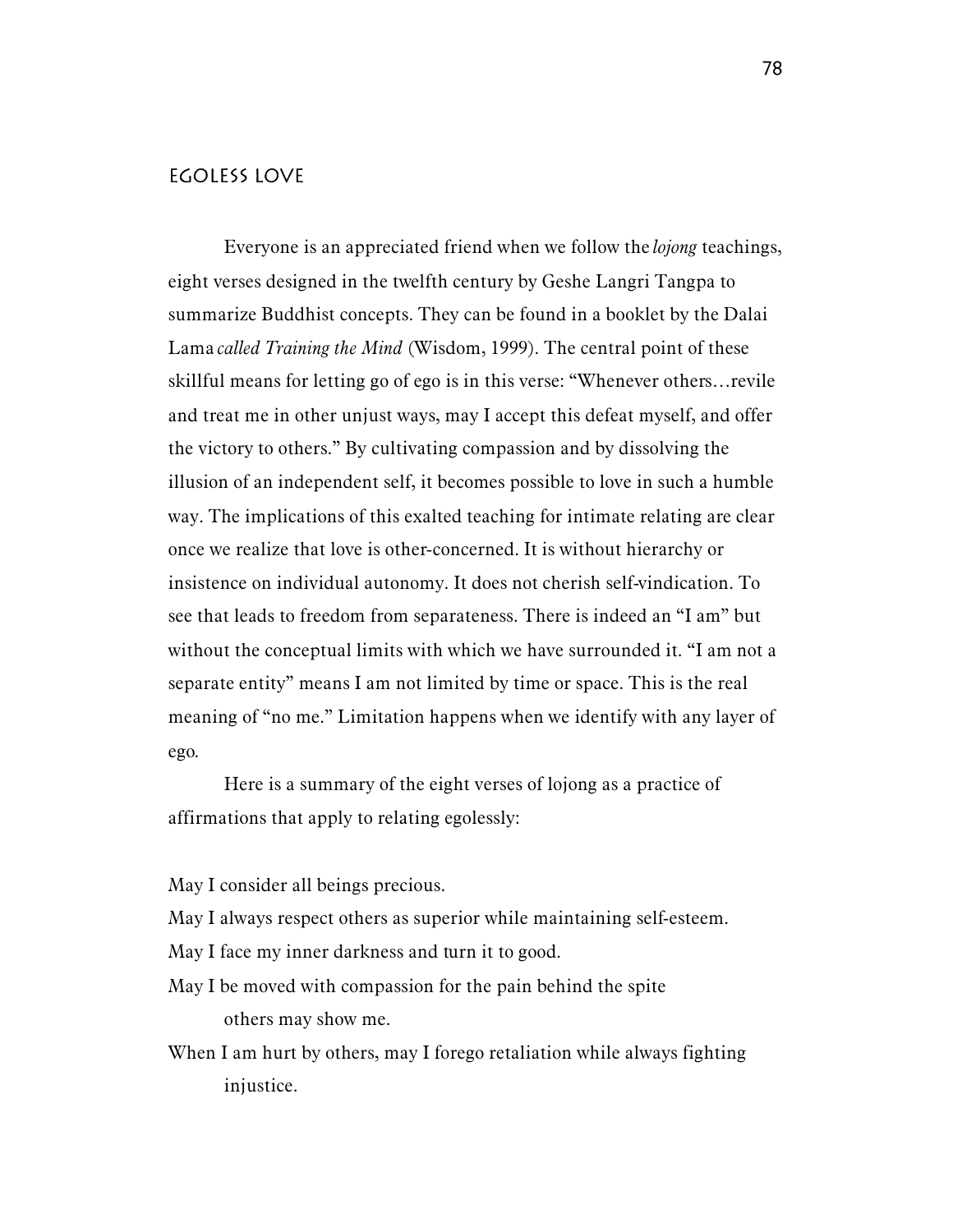## Egoless Love

Everyone is an appreciated friend when we follow the *lojong* teachings, eight verses designed in the twelfth century by Geshe Langri Tangpa to summarize Buddhist concepts. They can be found in a booklet by the Dalai Lama *called Training the Mind* (Wisdom, 1999). The central point of these skillful means for letting go of ego is in this verse: "Whenever others…revile and treat me in other unjust ways, may I accept this defeat myself, and offer the victory to others." By cultivating compassion and by dissolving the illusion of an independent self, it becomes possible to love in such a humble way. The implications of this exalted teaching for intimate relating are clear once we realize that love is other-concerned. It is without hierarchy or insistence on individual autonomy. It does not cherish self-vindication. To see that leads to freedom from separateness. There is indeed an "I am" but without the conceptual limits with which we have surrounded it. "I am not a separate entity" means I am not limited by time or space. This is the real meaning of "no me." Limitation happens when we identify with any layer of ego.

Here is a summary of the eight verses of lojong as a practice of affirmations that apply to relating egolessly:

May I consider all beings precious.

May I always respect others as superior while maintaining self-esteem.

May I face my inner darkness and turn it to good.

May I be moved with compassion for the pain behind the spite others may show me.

When I am hurt by others, may I forego retaliation while always fighting injustice.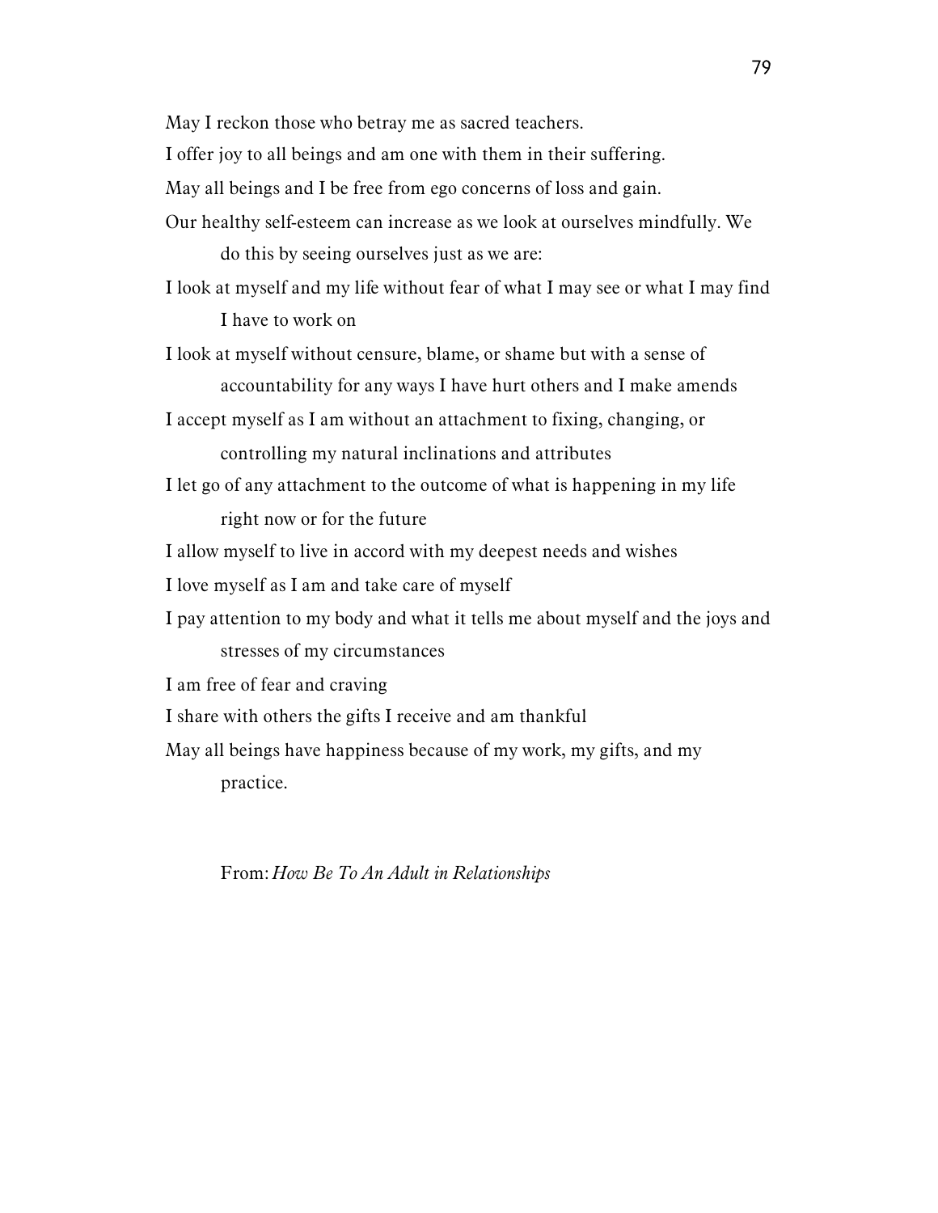May I reckon those who betray me as sacred teachers.

I offer joy to all beings and am one with them in their suffering.

May all beings and I be free from ego concerns of loss and gain.

Our healthy self-esteem can increase as we look at ourselves mindfully. We do this by seeing ourselves just as we are:

I look at myself and my life without fear of what I may see or what I may find I have to work on

I look at myself without censure, blame, or shame but with a sense of accountability for any ways I have hurt others and I make amends

I accept myself as I am without an attachment to fixing, changing, or controlling my natural inclinations and attributes

I let go of any attachment to the outcome of what is happening in my life right now or for the future

I allow myself to live in accord with my deepest needs and wishes

I love myself as I am and take care of myself

I pay attention to my body and what it tells me about myself and the joys and stresses of my circumstances

I am free of fear and craving

I share with others the gifts I receive and am thankful

May all beings have happiness because of my work, my gifts, and my practice.

From: *How Be To An Adult in Relationships*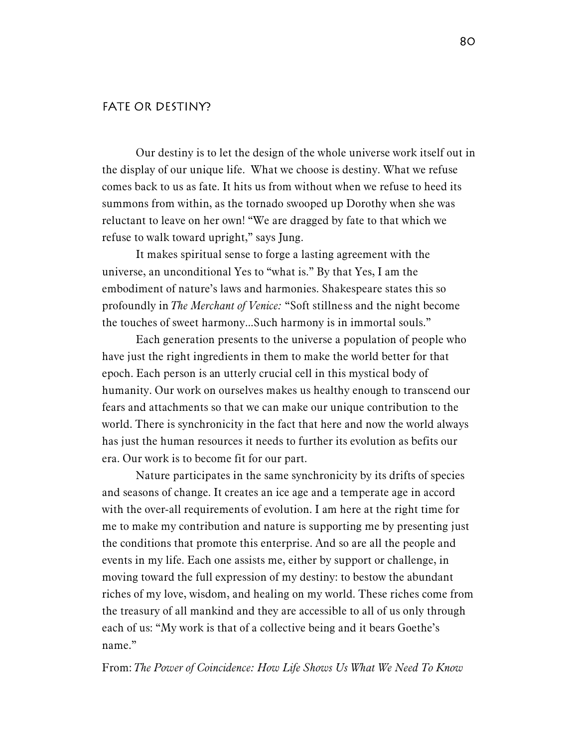## FATE OR DESTINY?

Our destiny is to let the design of the whole universe work itself out in the display of our unique life. What we choose is destiny. What we refuse comes back to us as fate. It hits us from without when we refuse to heed its summons from within, as the tornado swooped up Dorothy when she was reluctant to leave on her own! "We are dragged by fate to that which we refuse to walk toward upright," says Jung.

It makes spiritual sense to forge a lasting agreement with the universe, an unconditional Yes to "what is." By that Yes, I am the embodiment of nature's laws and harmonies. Shakespeare states this so profoundly in *The Merchant of Venice:* "Soft stillness and the night become the touches of sweet harmony...Such harmony is in immortal souls."

Each generation presents to the universe a population of people who have just the right ingredients in them to make the world better for that epoch. Each person is an utterly crucial cell in this mystical body of humanity. Our work on ourselves makes us healthy enough to transcend our fears and attachments so that we can make our unique contribution to the world. There is synchronicity in the fact that here and now the world always has just the human resources it needs to further its evolution as befits our era. Our work is to become fit for our part.

Nature participates in the same synchronicity by its drifts of species and seasons of change. It creates an ice age and a temperate age in accord with the over-all requirements of evolution. I am here at the right time for me to make my contribution and nature is supporting me by presenting just the conditions that promote this enterprise. And so are all the people and events in my life. Each one assists me, either by support or challenge, in moving toward the full expression of my destiny: to bestow the abundant riches of my love, wisdom, and healing on my world. These riches come from the treasury of all mankind and they are accessible to all of us only through each of us: "My work is that of a collective being and it bears Goethe's name."

From: *The Power of Coincidence: How Life Shows Us What We Need To Know*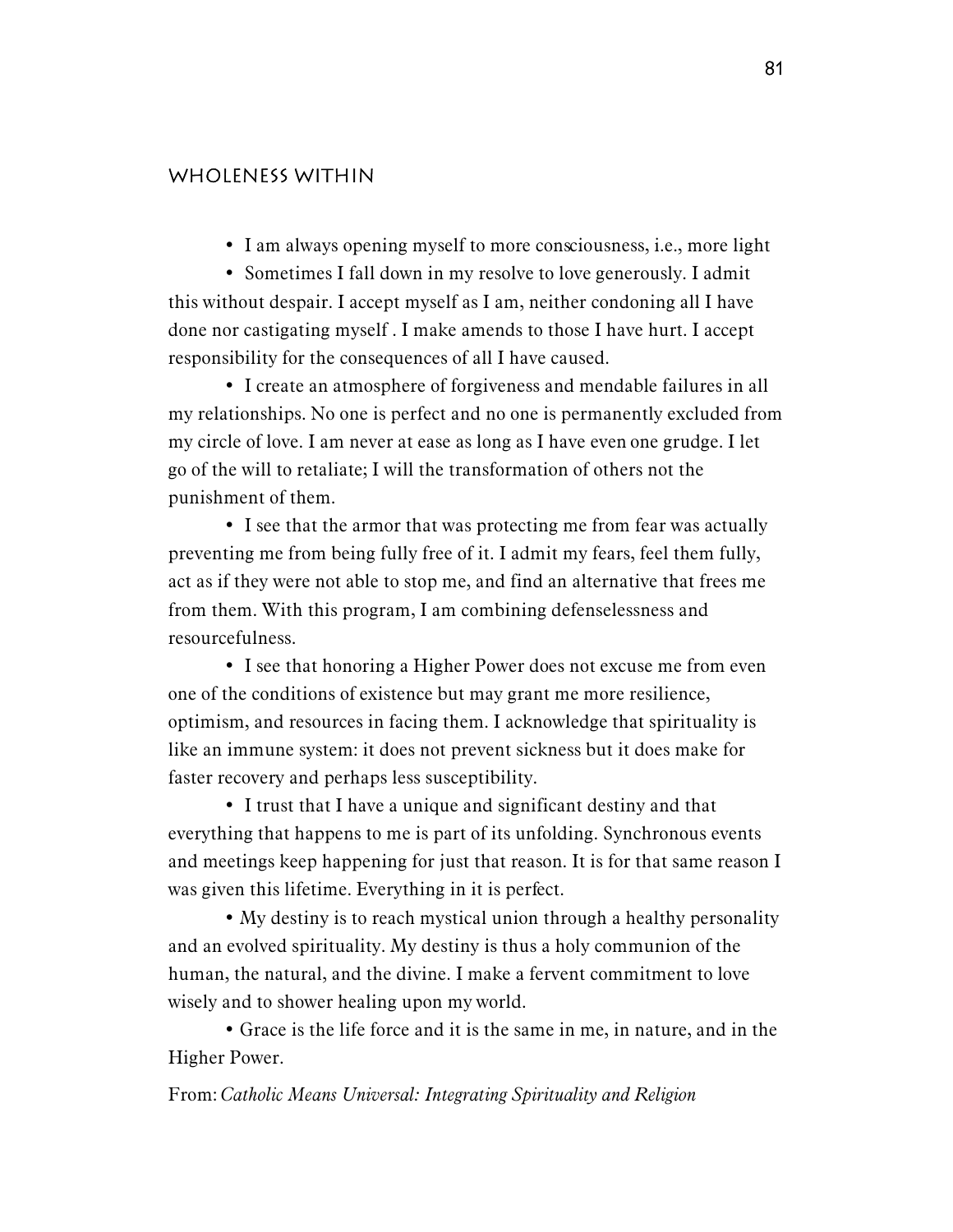## WHOLENESS WITHIN

- I am always opening myself to more consciousness, i.e., more light
- Sometimes I fall down in my resolve to love generously. I admit this without despair. I accept myself as I am, neither condoning all I have done nor castigating myself . I make amends to those I have hurt. I accept responsibility for the consequences of all I have caused.
- I create an atmosphere of forgiveness and mendable failures in all my relationships. No one is perfect and no one is permanently excluded from my circle of love. I am never at ease as long as I have even one grudge. I let go of the will to retaliate; I will the transformation of others not the punishment of them.
- I see that the armor that was protecting me from fear was actually preventing me from being fully free of it. I admit my fears, feel them fully, act as if they were not able to stop me, and find an alternative that frees me from them. With this program, I am combining defenselessness and resourcefulness.
- I see that honoring a Higher Power does not excuse me from even one of the conditions of existence but may grant me more resilience, optimism, and resources in facing them. I acknowledge that spirituality is like an immune system: it does not prevent sickness but it does make for faster recovery and perhaps less susceptibility.
- I trust that I have a unique and significant destiny and that everything that happens to me is part of its unfolding. Synchronous events and meetings keep happening for just that reason. It is for that same reason I was given this lifetime. Everything in it is perfect.
- My destiny is to reach mystical union through a healthy personality and an evolved spirituality. My destiny is thus a holy communion of the human, the natural, and the divine. I make a fervent commitment to love wisely and to shower healing upon my world.
- Grace is the life force and it is the same in me, in nature, and in the Higher Power.

From: *Catholic Means Universal: Integrating Spirituality and Religion*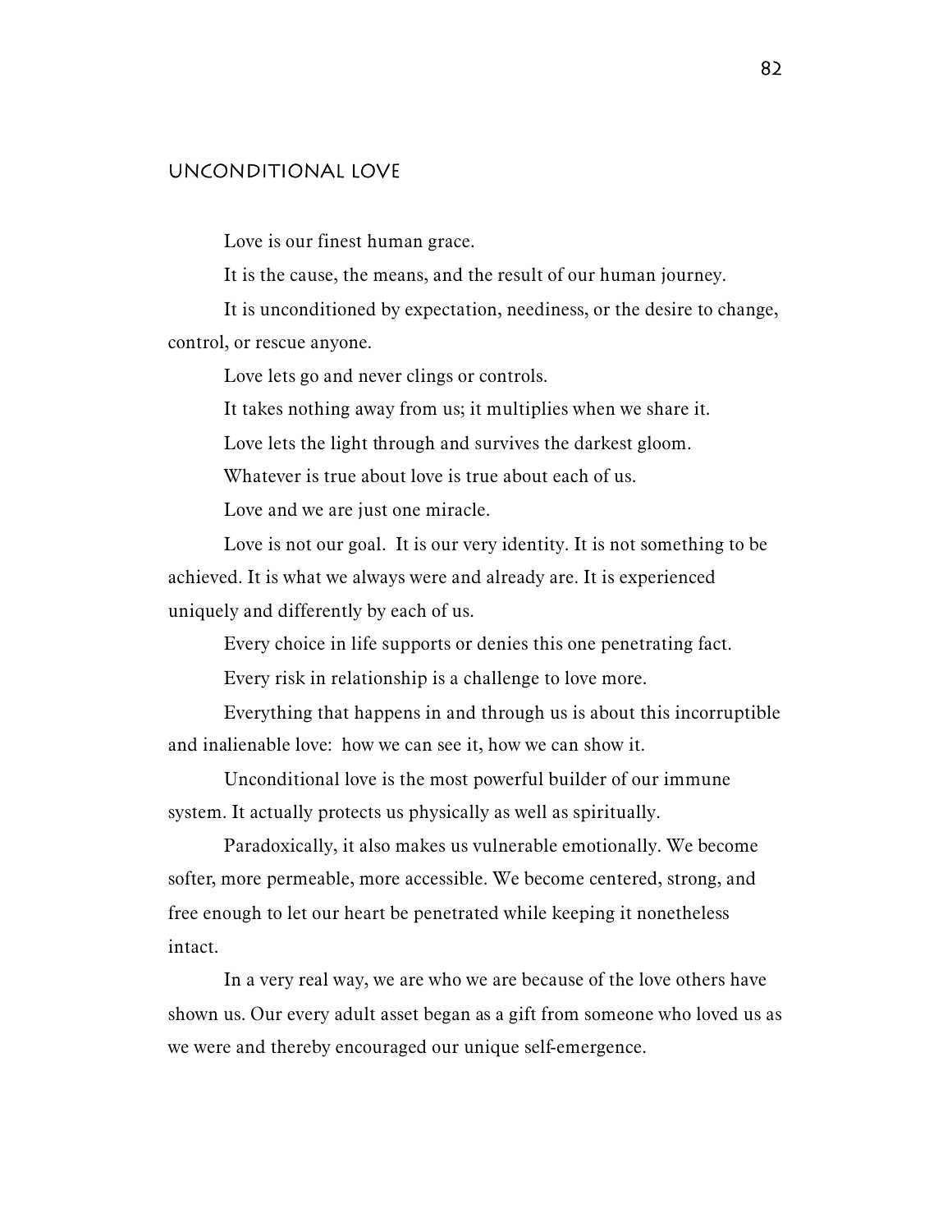## UNCONDITIONAL LOVE

Love is our finest human grace.

It is the cause, the means, and the result of our human journey.

It is unconditioned by expectation, neediness, or the desire to change, control, or rescue anyone.

Love lets go and never clings or controls.

It takes nothing away from us; it multiplies when we share it.

Love lets the light through and survives the darkest gloom.

Whatever is true about love is true about each of us.

Love and we are just one miracle.

Love is not our goal. It is our very identity. It is not something to be achieved. It is what we always were and already are. It is experienced uniquely and differently by each of us.

Every choice in life supports or denies this one penetrating fact.

Every risk in relationship is a challenge to love more.

Everything that happens in and through us is about this incorruptible and inalienable love: how we can see it, how we can show it.

Unconditional love is the most powerful builder of our immune system. It actually protects us physically as well as spiritually.

Paradoxically, it also makes us vulnerable emotionally. We become softer, more permeable, more accessible. We become centered, strong, and free enough to let our heart be penetrated while keeping it nonetheless intact.

In a very real way, we are who we are because of the love others have shown us. Our every adult asset began as a gift from someone who loved us as we were and thereby encouraged our unique self-emergence.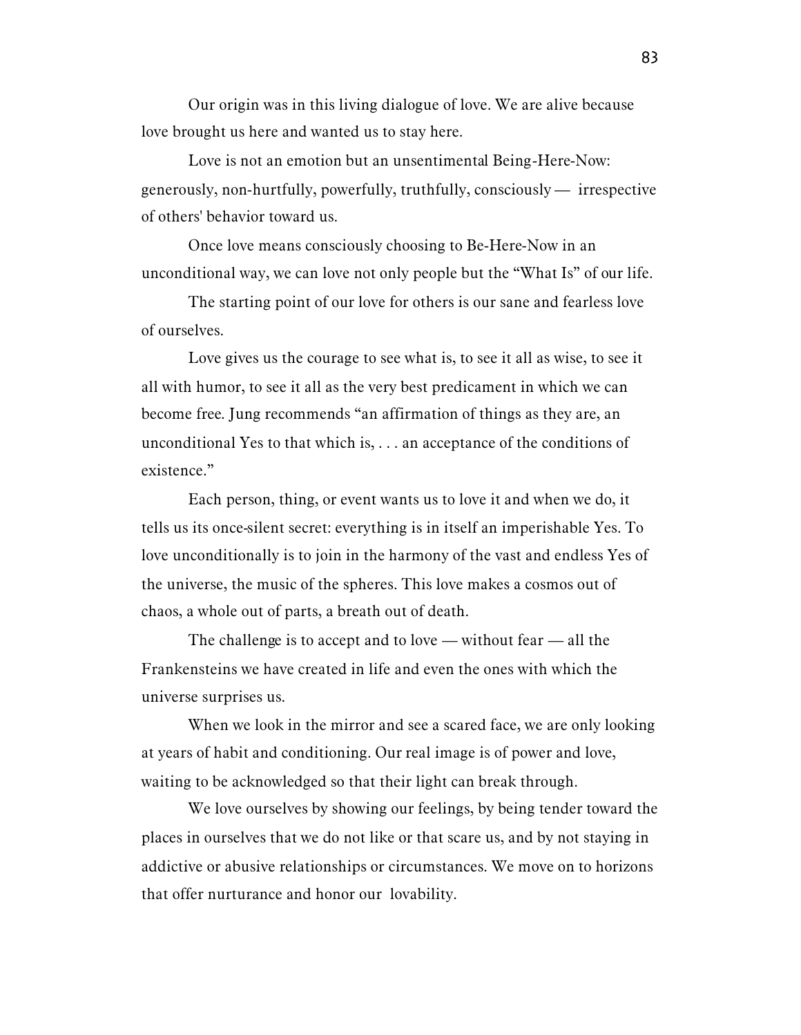Our origin was in this living dialogue of love. We are alive because love brought us here and wanted us to stay here.

Love is not an emotion but an unsentimental Being-Here-Now: generously, non-hurtfully, powerfully, truthfully, consciously — irrespective of others' behavior toward us.

Once love means consciously choosing to Be-Here-Now in an unconditional way, we can love not only people but the "What Is" of our life.

The starting point of our love for others is our sane and fearless love of ourselves.

Love gives us the courage to see what is, to see it all as wise, to see it all with humor, to see it all as the very best predicament in which we can become free. Jung recommends "an affirmation of things as they are, an unconditional Yes to that which is, . . . an acceptance of the conditions of existence."

Each person, thing, or event wants us to love it and when we do, it tells us its once-silent secret: everything is in itself an imperishable Yes. To love unconditionally is to join in the harmony of the vast and endless Yes of the universe, the music of the spheres. This love makes a cosmos out of chaos, a whole out of parts, a breath out of death.

The challenge is to accept and to love — without fear — all the Frankensteins we have created in life and even the ones with which the universe surprises us.

When we look in the mirror and see a scared face, we are only looking at years of habit and conditioning. Our real image is of power and love, waiting to be acknowledged so that their light can break through.

We love ourselves by showing our feelings, by being tender toward the places in ourselves that we do not like or that scare us, and by not staying in addictive or abusive relationships or circumstances. We move on to horizons that offer nurturance and honor our lovability.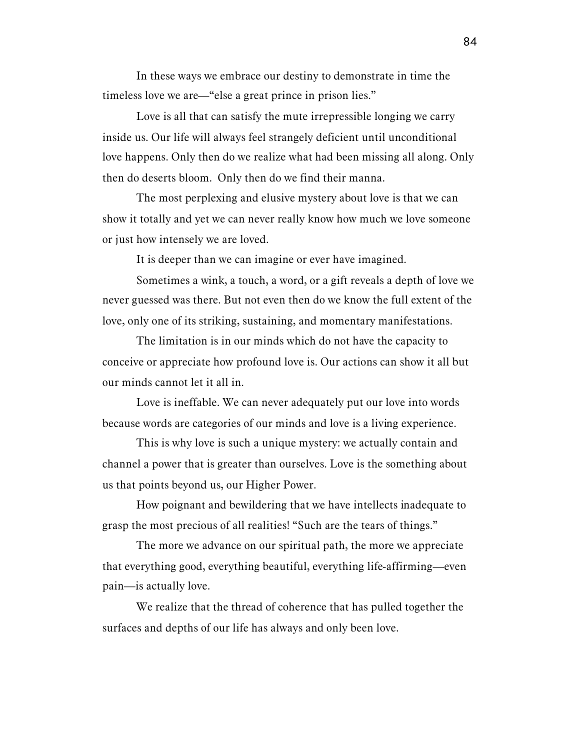In these ways we embrace our destiny to demonstrate in time the timeless love we are—"else a great prince in prison lies."

Love is all that can satisfy the mute irrepressible longing we carry inside us. Our life will always feel strangely deficient until unconditional love happens. Only then do we realize what had been missing all along. Only then do deserts bloom. Only then do we find their manna.

The most perplexing and elusive mystery about love is that we can show it totally and yet we can never really know how much we love someone or just how intensely we are loved.

It is deeper than we can imagine or ever have imagined.

Sometimes a wink, a touch, a word, or a gift reveals a depth of love we never guessed was there. But not even then do we know the full extent of the love, only one of its striking, sustaining, and momentary manifestations.

The limitation is in our minds which do not have the capacity to conceive or appreciate how profound love is. Our actions can show it all but our minds cannot let it all in.

Love is ineffable. We can never adequately put our love into words because words are categories of our minds and love is a living experience.

This is why love is such a unique mystery: we actually contain and channel a power that is greater than ourselves. Love is the something about us that points beyond us, our Higher Power.

How poignant and bewildering that we have intellects inadequate to grasp the most precious of all realities! "Such are the tears of things."

The more we advance on our spiritual path, the more we appreciate that everything good, everything beautiful, everything life-affirming—even pain—is actually love.

We realize that the thread of coherence that has pulled together the surfaces and depths of our life has always and only been love.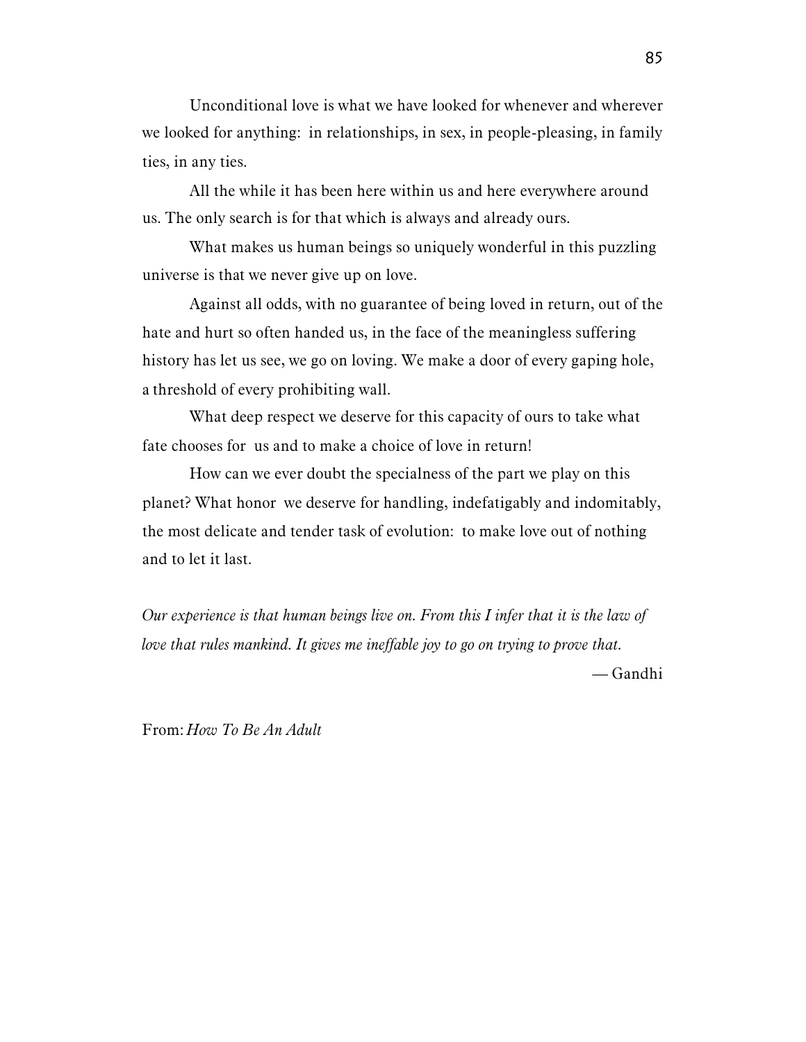Unconditional love is what we have looked for whenever and wherever we looked for anything: in relationships, in sex, in people-pleasing, in family ties, in any ties.

All the while it has been here within us and here everywhere around us. The only search is for that which is always and already ours.

What makes us human beings so uniquely wonderful in this puzzling universe is that we never give up on love.

Against all odds, with no guarantee of being loved in return, out of the hate and hurt so often handed us, in the face of the meaningless suffering history has let us see, we go on loving. We make a door of every gaping hole, a threshold of every prohibiting wall.

What deep respect we deserve for this capacity of ours to take what fate chooses for us and to make a choice of love in return!

How can we ever doubt the specialness of the part we play on this planet? What honor we deserve for handling, indefatigably and indomitably, the most delicate and tender task of evolution: to make love out of nothing and to let it last.

*Our experience is that human beings live on. From this I infer that it is the law of love that rules mankind. It gives me ineffable joy to go on trying to prove that.*

— Gandhi

From: *How To Be An Adult*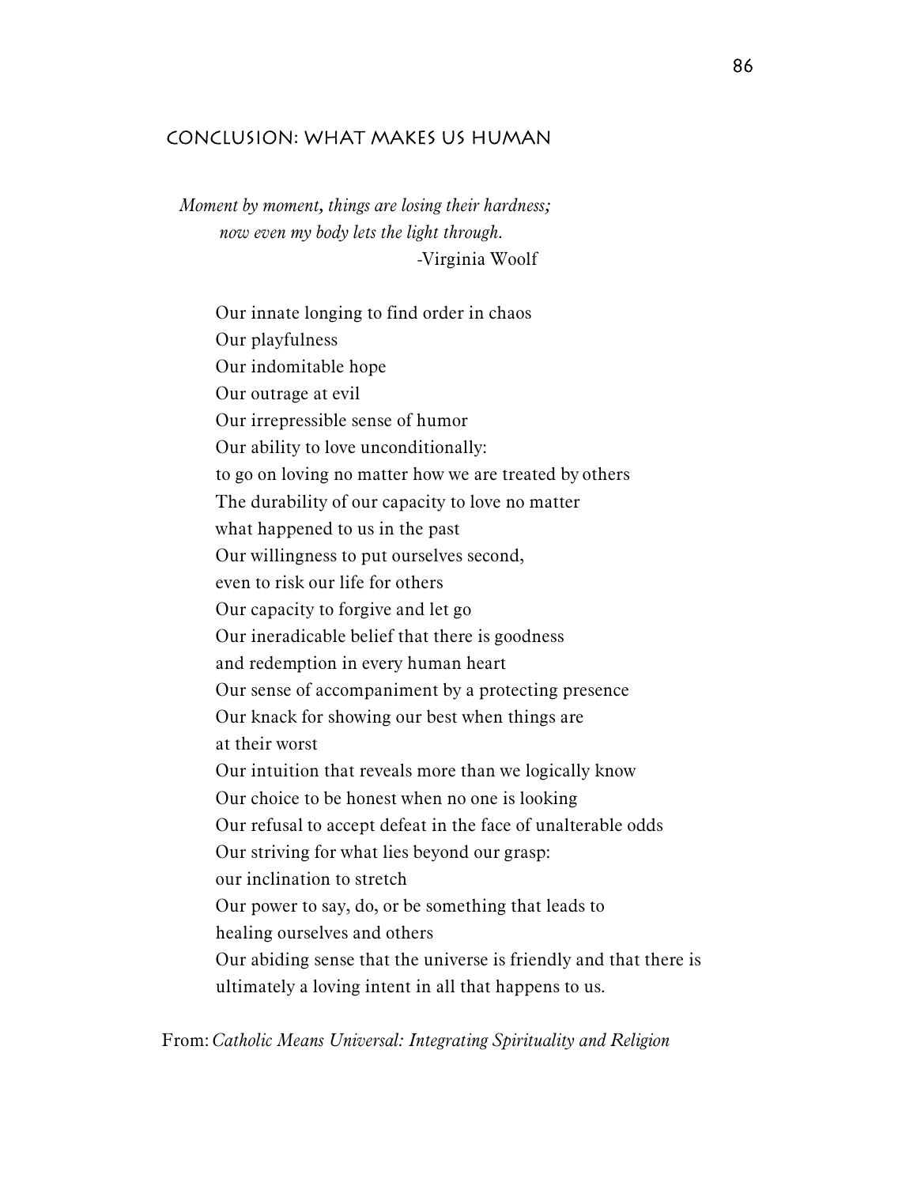## CONCLUSION: WHAT MAKES US HUMAN

*Moment by moment, things are losing their hardness;*
*now even my body lets the light through.*
-Virginia Woolf

Our innate longing to find order in chaos
Our playfulness
Our indomitable hope
Our outrage at evil
Our irrepressible sense of humor
Our ability to love unconditionally:
to go on loving no matter how we are treated by others
The durability of our capacity to love no matter
what happened to us in the past
Our willingness to put ourselves second,
even to risk our life for others
Our capacity to forgive and let go
Our ineradicable belief that there is goodness
and redemption in every human heart
Our sense of accompaniment by a protecting presence
Our knack for showing our best when things are
at their worst
Our intuition that reveals more than we logically know
Our choice to be honest when no one is looking
Our refusal to accept defeat in the face of unalterable odds
Our striving for what lies beyond our grasp:
our inclination to stretch
Our power to say, do, or be something that leads to
healing ourselves and others
Our abiding sense that the universe is friendly and that there is
ultimately a loving intent in all that happens to us.

From: *Catholic Means Universal: Integrating Spirituality and Religion*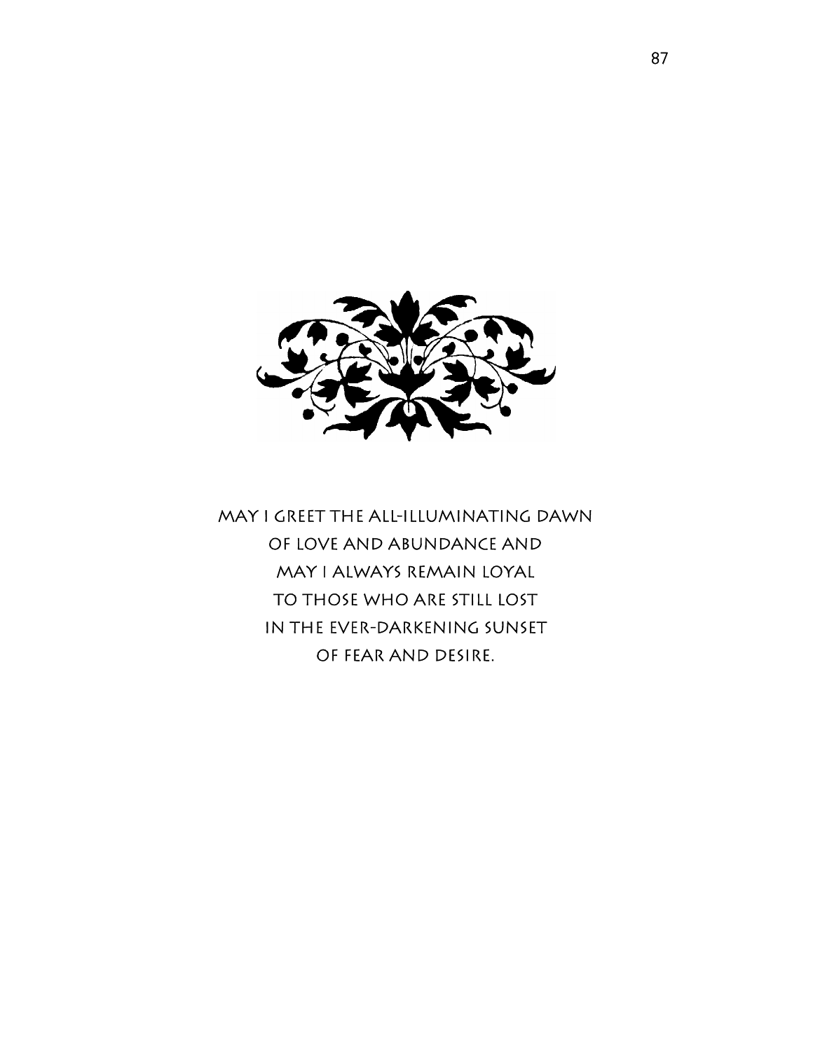MAY I GREET THE ALL-ILLUMINATING DAWN
OF LOVE AND ABUNDANCE AND
MAY I ALWAYS REMAIN LOYAL
TO THOSE WHO ARE STILL LOST
IN THE EVER-DARKENING SUNSET
OF FEAR AND DESIRE.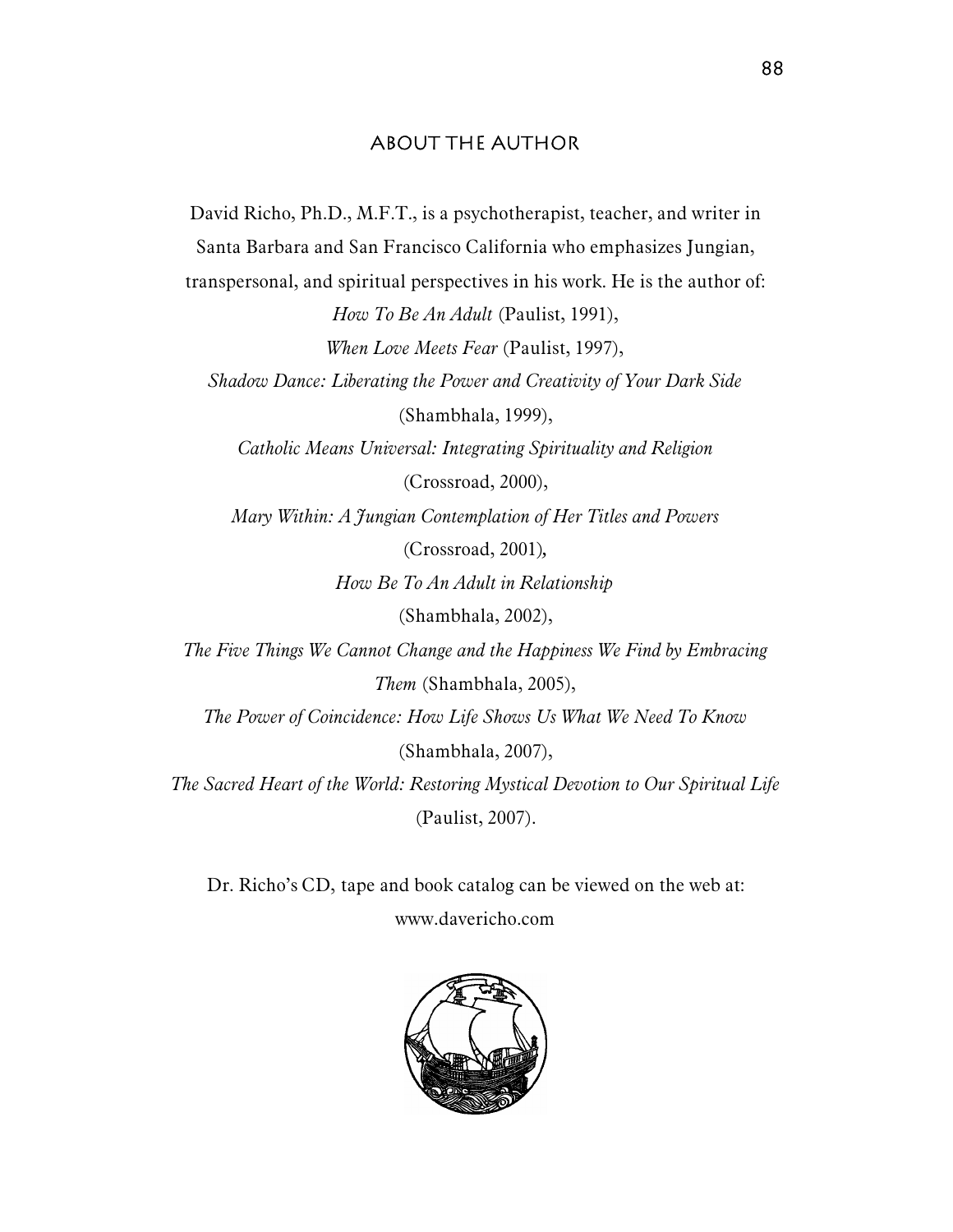# ABOUT THE AUTHOR

David Richo, Ph.D., M.F.T., is a psychotherapist, teacher, and writer in Santa Barbara and San Francisco California who emphasizes Jungian, transpersonal, and spiritual perspectives in his work. He is the author of:

*How To Be An Adult* (Paulist, 1991),

*When Love Meets Fear* (Paulist, 1997),

*Shadow Dance: Liberating the Power and Creativity of Your Dark Side* (Shambhala, 1999),

*Catholic Means Universal: Integrating Spirituality and Religion* (Crossroad, 2000),

*Mary Within: A Jungian Contemplation of Her Titles and Powers* (Crossroad, 2001),

*How Be To An Adult in Relationship* (Shambhala, 2002),

*The Five Things We Cannot Change and the Happiness We Find by Embracing Them* (Shambhala, 2005),

*The Power of Coincidence: How Life Shows Us What We Need To Know* (Shambhala, 2007),

*The Sacred Heart of the World: Restoring Mystical Devotion to Our Spiritual Life* (Paulist, 2007).

Dr. Richo's CD, tape and book catalog can be viewed on the web at: www.davericho.com